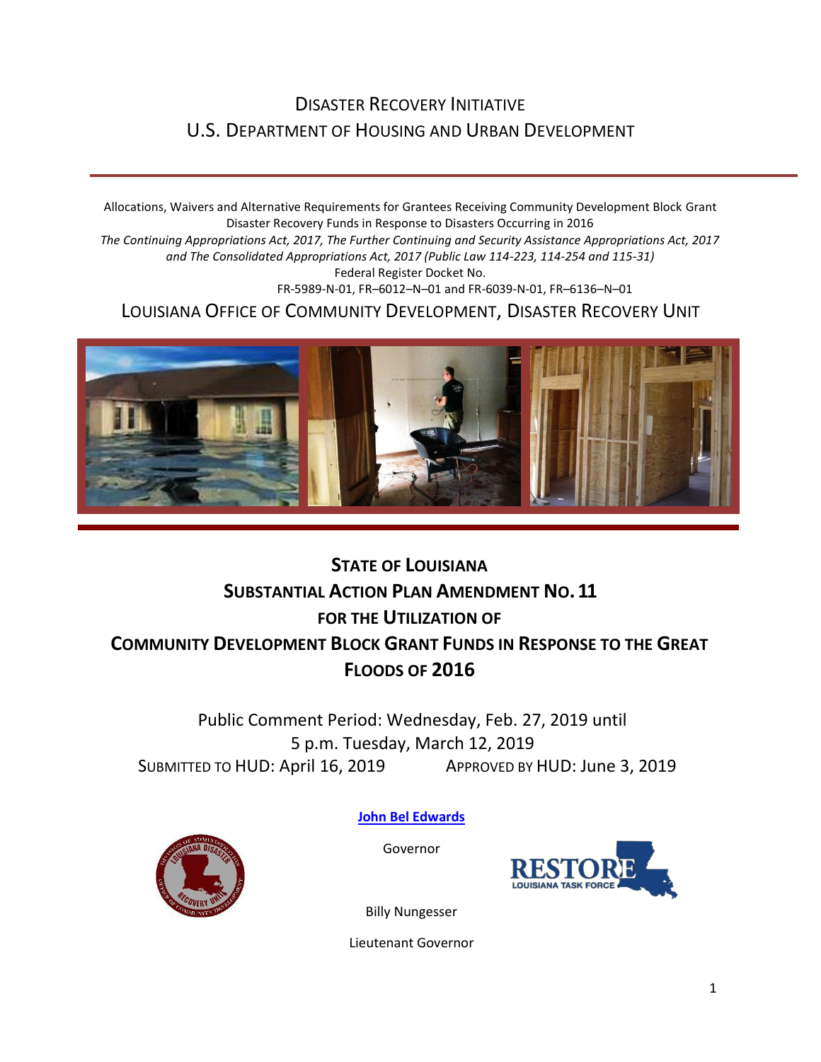# DISASTER RECOVERY INITIATIVE
# U.S. DEPARTMENT OF HOUSING AND URBAN DEVELOPMENT

Allocations, Waivers and Alternative Requirements for Grantees Receiving Community Development Block Grant Disaster Recovery Funds in Response to Disasters Occurring in 2016

*The Continuing Appropriations Act, 2017, The Further Continuing and Security Assistance Appropriations Act, 2017 and The Consolidated Appropriations Act, 2017 (Public Law 114-223, 114-254 and 115-31)*

Federal Register Docket No.

FR-5989-N-01, FR–6012–N–01 and FR-6039-N-01, FR–6136–N–01

## LOUISIANA OFFICE OF COMMUNITY DEVELOPMENT, DISASTER RECOVERY UNIT

# STATE OF LOUISIANA SUBSTANTIAL ACTION PLAN AMENDMENT NO. 11 FOR THE UTILIZATION OF COMMUNITY DEVELOPMENT BLOCK GRANT FUNDS IN RESPONSE TO THE GREAT FLOODS OF 2016

Public Comment Period: Wednesday, Feb. 27, 2019 until 5 p.m. Tuesday, March 12, 2019

SUBMITTED TO HUD: April 16, 2019 APPROVED BY HUD: June 3, 2019

**John Bel Edwards**

Governor

Billy Nungesser

Lieutenant Governor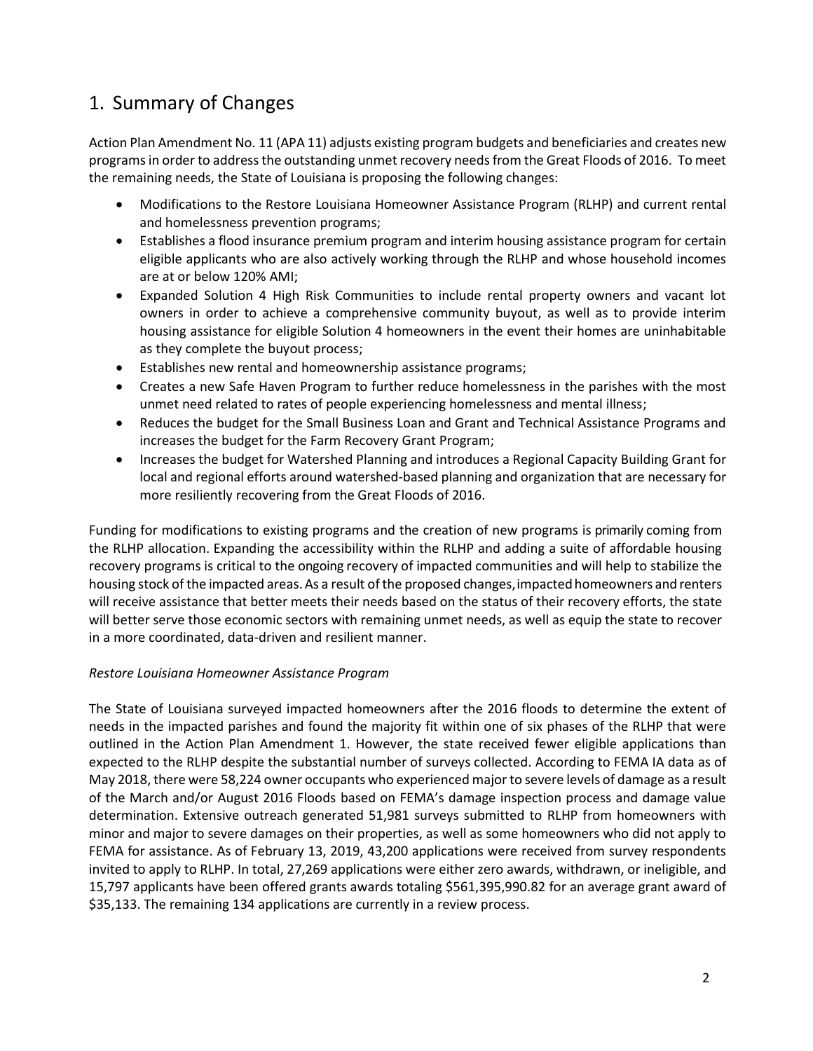# 1. Summary of Changes

Action Plan Amendment No. 11 (APA 11) adjusts existing program budgets and beneficiaries and creates new programs in order to address the outstanding unmet recovery needs from the Great Floods of 2016. To meet the remaining needs, the State of Louisiana is proposing the following changes:

- Modifications to the Restore Louisiana Homeowner Assistance Program (RLHP) and current rental and homelessness prevention programs;
- Establishes a flood insurance premium program and interim housing assistance program for certain eligible applicants who are also actively working through the RLHP and whose household incomes are at or below 120% AMI;
- Expanded Solution 4 High Risk Communities to include rental property owners and vacant lot owners in order to achieve a comprehensive community buyout, as well as to provide interim housing assistance for eligible Solution 4 homeowners in the event their homes are uninhabitable as they complete the buyout process;
- Establishes new rental and homeownership assistance programs;
- Creates a new Safe Haven Program to further reduce homelessness in the parishes with the most unmet need related to rates of people experiencing homelessness and mental illness;
- Reduces the budget for the Small Business Loan and Grant and Technical Assistance Programs and increases the budget for the Farm Recovery Grant Program;
- Increases the budget for Watershed Planning and introduces a Regional Capacity Building Grant for local and regional efforts around watershed-based planning and organization that are necessary for more resiliently recovering from the Great Floods of 2016.

Funding for modifications to existing programs and the creation of new programs is primarily coming from the RLHP allocation. Expanding the accessibility within the RLHP and adding a suite of affordable housing recovery programs is critical to the ongoing recovery of impacted communities and will help to stabilize the housing stock of the impacted areas. As a result of the proposed changes, impacted homeowners and renters will receive assistance that better meets their needs based on the status of their recovery efforts, the state will better serve those economic sectors with remaining unmet needs, as well as equip the state to recover in a more coordinated, data-driven and resilient manner.

*Restore Louisiana Homeowner Assistance Program*

The State of Louisiana surveyed impacted homeowners after the 2016 floods to determine the extent of needs in the impacted parishes and found the majority fit within one of six phases of the RLHP that were outlined in the Action Plan Amendment 1. However, the state received fewer eligible applications than expected to the RLHP despite the substantial number of surveys collected. According to FEMA IA data as of May 2018, there were 58,224 owner occupants who experienced major to severe levels of damage as a result of the March and/or August 2016 Floods based on FEMA's damage inspection process and damage value determination. Extensive outreach generated 51,981 surveys submitted to RLHP from homeowners with minor and major to severe damages on their properties, as well as some homeowners who did not apply to FEMA for assistance. As of February 13, 2019, 43,200 applications were received from survey respondents invited to apply to RLHP. In total, 27,269 applications were either zero awards, withdrawn, or ineligible, and 15,797 applicants have been offered grants awards totaling $561,395,990.82 for an average grant award of $35,133. The remaining 134 applications are currently in a review process.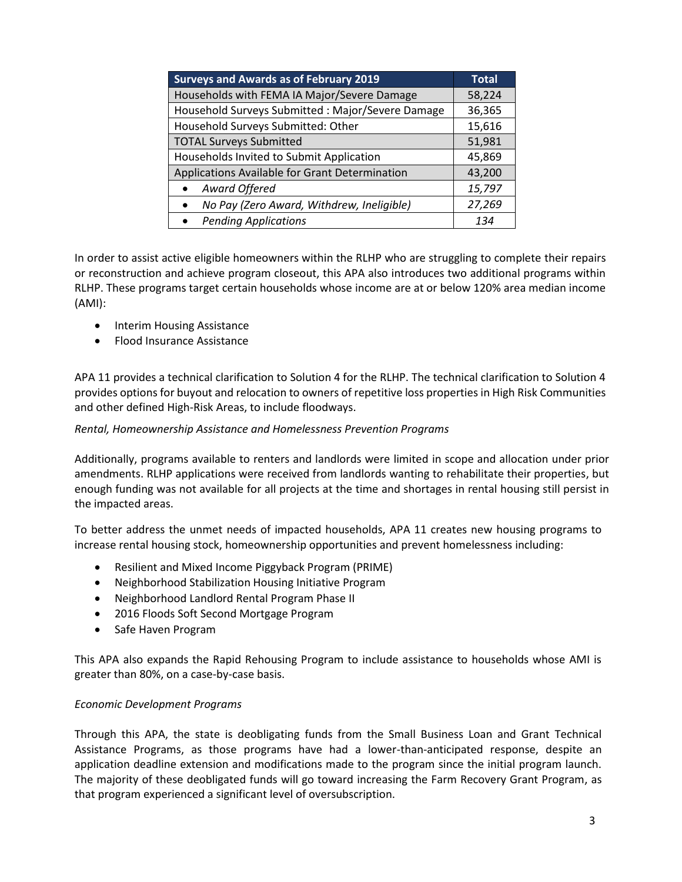| Surveys and Awards as of February 2019 | Total |
|---|---|
| Households with FEMA IA Major/Severe Damage | 58,224 |
| Household Surveys Submitted : Major/Severe Damage | 36,365 |
| Household Surveys Submitted: Other | 15,616 |
| TOTAL Surveys Submitted | 51,981 |
| Households Invited to Submit Application | 45,869 |
| Applications Available for Grant Determination | 43,200 |
| • *Award Offered* | *15,797* |
| • *No Pay (Zero Award, Withdrew, Ineligible)* | *27,269* |
| • *Pending Applications* | *134* |

In order to assist active eligible homeowners within the RLHP who are struggling to complete their repairs or reconstruction and achieve program closeout, this APA also introduces two additional programs within RLHP. These programs target certain households whose income are at or below 120% area median income (AMI):

- Interim Housing Assistance
- Flood Insurance Assistance

APA 11 provides a technical clarification to Solution 4 for the RLHP. The technical clarification to Solution 4 provides options for buyout and relocation to owners of repetitive loss properties in High Risk Communities and other defined High-Risk Areas, to include floodways.

*Rental, Homeownership Assistance and Homelessness Prevention Programs*

Additionally, programs available to renters and landlords were limited in scope and allocation under prior amendments. RLHP applications were received from landlords wanting to rehabilitate their properties, but enough funding was not available for all projects at the time and shortages in rental housing still persist in the impacted areas.

To better address the unmet needs of impacted households, APA 11 creates new housing programs to increase rental housing stock, homeownership opportunities and prevent homelessness including:

- Resilient and Mixed Income Piggyback Program (PRIME)
- Neighborhood Stabilization Housing Initiative Program
- Neighborhood Landlord Rental Program Phase II
- 2016 Floods Soft Second Mortgage Program
- Safe Haven Program

This APA also expands the Rapid Rehousing Program to include assistance to households whose AMI is greater than 80%, on a case-by-case basis.

*Economic Development Programs*

Through this APA, the state is deobligating funds from the Small Business Loan and Grant Technical Assistance Programs, as those programs have had a lower-than-anticipated response, despite an application deadline extension and modifications made to the program since the initial program launch. The majority of these deobligated funds will go toward increasing the Farm Recovery Grant Program, as that program experienced a significant level of oversubscription.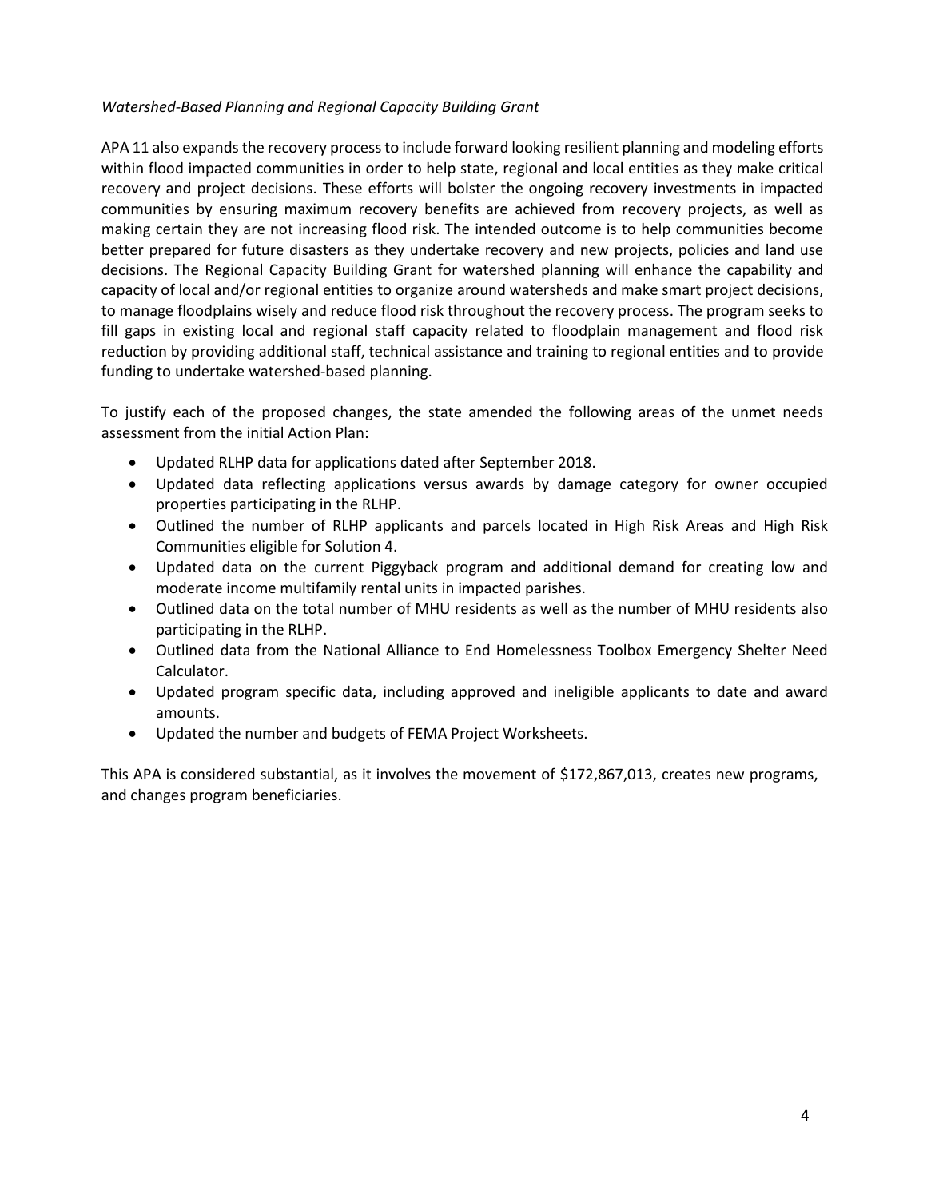*Watershed-Based Planning and Regional Capacity Building Grant*

APA 11 also expands the recovery process to include forward looking resilient planning and modeling efforts within flood impacted communities in order to help state, regional and local entities as they make critical recovery and project decisions. These efforts will bolster the ongoing recovery investments in impacted communities by ensuring maximum recovery benefits are achieved from recovery projects, as well as making certain they are not increasing flood risk. The intended outcome is to help communities become better prepared for future disasters as they undertake recovery and new projects, policies and land use decisions. The Regional Capacity Building Grant for watershed planning will enhance the capability and capacity of local and/or regional entities to organize around watersheds and make smart project decisions, to manage floodplains wisely and reduce flood risk throughout the recovery process. The program seeks to fill gaps in existing local and regional staff capacity related to floodplain management and flood risk reduction by providing additional staff, technical assistance and training to regional entities and to provide funding to undertake watershed-based planning.

To justify each of the proposed changes, the state amended the following areas of the unmet needs assessment from the initial Action Plan:

- Updated RLHP data for applications dated after September 2018.
- Updated data reflecting applications versus awards by damage category for owner occupied properties participating in the RLHP.
- Outlined the number of RLHP applicants and parcels located in High Risk Areas and High Risk Communities eligible for Solution 4.
- Updated data on the current Piggyback program and additional demand for creating low and moderate income multifamily rental units in impacted parishes.
- Outlined data on the total number of MHU residents as well as the number of MHU residents also participating in the RLHP.
- Outlined data from the National Alliance to End Homelessness Toolbox Emergency Shelter Need Calculator.
- Updated program specific data, including approved and ineligible applicants to date and award amounts.
- Updated the number and budgets of FEMA Project Worksheets.

This APA is considered substantial, as it involves the movement of $172,867,013, creates new programs, and changes program beneficiaries.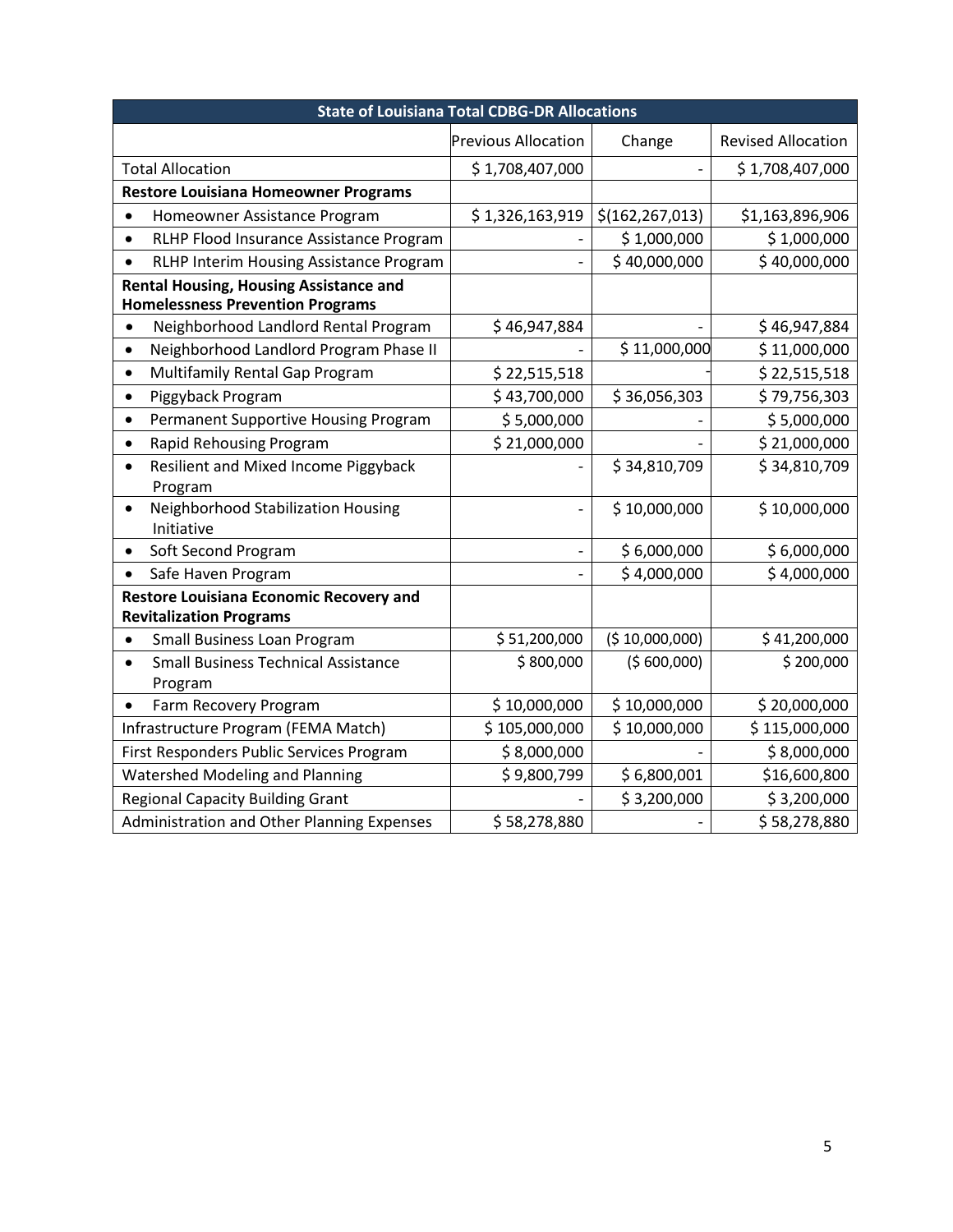| State of Louisiana Total CDBG-DR Allocations | | | |
|---|---|---|---|
| | Previous Allocation | Change | Revised Allocation |
| Total Allocation | $ 1,708,407,000 | - | $ 1,708,407,000 |
| **Restore Louisiana Homeowner Programs** | | | |
| • Homeowner Assistance Program | $ 1,326,163,919 | $(162,267,013) | $1,163,896,906 |
| • RLHP Flood Insurance Assistance Program | - | $ 1,000,000 | $ 1,000,000 |
| • RLHP Interim Housing Assistance Program | - | $ 40,000,000 | $ 40,000,000 |
| **Rental Housing, Housing Assistance and Homelessness Prevention Programs** | | | |
| • Neighborhood Landlord Rental Program | $ 46,947,884 | - | $ 46,947,884 |
| • Neighborhood Landlord Program Phase II | - | $ 11,000,000 | $ 11,000,000 |
| • Multifamily Rental Gap Program | $ 22,515,518 | - | $ 22,515,518 |
| • Piggyback Program | $ 43,700,000 | $ 36,056,303 | $ 79,756,303 |
| • Permanent Supportive Housing Program | $ 5,000,000 | - | $ 5,000,000 |
| • Rapid Rehousing Program | $ 21,000,000 | - | $ 21,000,000 |
| • Resilient and Mixed Income Piggyback Program | - | $ 34,810,709 | $ 34,810,709 |
| • Neighborhood Stabilization Housing Initiative | - | $ 10,000,000 | $ 10,000,000 |
| • Soft Second Program | - | $ 6,000,000 | $ 6,000,000 |
| • Safe Haven Program | - | $ 4,000,000 | $ 4,000,000 |
| **Restore Louisiana Economic Recovery and Revitalization Programs** | | | |
| • Small Business Loan Program | $ 51,200,000 | ($ 10,000,000) | $ 41,200,000 |
| • Small Business Technical Assistance Program | $ 800,000 | ($ 600,000) | $ 200,000 |
| • Farm Recovery Program | $ 10,000,000 | $ 10,000,000 | $ 20,000,000 |
| Infrastructure Program (FEMA Match) | $ 105,000,000 | $ 10,000,000 | $ 115,000,000 |
| First Responders Public Services Program | $ 8,000,000 | - | $ 8,000,000 |
| Watershed Modeling and Planning | $ 9,800,799 | $ 6,800,001 | $16,600,800 |
| Regional Capacity Building Grant | - | $ 3,200,000 | $ 3,200,000 |
| Administration and Other Planning Expenses | $ 58,278,880 | - | $ 58,278,880 |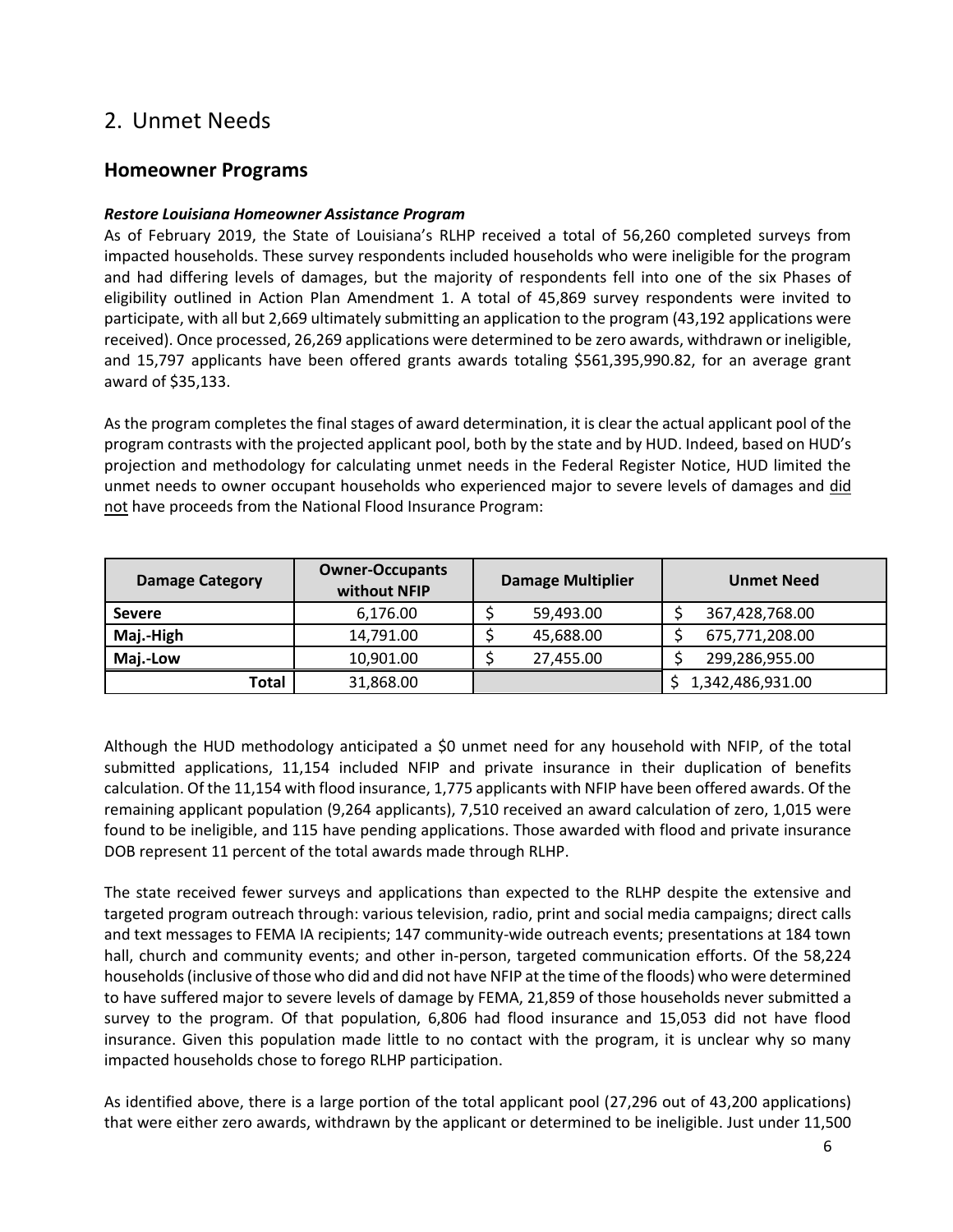# 2. Unmet Needs

## Homeowner Programs

***Restore Louisiana Homeowner Assistance Program***

As of February 2019, the State of Louisiana's RLHP received a total of 56,260 completed surveys from impacted households. These survey respondents included households who were ineligible for the program and had differing levels of damages, but the majority of respondents fell into one of the six Phases of eligibility outlined in Action Plan Amendment 1. A total of 45,869 survey respondents were invited to participate, with all but 2,669 ultimately submitting an application to the program (43,192 applications were received). Once processed, 26,269 applications were determined to be zero awards, withdrawn or ineligible, and 15,797 applicants have been offered grants awards totaling $561,395,990.82, for an average grant award of $35,133.

As the program completes the final stages of award determination, it is clear the actual applicant pool of the program contrasts with the projected applicant pool, both by the state and by HUD. Indeed, based on HUD's projection and methodology for calculating unmet needs in the Federal Register Notice, HUD limited the unmet needs to owner occupant households who experienced major to severe levels of damages and did not have proceeds from the National Flood Insurance Program:

| Damage Category | Owner-Occupants without NFIP | Damage Multiplier | Unmet Need |
|---|---|---|---|
| **Severe** | 6,176.00 | $ 59,493.00 | $ 367,428,768.00 |
| **Maj.-High** | 14,791.00 | $ 45,688.00 | $ 675,771,208.00 |
| **Maj.-Low** | 10,901.00 | $ 27,455.00 | $ 299,286,955.00 |
| **Total** | 31,868.00 | | $ 1,342,486,931.00 |

Although the HUD methodology anticipated a $0 unmet need for any household with NFIP, of the total submitted applications, 11,154 included NFIP and private insurance in their duplication of benefits calculation. Of the 11,154 with flood insurance, 1,775 applicants with NFIP have been offered awards. Of the remaining applicant population (9,264 applicants), 7,510 received an award calculation of zero, 1,015 were found to be ineligible, and 115 have pending applications. Those awarded with flood and private insurance DOB represent 11 percent of the total awards made through RLHP.

The state received fewer surveys and applications than expected to the RLHP despite the extensive and targeted program outreach through: various television, radio, print and social media campaigns; direct calls and text messages to FEMA IA recipients; 147 community-wide outreach events; presentations at 184 town hall, church and community events; and other in-person, targeted communication efforts. Of the 58,224 households (inclusive of those who did and did not have NFIP at the time of the floods) who were determined to have suffered major to severe levels of damage by FEMA, 21,859 of those households never submitted a survey to the program. Of that population, 6,806 had flood insurance and 15,053 did not have flood insurance. Given this population made little to no contact with the program, it is unclear why so many impacted households chose to forego RLHP participation.

As identified above, there is a large portion of the total applicant pool (27,296 out of 43,200 applications) that were either zero awards, withdrawn by the applicant or determined to be ineligible. Just under 11,500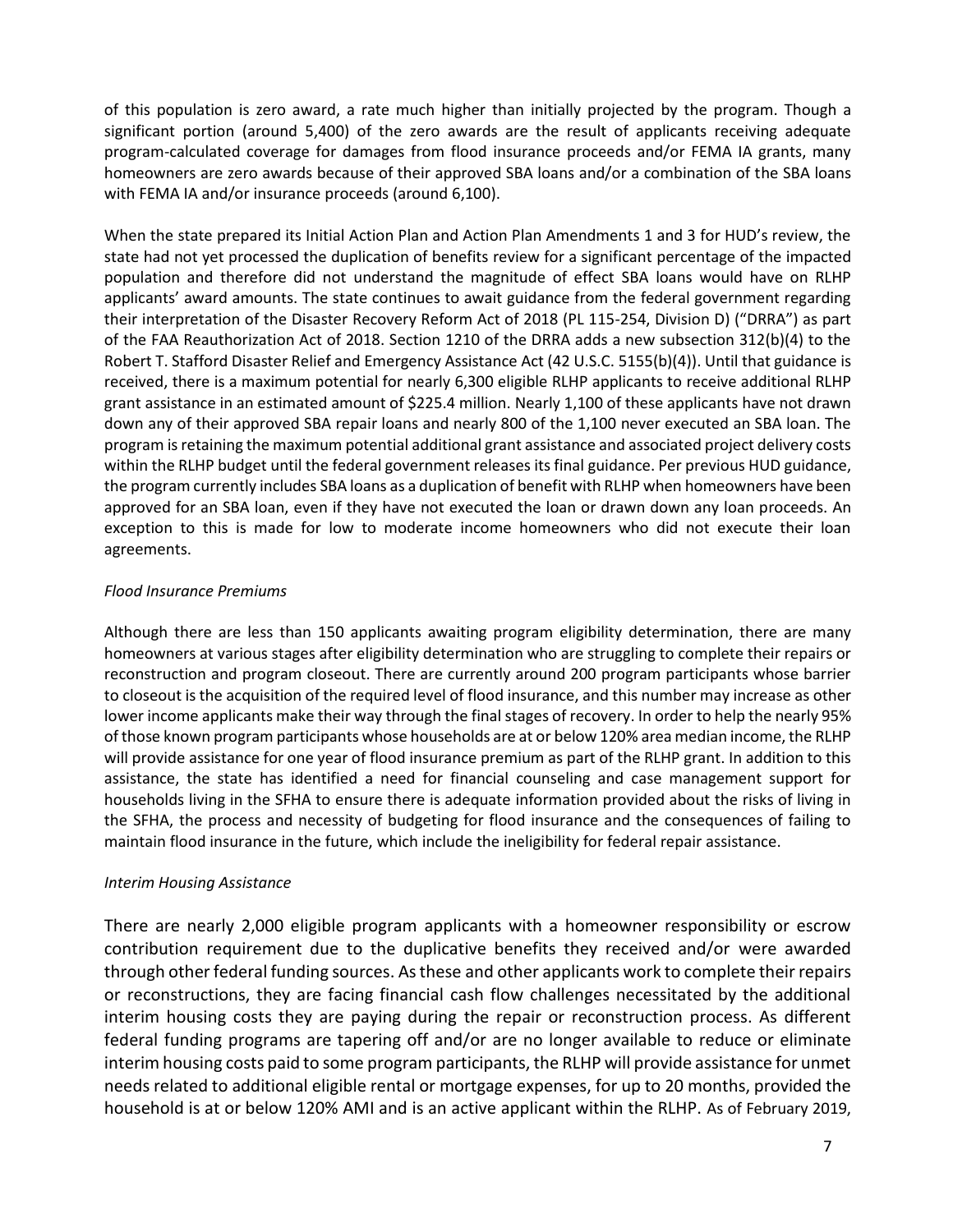of this population is zero award, a rate much higher than initially projected by the program. Though a significant portion (around 5,400) of the zero awards are the result of applicants receiving adequate program-calculated coverage for damages from flood insurance proceeds and/or FEMA IA grants, many homeowners are zero awards because of their approved SBA loans and/or a combination of the SBA loans with FEMA IA and/or insurance proceeds (around 6,100).

When the state prepared its Initial Action Plan and Action Plan Amendments 1 and 3 for HUD's review, the state had not yet processed the duplication of benefits review for a significant percentage of the impacted population and therefore did not understand the magnitude of effect SBA loans would have on RLHP applicants' award amounts. The state continues to await guidance from the federal government regarding their interpretation of the Disaster Recovery Reform Act of 2018 (PL 115-254, Division D) ("DRRA") as part of the FAA Reauthorization Act of 2018. Section 1210 of the DRRA adds a new subsection 312(b)(4) to the Robert T. Stafford Disaster Relief and Emergency Assistance Act (42 U.S.C. 5155(b)(4)). Until that guidance is received, there is a maximum potential for nearly 6,300 eligible RLHP applicants to receive additional RLHP grant assistance in an estimated amount of $225.4 million. Nearly 1,100 of these applicants have not drawn down any of their approved SBA repair loans and nearly 800 of the 1,100 never executed an SBA loan. The program is retaining the maximum potential additional grant assistance and associated project delivery costs within the RLHP budget until the federal government releases its final guidance. Per previous HUD guidance, the program currently includes SBA loans as a duplication of benefit with RLHP when homeowners have been approved for an SBA loan, even if they have not executed the loan or drawn down any loan proceeds. An exception to this is made for low to moderate income homeowners who did not execute their loan agreements.

*Flood Insurance Premiums*

Although there are less than 150 applicants awaiting program eligibility determination, there are many homeowners at various stages after eligibility determination who are struggling to complete their repairs or reconstruction and program closeout. There are currently around 200 program participants whose barrier to closeout is the acquisition of the required level of flood insurance, and this number may increase as other lower income applicants make their way through the final stages of recovery. In order to help the nearly 95% of those known program participants whose households are at or below 120% area median income, the RLHP will provide assistance for one year of flood insurance premium as part of the RLHP grant. In addition to this assistance, the state has identified a need for financial counseling and case management support for households living in the SFHA to ensure there is adequate information provided about the risks of living in the SFHA, the process and necessity of budgeting for flood insurance and the consequences of failing to maintain flood insurance in the future, which include the ineligibility for federal repair assistance.

*Interim Housing Assistance*

There are nearly 2,000 eligible program applicants with a homeowner responsibility or escrow contribution requirement due to the duplicative benefits they received and/or were awarded through other federal funding sources. As these and other applicants work to complete their repairs or reconstructions, they are facing financial cash flow challenges necessitated by the additional interim housing costs they are paying during the repair or reconstruction process. As different federal funding programs are tapering off and/or are no longer available to reduce or eliminate interim housing costs paid to some program participants, the RLHP will provide assistance for unmet needs related to additional eligible rental or mortgage expenses, for up to 20 months, provided the household is at or below 120% AMI and is an active applicant within the RLHP. As of February 2019,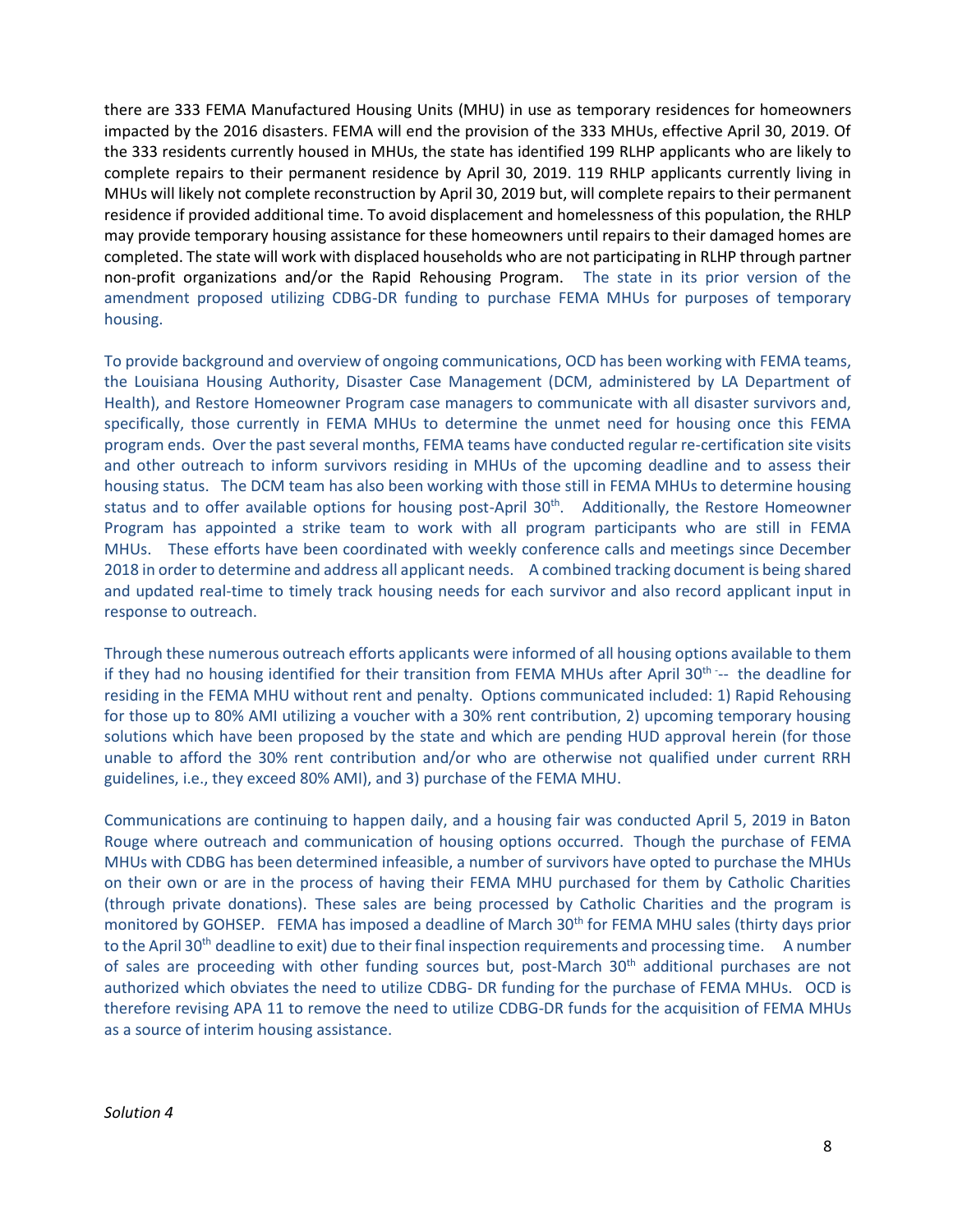there are 333 FEMA Manufactured Housing Units (MHU) in use as temporary residences for homeowners impacted by the 2016 disasters. FEMA will end the provision of the 333 MHUs, effective April 30, 2019. Of the 333 residents currently housed in MHUs, the state has identified 199 RLHP applicants who are likely to complete repairs to their permanent residence by April 30, 2019. 119 RHLP applicants currently living in MHUs will likely not complete reconstruction by April 30, 2019 but, will complete repairs to their permanent residence if provided additional time. To avoid displacement and homelessness of this population, the RHLP may provide temporary housing assistance for these homeowners until repairs to their damaged homes are completed. The state will work with displaced households who are not participating in RLHP through partner non-profit organizations and/or the Rapid Rehousing Program. The state in its prior version of the amendment proposed utilizing CDBG-DR funding to purchase FEMA MHUs for purposes of temporary housing.

To provide background and overview of ongoing communications, OCD has been working with FEMA teams, the Louisiana Housing Authority, Disaster Case Management (DCM, administered by LA Department of Health), and Restore Homeowner Program case managers to communicate with all disaster survivors and, specifically, those currently in FEMA MHUs to determine the unmet need for housing once this FEMA program ends. Over the past several months, FEMA teams have conducted regular re-certification site visits and other outreach to inform survivors residing in MHUs of the upcoming deadline and to assess their housing status. The DCM team has also been working with those still in FEMA MHUs to determine housing status and to offer available options for housing post-April 30th. Additionally, the Restore Homeowner Program has appointed a strike team to work with all program participants who are still in FEMA MHUs. These efforts have been coordinated with weekly conference calls and meetings since December 2018 in order to determine and address all applicant needs. A combined tracking document is being shared and updated real-time to timely track housing needs for each survivor and also record applicant input in response to outreach.

Through these numerous outreach efforts applicants were informed of all housing options available to them if they had no housing identified for their transition from FEMA MHUs after April 30th -- the deadline for residing in the FEMA MHU without rent and penalty. Options communicated included: 1) Rapid Rehousing for those up to 80% AMI utilizing a voucher with a 30% rent contribution, 2) upcoming temporary housing solutions which have been proposed by the state and which are pending HUD approval herein (for those unable to afford the 30% rent contribution and/or who are otherwise not qualified under current RRH guidelines, i.e., they exceed 80% AMI), and 3) purchase of the FEMA MHU.

Communications are continuing to happen daily, and a housing fair was conducted April 5, 2019 in Baton Rouge where outreach and communication of housing options occurred. Though the purchase of FEMA MHUs with CDBG has been determined infeasible, a number of survivors have opted to purchase the MHUs on their own or are in the process of having their FEMA MHU purchased for them by Catholic Charities (through private donations). These sales are being processed by Catholic Charities and the program is monitored by GOHSEP. FEMA has imposed a deadline of March 30th for FEMA MHU sales (thirty days prior to the April 30th deadline to exit) due to their final inspection requirements and processing time. A number of sales are proceeding with other funding sources but, post-March 30th additional purchases are not authorized which obviates the need to utilize CDBG- DR funding for the purchase of FEMA MHUs. OCD is therefore revising APA 11 to remove the need to utilize CDBG-DR funds for the acquisition of FEMA MHUs as a source of interim housing assistance.

*Solution 4*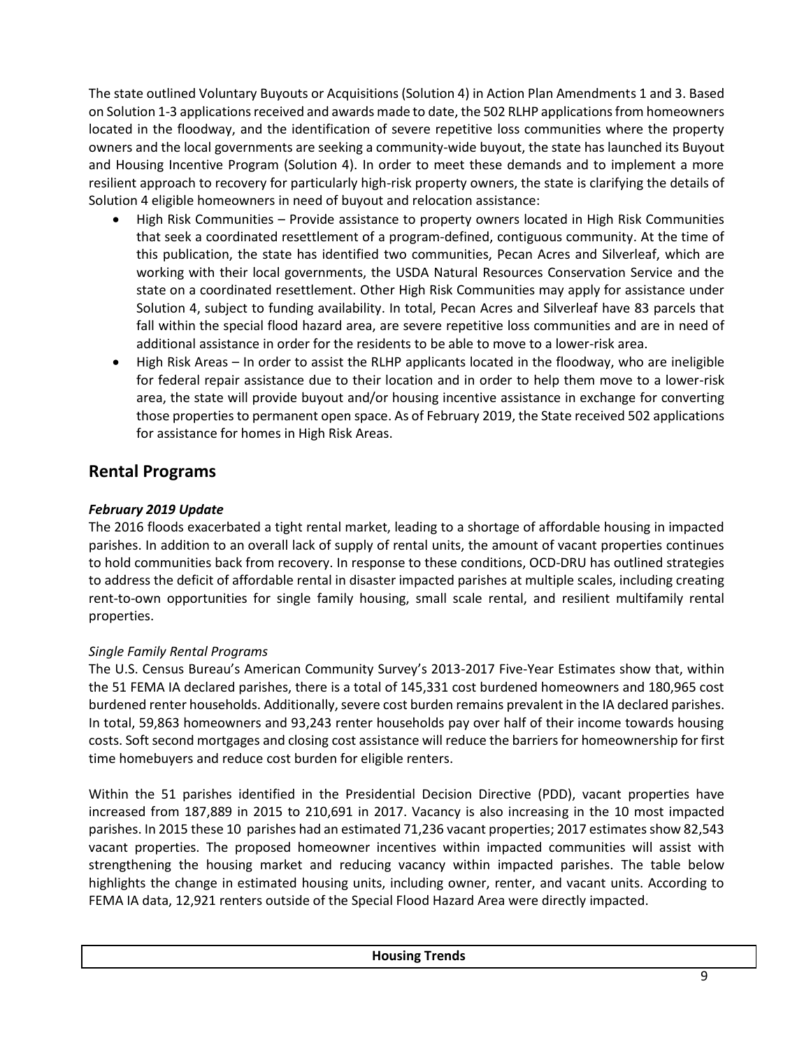The state outlined Voluntary Buyouts or Acquisitions (Solution 4) in Action Plan Amendments 1 and 3. Based on Solution 1-3 applications received and awards made to date, the 502 RLHP applications from homeowners located in the floodway, and the identification of severe repetitive loss communities where the property owners and the local governments are seeking a community-wide buyout, the state has launched its Buyout and Housing Incentive Program (Solution 4). In order to meet these demands and to implement a more resilient approach to recovery for particularly high-risk property owners, the state is clarifying the details of Solution 4 eligible homeowners in need of buyout and relocation assistance:

- High Risk Communities – Provide assistance to property owners located in High Risk Communities that seek a coordinated resettlement of a program-defined, contiguous community. At the time of this publication, the state has identified two communities, Pecan Acres and Silverleaf, which are working with their local governments, the USDA Natural Resources Conservation Service and the state on a coordinated resettlement. Other High Risk Communities may apply for assistance under Solution 4, subject to funding availability. In total, Pecan Acres and Silverleaf have 83 parcels that fall within the special flood hazard area, are severe repetitive loss communities and are in need of additional assistance in order for the residents to be able to move to a lower-risk area.
- High Risk Areas – In order to assist the RLHP applicants located in the floodway, who are ineligible for federal repair assistance due to their location and in order to help them move to a lower-risk area, the state will provide buyout and/or housing incentive assistance in exchange for converting those properties to permanent open space. As of February 2019, the State received 502 applications for assistance for homes in High Risk Areas.

## Rental Programs

### *February 2019 Update*

The 2016 floods exacerbated a tight rental market, leading to a shortage of affordable housing in impacted parishes. In addition to an overall lack of supply of rental units, the amount of vacant properties continues to hold communities back from recovery. In response to these conditions, OCD-DRU has outlined strategies to address the deficit of affordable rental in disaster impacted parishes at multiple scales, including creating rent-to-own opportunities for single family housing, small scale rental, and resilient multifamily rental properties.

*Single Family Rental Programs*

The U.S. Census Bureau's American Community Survey's 2013-2017 Five-Year Estimates show that, within the 51 FEMA IA declared parishes, there is a total of 145,331 cost burdened homeowners and 180,965 cost burdened renter households. Additionally, severe cost burden remains prevalent in the IA declared parishes. In total, 59,863 homeowners and 93,243 renter households pay over half of their income towards housing costs. Soft second mortgages and closing cost assistance will reduce the barriers for homeownership for first time homebuyers and reduce cost burden for eligible renters.

Within the 51 parishes identified in the Presidential Decision Directive (PDD), vacant properties have increased from 187,889 in 2015 to 210,691 in 2017. Vacancy is also increasing in the 10 most impacted parishes. In 2015 these 10 parishes had an estimated 71,236 vacant properties; 2017 estimates show 82,543 vacant properties. The proposed homeowner incentives within impacted communities will assist with strengthening the housing market and reducing vacancy within impacted parishes. The table below highlights the change in estimated housing units, including owner, renter, and vacant units. According to FEMA IA data, 12,921 renters outside of the Special Flood Hazard Area were directly impacted.

| Housing Trends |
|---|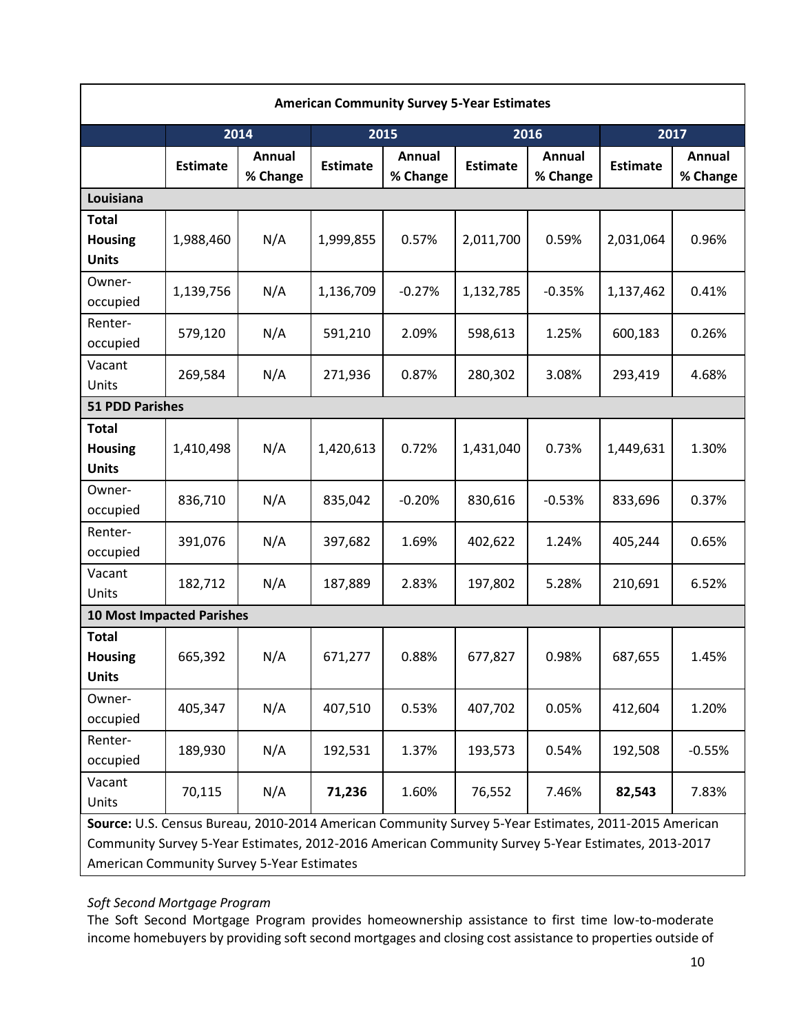| American Community Survey 5-Year Estimates | | | | | | | | |
|---|---|---|---|---|---|---|---|---|
| | 2014 | | 2015 | | 2016 | | 2017 | |
| | Estimate | Annual % Change | Estimate | Annual % Change | Estimate | Annual % Change | Estimate | Annual % Change |
| **Louisiana** | | | | | | | | |
| **Total Housing Units** | 1,988,460 | N/A | 1,999,855 | 0.57% | 2,011,700 | 0.59% | 2,031,064 | 0.96% |
| Owner-occupied | 1,139,756 | N/A | 1,136,709 | -0.27% | 1,132,785 | -0.35% | 1,137,462 | 0.41% |
| Renter-occupied | 579,120 | N/A | 591,210 | 2.09% | 598,613 | 1.25% | 600,183 | 0.26% |
| Vacant Units | 269,584 | N/A | 271,936 | 0.87% | 280,302 | 3.08% | 293,419 | 4.68% |
| **51 PDD Parishes** | | | | | | | | |
| **Total Housing Units** | 1,410,498 | N/A | 1,420,613 | 0.72% | 1,431,040 | 0.73% | 1,449,631 | 1.30% |
| Owner-occupied | 836,710 | N/A | 835,042 | -0.20% | 830,616 | -0.53% | 833,696 | 0.37% |
| Renter-occupied | 391,076 | N/A | 397,682 | 1.69% | 402,622 | 1.24% | 405,244 | 0.65% |
| Vacant Units | 182,712 | N/A | 187,889 | 2.83% | 197,802 | 5.28% | 210,691 | 6.52% |
| **10 Most Impacted Parishes** | | | | | | | | |
| **Total Housing Units** | 665,392 | N/A | 671,277 | 0.88% | 677,827 | 0.98% | 687,655 | 1.45% |
| Owner-occupied | 405,347 | N/A | 407,510 | 0.53% | 407,702 | 0.05% | 412,604 | 1.20% |
| Renter-occupied | 189,930 | N/A | 192,531 | 1.37% | 193,573 | 0.54% | 192,508 | -0.55% |
| Vacant Units | 70,115 | N/A | **71,236** | 1.60% | 76,552 | 7.46% | **82,543** | 7.83% |

**Source:** U.S. Census Bureau, 2010-2014 American Community Survey 5-Year Estimates, 2011-2015 American Community Survey 5-Year Estimates, 2012-2016 American Community Survey 5-Year Estimates, 2013-2017 American Community Survey 5-Year Estimates

*Soft Second Mortgage Program*

The Soft Second Mortgage Program provides homeownership assistance to first time low-to-moderate income homebuyers by providing soft second mortgages and closing cost assistance to properties outside of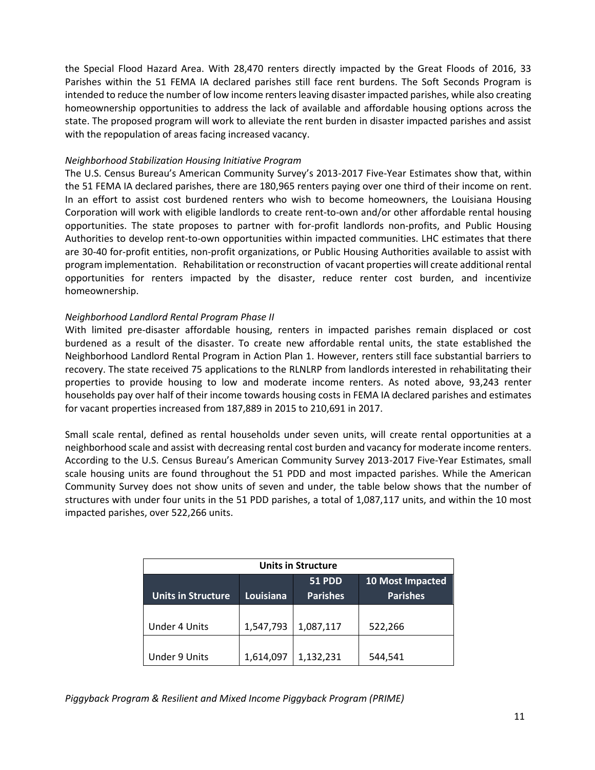the Special Flood Hazard Area. With 28,470 renters directly impacted by the Great Floods of 2016, 33 Parishes within the 51 FEMA IA declared parishes still face rent burdens. The Soft Seconds Program is intended to reduce the number of low income renters leaving disaster impacted parishes, while also creating homeownership opportunities to address the lack of available and affordable housing options across the state. The proposed program will work to alleviate the rent burden in disaster impacted parishes and assist with the repopulation of areas facing increased vacancy.

*Neighborhood Stabilization Housing Initiative Program*

The U.S. Census Bureau's American Community Survey's 2013-2017 Five-Year Estimates show that, within the 51 FEMA IA declared parishes, there are 180,965 renters paying over one third of their income on rent. In an effort to assist cost burdened renters who wish to become homeowners, the Louisiana Housing Corporation will work with eligible landlords to create rent-to-own and/or other affordable rental housing opportunities. The state proposes to partner with for-profit landlords non-profits, and Public Housing Authorities to develop rent-to-own opportunities within impacted communities. LHC estimates that there are 30-40 for-profit entities, non-profit organizations, or Public Housing Authorities available to assist with program implementation. Rehabilitation or reconstruction of vacant properties will create additional rental opportunities for renters impacted by the disaster, reduce renter cost burden, and incentivize homeownership.

*Neighborhood Landlord Rental Program Phase II*

With limited pre-disaster affordable housing, renters in impacted parishes remain displaced or cost burdened as a result of the disaster. To create new affordable rental units, the state established the Neighborhood Landlord Rental Program in Action Plan 1. However, renters still face substantial barriers to recovery. The state received 75 applications to the RLNLRP from landlords interested in rehabilitating their properties to provide housing to low and moderate income renters. As noted above, 93,243 renter households pay over half of their income towards housing costs in FEMA IA declared parishes and estimates for vacant properties increased from 187,889 in 2015 to 210,691 in 2017.

Small scale rental, defined as rental households under seven units, will create rental opportunities at a neighborhood scale and assist with decreasing rental cost burden and vacancy for moderate income renters. According to the U.S. Census Bureau's American Community Survey 2013-2017 Five-Year Estimates, small scale housing units are found throughout the 51 PDD and most impacted parishes. While the American Community Survey does not show units of seven and under, the table below shows that the number of structures with under four units in the 51 PDD parishes, a total of 1,087,117 units, and within the 10 most impacted parishes, over 522,266 units.

| Units in Structure | | | |
|---|---|---|---|
| **Units in Structure** | **Louisiana** | **51 PDD Parishes** | **10 Most Impacted Parishes** |
| Under 4 Units | 1,547,793 | 1,087,117 | 522,266 |
| Under 9 Units | 1,614,097 | 1,132,231 | 544,541 |

*Piggyback Program & Resilient and Mixed Income Piggyback Program (PRIME)*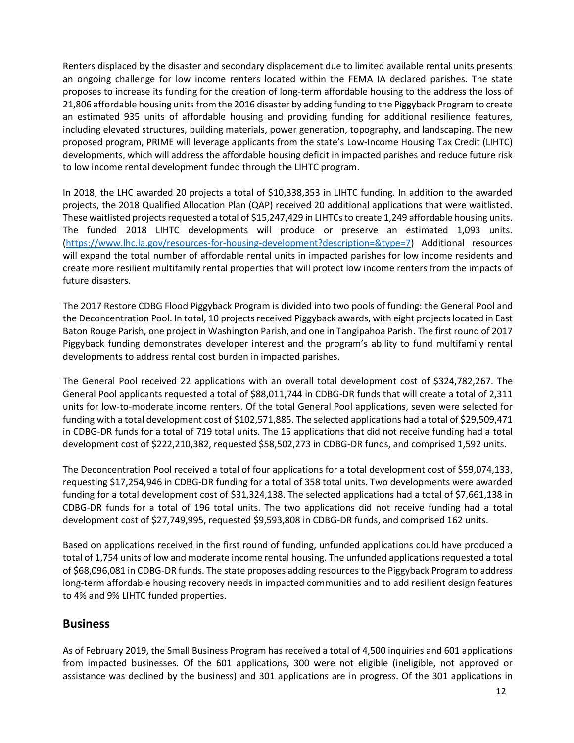Renters displaced by the disaster and secondary displacement due to limited available rental units presents an ongoing challenge for low income renters located within the FEMA IA declared parishes. The state proposes to increase its funding for the creation of long-term affordable housing to the address the loss of 21,806 affordable housing units from the 2016 disaster by adding funding to the Piggyback Program to create an estimated 935 units of affordable housing and providing funding for additional resilience features, including elevated structures, building materials, power generation, topography, and landscaping. The new proposed program, PRIME will leverage applicants from the state's Low-Income Housing Tax Credit (LIHTC) developments, which will address the affordable housing deficit in impacted parishes and reduce future risk to low income rental development funded through the LIHTC program.

In 2018, the LHC awarded 20 projects a total of $10,338,353 in LIHTC funding. In addition to the awarded projects, the 2018 Qualified Allocation Plan (QAP) received 20 additional applications that were waitlisted. These waitlisted projects requested a total of $15,247,429 in LIHTCs to create 1,249 affordable housing units. The funded 2018 LIHTC developments will produce or preserve an estimated 1,093 units. (https://www.lhc.la.gov/resources-for-housing-development?description=&type=7) Additional resources will expand the total number of affordable rental units in impacted parishes for low income residents and create more resilient multifamily rental properties that will protect low income renters from the impacts of future disasters.

The 2017 Restore CDBG Flood Piggyback Program is divided into two pools of funding: the General Pool and the Deconcentration Pool. In total, 10 projects received Piggyback awards, with eight projects located in East Baton Rouge Parish, one project in Washington Parish, and one in Tangipahoa Parish. The first round of 2017 Piggyback funding demonstrates developer interest and the program's ability to fund multifamily rental developments to address rental cost burden in impacted parishes.

The General Pool received 22 applications with an overall total development cost of $324,782,267. The General Pool applicants requested a total of $88,011,744 in CDBG-DR funds that will create a total of 2,311 units for low-to-moderate income renters. Of the total General Pool applications, seven were selected for funding with a total development cost of $102,571,885. The selected applications had a total of $29,509,471 in CDBG-DR funds for a total of 719 total units. The 15 applications that did not receive funding had a total development cost of $222,210,382, requested $58,502,273 in CDBG-DR funds, and comprised 1,592 units.

The Deconcentration Pool received a total of four applications for a total development cost of $59,074,133, requesting $17,254,946 in CDBG-DR funding for a total of 358 total units. Two developments were awarded funding for a total development cost of $31,324,138. The selected applications had a total of $7,661,138 in CDBG-DR funds for a total of 196 total units. The two applications did not receive funding had a total development cost of $27,749,995, requested $9,593,808 in CDBG-DR funds, and comprised 162 units.

Based on applications received in the first round of funding, unfunded applications could have produced a total of 1,754 units of low and moderate income rental housing. The unfunded applications requested a total of $68,096,081 in CDBG-DR funds. The state proposes adding resources to the Piggyback Program to address long-term affordable housing recovery needs in impacted communities and to add resilient design features to 4% and 9% LIHTC funded properties.

## Business

As of February 2019, the Small Business Program has received a total of 4,500 inquiries and 601 applications from impacted businesses. Of the 601 applications, 300 were not eligible (ineligible, not approved or assistance was declined by the business) and 301 applications are in progress. Of the 301 applications in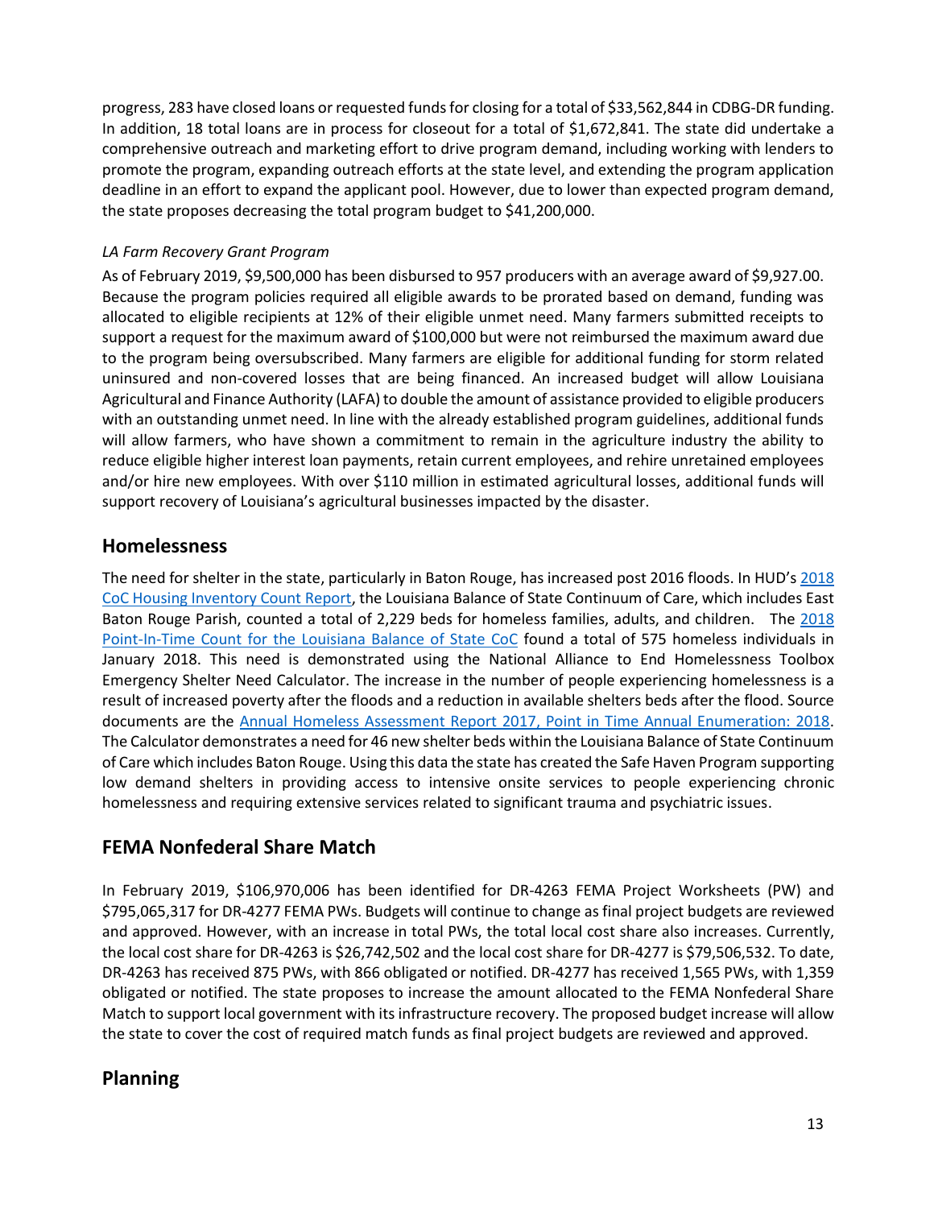progress, 283 have closed loans or requested funds for closing for a total of $33,562,844 in CDBG-DR funding. In addition, 18 total loans are in process for closeout for a total of $1,672,841. The state did undertake a comprehensive outreach and marketing effort to drive program demand, including working with lenders to promote the program, expanding outreach efforts at the state level, and extending the program application deadline in an effort to expand the applicant pool. However, due to lower than expected program demand, the state proposes decreasing the total program budget to $41,200,000.

*LA Farm Recovery Grant Program*

As of February 2019, $9,500,000 has been disbursed to 957 producers with an average award of $9,927.00. Because the program policies required all eligible awards to be prorated based on demand, funding was allocated to eligible recipients at 12% of their eligible unmet need. Many farmers submitted receipts to support a request for the maximum award of $100,000 but were not reimbursed the maximum award due to the program being oversubscribed. Many farmers are eligible for additional funding for storm related uninsured and non-covered losses that are being financed. An increased budget will allow Louisiana Agricultural and Finance Authority (LAFA) to double the amount of assistance provided to eligible producers with an outstanding unmet need. In line with the already established program guidelines, additional funds will allow farmers, who have shown a commitment to remain in the agriculture industry the ability to reduce eligible higher interest loan payments, retain current employees, and rehire unretained employees and/or hire new employees. With over $110 million in estimated agricultural losses, additional funds will support recovery of Louisiana's agricultural businesses impacted by the disaster.

## Homelessness

The need for shelter in the state, particularly in Baton Rouge, has increased post 2016 floods. In HUD's [2018 CoC Housing Inventory Count Report](), the Louisiana Balance of State Continuum of Care, which includes East Baton Rouge Parish, counted a total of 2,229 beds for homeless families, adults, and children. The [2018 Point-In-Time Count for the Louisiana Balance of State CoC]() found a total of 575 homeless individuals in January 2018. This need is demonstrated using the National Alliance to End Homelessness Toolbox Emergency Shelter Need Calculator. The increase in the number of people experiencing homelessness is a result of increased poverty after the floods and a reduction in available shelters beds after the flood. Source documents are the [Annual Homeless Assessment Report 2017, Point in Time Annual Enumeration: 2018](). The Calculator demonstrates a need for 46 new shelter beds within the Louisiana Balance of State Continuum of Care which includes Baton Rouge. Using this data the state has created the Safe Haven Program supporting low demand shelters in providing access to intensive onsite services to people experiencing chronic homelessness and requiring extensive services related to significant trauma and psychiatric issues.

## FEMA Nonfederal Share Match

In February 2019, $106,970,006 has been identified for DR-4263 FEMA Project Worksheets (PW) and $795,065,317 for DR-4277 FEMA PWs. Budgets will continue to change as final project budgets are reviewed and approved. However, with an increase in total PWs, the total local cost share also increases. Currently, the local cost share for DR-4263 is $26,742,502 and the local cost share for DR-4277 is $79,506,532. To date, DR-4263 has received 875 PWs, with 866 obligated or notified. DR-4277 has received 1,565 PWs, with 1,359 obligated or notified. The state proposes to increase the amount allocated to the FEMA Nonfederal Share Match to support local government with its infrastructure recovery. The proposed budget increase will allow the state to cover the cost of required match funds as final project budgets are reviewed and approved.

## Planning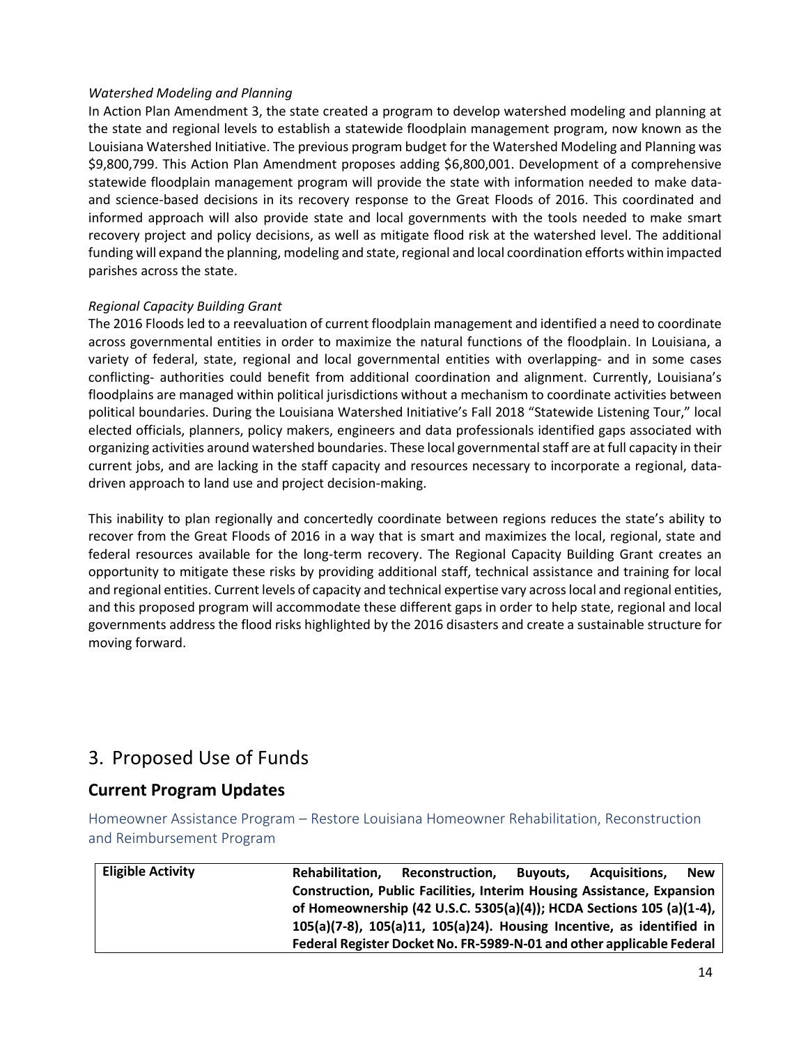*Watershed Modeling and Planning*

In Action Plan Amendment 3, the state created a program to develop watershed modeling and planning at the state and regional levels to establish a statewide floodplain management program, now known as the Louisiana Watershed Initiative. The previous program budget for the Watershed Modeling and Planning was $9,800,799. This Action Plan Amendment proposes adding $6,800,001. Development of a comprehensive statewide floodplain management program will provide the state with information needed to make data- and science-based decisions in its recovery response to the Great Floods of 2016. This coordinated and informed approach will also provide state and local governments with the tools needed to make smart recovery project and policy decisions, as well as mitigate flood risk at the watershed level. The additional funding will expand the planning, modeling and state, regional and local coordination efforts within impacted parishes across the state.

*Regional Capacity Building Grant*

The 2016 Floods led to a reevaluation of current floodplain management and identified a need to coordinate across governmental entities in order to maximize the natural functions of the floodplain. In Louisiana, a variety of federal, state, regional and local governmental entities with overlapping- and in some cases conflicting- authorities could benefit from additional coordination and alignment. Currently, Louisiana's floodplains are managed within political jurisdictions without a mechanism to coordinate activities between political boundaries. During the Louisiana Watershed Initiative's Fall 2018 "Statewide Listening Tour," local elected officials, planners, policy makers, engineers and data professionals identified gaps associated with organizing activities around watershed boundaries. These local governmental staff are at full capacity in their current jobs, and are lacking in the staff capacity and resources necessary to incorporate a regional, data-driven approach to land use and project decision-making.

This inability to plan regionally and concertedly coordinate between regions reduces the state's ability to recover from the Great Floods of 2016 in a way that is smart and maximizes the local, regional, state and federal resources available for the long-term recovery. The Regional Capacity Building Grant creates an opportunity to mitigate these risks by providing additional staff, technical assistance and training for local and regional entities. Current levels of capacity and technical expertise vary across local and regional entities, and this proposed program will accommodate these different gaps in order to help state, regional and local governments address the flood risks highlighted by the 2016 disasters and create a sustainable structure for moving forward.

# 3. Proposed Use of Funds

## Current Program Updates

### Homeowner Assistance Program – Restore Louisiana Homeowner Rehabilitation, Reconstruction and Reimbursement Program

| | |
|---|---|
| **Eligible Activity** | **Rehabilitation, Reconstruction, Buyouts, Acquisitions, New Construction, Public Facilities, Interim Housing Assistance, Expansion of Homeownership (42 U.S.C. 5305(a)(4)); HCDA Sections 105 (a)(1-4), 105(a)(7-8), 105(a)11, 105(a)24). Housing Incentive, as identified in Federal Register Docket No. FR-5989-N-01 and other applicable Federal** |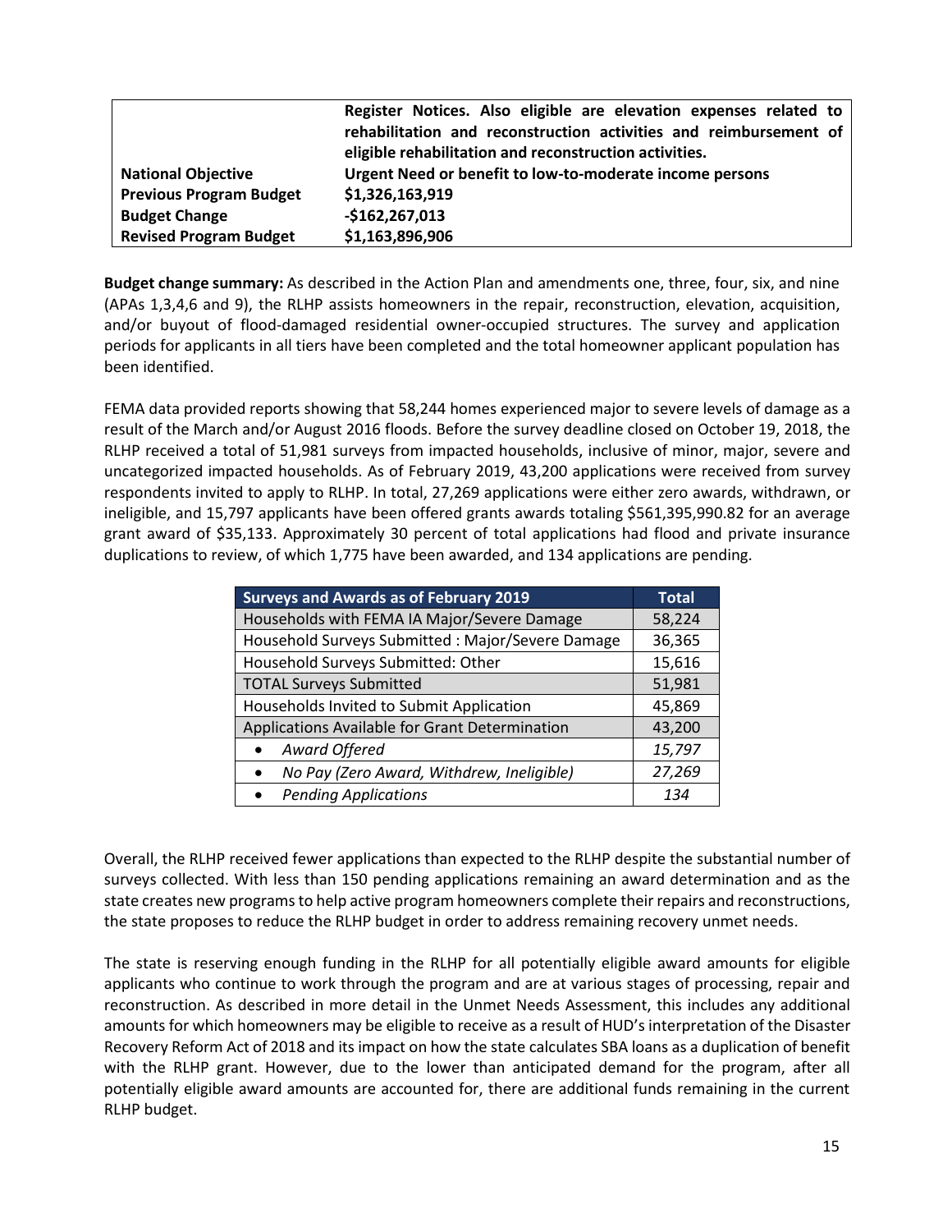| | |
|---|---|
| | **Register Notices. Also eligible are elevation expenses related to rehabilitation and reconstruction activities and reimbursement of eligible rehabilitation and reconstruction activities.** |
| **National Objective** | **Urgent Need or benefit to low-to-moderate income persons** |
| **Previous Program Budget** | **$1,326,163,919** |
| **Budget Change** | **-$162,267,013** |
| **Revised Program Budget** | **$1,163,896,906** |

**Budget change summary:** As described in the Action Plan and amendments one, three, four, six, and nine (APAs 1,3,4,6 and 9), the RLHP assists homeowners in the repair, reconstruction, elevation, acquisition, and/or buyout of flood-damaged residential owner-occupied structures. The survey and application periods for applicants in all tiers have been completed and the total homeowner applicant population has been identified.

FEMA data provided reports showing that 58,244 homes experienced major to severe levels of damage as a result of the March and/or August 2016 floods. Before the survey deadline closed on October 19, 2018, the RLHP received a total of 51,981 surveys from impacted households, inclusive of minor, major, severe and uncategorized impacted households. As of February 2019, 43,200 applications were received from survey respondents invited to apply to RLHP. In total, 27,269 applications were either zero awards, withdrawn, or ineligible, and 15,797 applicants have been offered grants awards totaling $561,395,990.82 for an average grant award of $35,133. Approximately 30 percent of total applications had flood and private insurance duplications to review, of which 1,775 have been awarded, and 134 applications are pending.

| Surveys and Awards as of February 2019 | Total |
|---|---|
| Households with FEMA IA Major/Severe Damage | 58,224 |
| Household Surveys Submitted : Major/Severe Damage | 36,365 |
| Household Surveys Submitted: Other | 15,616 |
| TOTAL Surveys Submitted | 51,981 |
| Households Invited to Submit Application | 45,869 |
| Applications Available for Grant Determination | 43,200 |
| • *Award Offered* | *15,797* |
| • *No Pay (Zero Award, Withdrew, Ineligible)* | *27,269* |
| • *Pending Applications* | *134* |

Overall, the RLHP received fewer applications than expected to the RLHP despite the substantial number of surveys collected. With less than 150 pending applications remaining an award determination and as the state creates new programs to help active program homeowners complete their repairs and reconstructions, the state proposes to reduce the RLHP budget in order to address remaining recovery unmet needs.

The state is reserving enough funding in the RLHP for all potentially eligible award amounts for eligible applicants who continue to work through the program and are at various stages of processing, repair and reconstruction. As described in more detail in the Unmet Needs Assessment, this includes any additional amounts for which homeowners may be eligible to receive as a result of HUD's interpretation of the Disaster Recovery Reform Act of 2018 and its impact on how the state calculates SBA loans as a duplication of benefit with the RLHP grant. However, due to the lower than anticipated demand for the program, after all potentially eligible award amounts are accounted for, there are additional funds remaining in the current RLHP budget.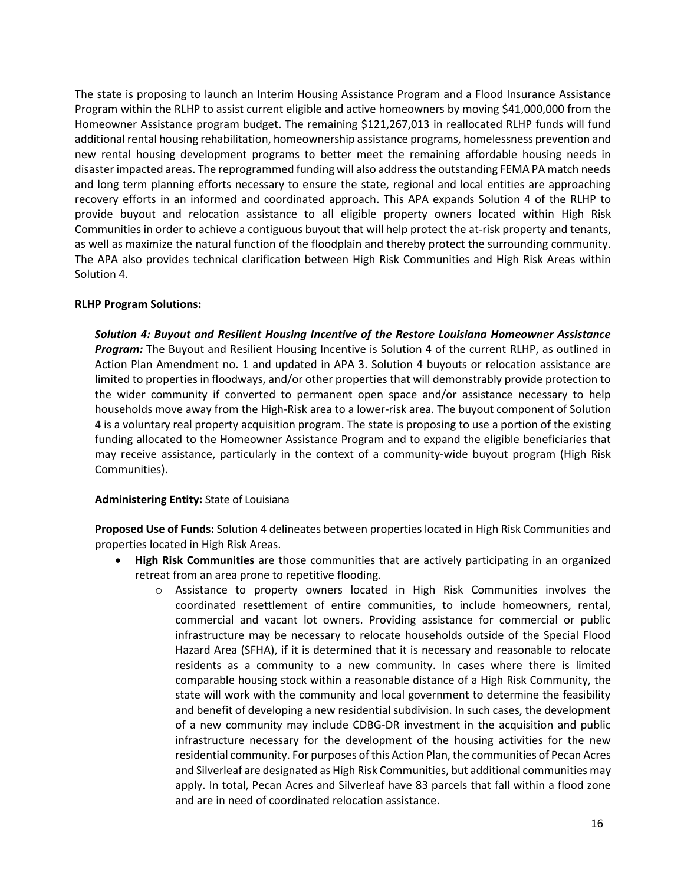The state is proposing to launch an Interim Housing Assistance Program and a Flood Insurance Assistance Program within the RLHP to assist current eligible and active homeowners by moving $41,000,000 from the Homeowner Assistance program budget. The remaining $121,267,013 in reallocated RLHP funds will fund additional rental housing rehabilitation, homeownership assistance programs, homelessness prevention and new rental housing development programs to better meet the remaining affordable housing needs in disaster impacted areas. The reprogrammed funding will also address the outstanding FEMA PA match needs and long term planning efforts necessary to ensure the state, regional and local entities are approaching recovery efforts in an informed and coordinated approach. This APA expands Solution 4 of the RLHP to provide buyout and relocation assistance to all eligible property owners located within High Risk Communities in order to achieve a contiguous buyout that will help protect the at-risk property and tenants, as well as maximize the natural function of the floodplain and thereby protect the surrounding community. The APA also provides technical clarification between High Risk Communities and High Risk Areas within Solution 4.

**RLHP Program Solutions:**

***Solution 4: Buyout and Resilient Housing Incentive of the Restore Louisiana Homeowner Assistance Program:*** The Buyout and Resilient Housing Incentive is Solution 4 of the current RLHP, as outlined in Action Plan Amendment no. 1 and updated in APA 3. Solution 4 buyouts or relocation assistance are limited to properties in floodways, and/or other properties that will demonstrably provide protection to the wider community if converted to permanent open space and/or assistance necessary to help households move away from the High-Risk area to a lower-risk area. The buyout component of Solution 4 is a voluntary real property acquisition program. The state is proposing to use a portion of the existing funding allocated to the Homeowner Assistance Program and to expand the eligible beneficiaries that may receive assistance, particularly in the context of a community-wide buyout program (High Risk Communities).

**Administering Entity:** State of Louisiana

**Proposed Use of Funds:** Solution 4 delineates between properties located in High Risk Communities and properties located in High Risk Areas.

- **High Risk Communities** are those communities that are actively participating in an organized retreat from an area prone to repetitive flooding.
  - Assistance to property owners located in High Risk Communities involves the coordinated resettlement of entire communities, to include homeowners, rental, commercial and vacant lot owners. Providing assistance for commercial or public infrastructure may be necessary to relocate households outside of the Special Flood Hazard Area (SFHA), if it is determined that it is necessary and reasonable to relocate residents as a community to a new community. In cases where there is limited comparable housing stock within a reasonable distance of a High Risk Community, the state will work with the community and local government to determine the feasibility and benefit of developing a new residential subdivision. In such cases, the development of a new community may include CDBG-DR investment in the acquisition and public infrastructure necessary for the development of the housing activities for the new residential community. For purposes of this Action Plan, the communities of Pecan Acres and Silverleaf are designated as High Risk Communities, but additional communities may apply. In total, Pecan Acres and Silverleaf have 83 parcels that fall within a flood zone and are in need of coordinated relocation assistance.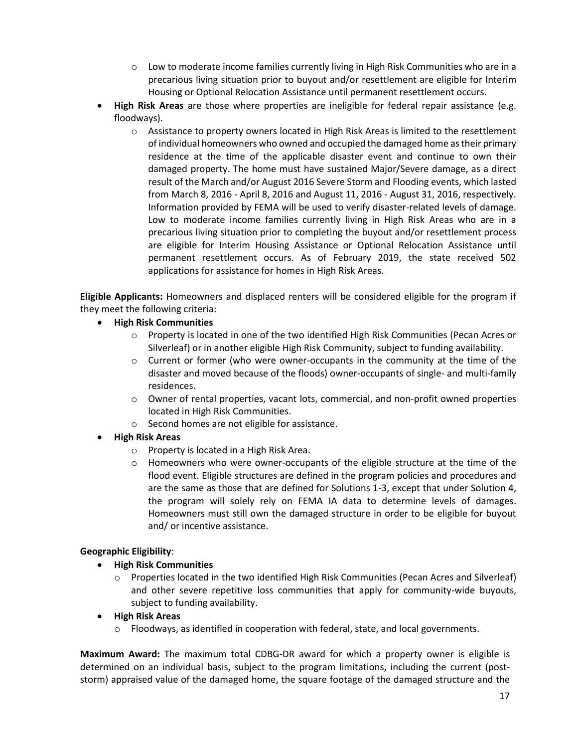- Low to moderate income families currently living in High Risk Communities who are in a precarious living situation prior to buyout and/or resettlement are eligible for Interim Housing or Optional Relocation Assistance until permanent resettlement occurs.
- **High Risk Areas** are those where properties are ineligible for federal repair assistance (e.g. floodways).
    - Assistance to property owners located in High Risk Areas is limited to the resettlement of individual homeowners who owned and occupied the damaged home as their primary residence at the time of the applicable disaster event and continue to own their damaged property. The home must have sustained Major/Severe damage, as a direct result of the March and/or August 2016 Severe Storm and Flooding events, which lasted from March 8, 2016 - April 8, 2016 and August 11, 2016 - August 31, 2016, respectively. Information provided by FEMA will be used to verify disaster-related levels of damage. Low to moderate income families currently living in High Risk Areas who are in a precarious living situation prior to completing the buyout and/or resettlement process are eligible for Interim Housing Assistance or Optional Relocation Assistance until permanent resettlement occurs. As of February 2019, the state received 502 applications for assistance for homes in High Risk Areas.

**Eligible Applicants:** Homeowners and displaced renters will be considered eligible for the program if they meet the following criteria:

- **High Risk Communities**
    - Property is located in one of the two identified High Risk Communities (Pecan Acres or Silverleaf) or in another eligible High Risk Community, subject to funding availability.
    - Current or former (who were owner-occupants in the community at the time of the disaster and moved because of the floods) owner-occupants of single- and multi-family residences.
    - Owner of rental properties, vacant lots, commercial, and non-profit owned properties located in High Risk Communities.
    - Second homes are not eligible for assistance.
- **High Risk Areas**
    - Property is located in a High Risk Area.
    - Homeowners who were owner-occupants of the eligible structure at the time of the flood event. Eligible structures are defined in the program policies and procedures and are the same as those that are defined for Solutions 1-3, except that under Solution 4, the program will solely rely on FEMA IA data to determine levels of damages. Homeowners must still own the damaged structure in order to be eligible for buyout and/ or incentive assistance.

**Geographic Eligibility**:

- **High Risk Communities**
    - Properties located in the two identified High Risk Communities (Pecan Acres and Silverleaf) and other severe repetitive loss communities that apply for community-wide buyouts, subject to funding availability.
- **High Risk Areas**
    - Floodways, as identified in cooperation with federal, state, and local governments.

**Maximum Award:** The maximum total CDBG-DR award for which a property owner is eligible is determined on an individual basis, subject to the program limitations, including the current (post-storm) appraised value of the damaged home, the square footage of the damaged structure and the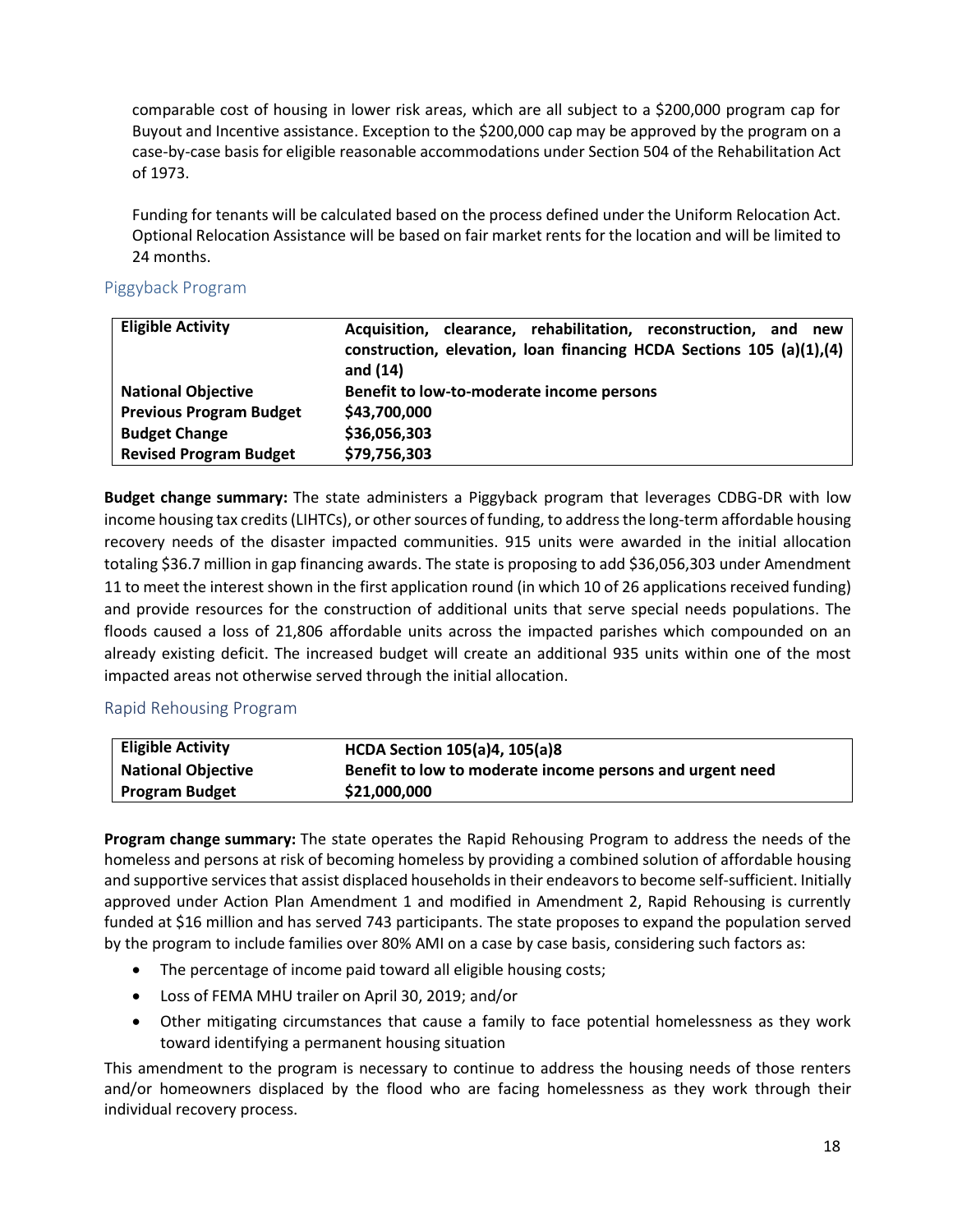comparable cost of housing in lower risk areas, which are all subject to a $200,000 program cap for Buyout and Incentive assistance. Exception to the $200,000 cap may be approved by the program on a case-by-case basis for eligible reasonable accommodations under Section 504 of the Rehabilitation Act of 1973.

Funding for tenants will be calculated based on the process defined under the Uniform Relocation Act. Optional Relocation Assistance will be based on fair market rents for the location and will be limited to 24 months.

### Piggyback Program

| | |
|---|---|
| **Eligible Activity** | **Acquisition, clearance, rehabilitation, reconstruction, and new construction, elevation, loan financing HCDA Sections 105 (a)(1),(4) and (14)** |
| **National Objective** | **Benefit to low-to-moderate income persons** |
| **Previous Program Budget** | **$43,700,000** |
| **Budget Change** | **$36,056,303** |
| **Revised Program Budget** | **$79,756,303** |

**Budget change summary:** The state administers a Piggyback program that leverages CDBG-DR with low income housing tax credits (LIHTCs), or other sources of funding, to address the long-term affordable housing recovery needs of the disaster impacted communities. 915 units were awarded in the initial allocation totaling $36.7 million in gap financing awards. The state is proposing to add $36,056,303 under Amendment 11 to meet the interest shown in the first application round (in which 10 of 26 applications received funding) and provide resources for the construction of additional units that serve special needs populations. The floods caused a loss of 21,806 affordable units across the impacted parishes which compounded on an already existing deficit. The increased budget will create an additional 935 units within one of the most impacted areas not otherwise served through the initial allocation.

### Rapid Rehousing Program

| | |
|---|---|
| **Eligible Activity** | **HCDA Section 105(a)4, 105(a)8** |
| **National Objective** | **Benefit to low to moderate income persons and urgent need** |
| **Program Budget** | **$21,000,000** |

**Program change summary:** The state operates the Rapid Rehousing Program to address the needs of the homeless and persons at risk of becoming homeless by providing a combined solution of affordable housing and supportive services that assist displaced households in their endeavors to become self-sufficient. Initially approved under Action Plan Amendment 1 and modified in Amendment 2, Rapid Rehousing is currently funded at $16 million and has served 743 participants. The state proposes to expand the population served by the program to include families over 80% AMI on a case by case basis, considering such factors as:

- The percentage of income paid toward all eligible housing costs;
- Loss of FEMA MHU trailer on April 30, 2019; and/or
- Other mitigating circumstances that cause a family to face potential homelessness as they work toward identifying a permanent housing situation

This amendment to the program is necessary to continue to address the housing needs of those renters and/or homeowners displaced by the flood who are facing homelessness as they work through their individual recovery process.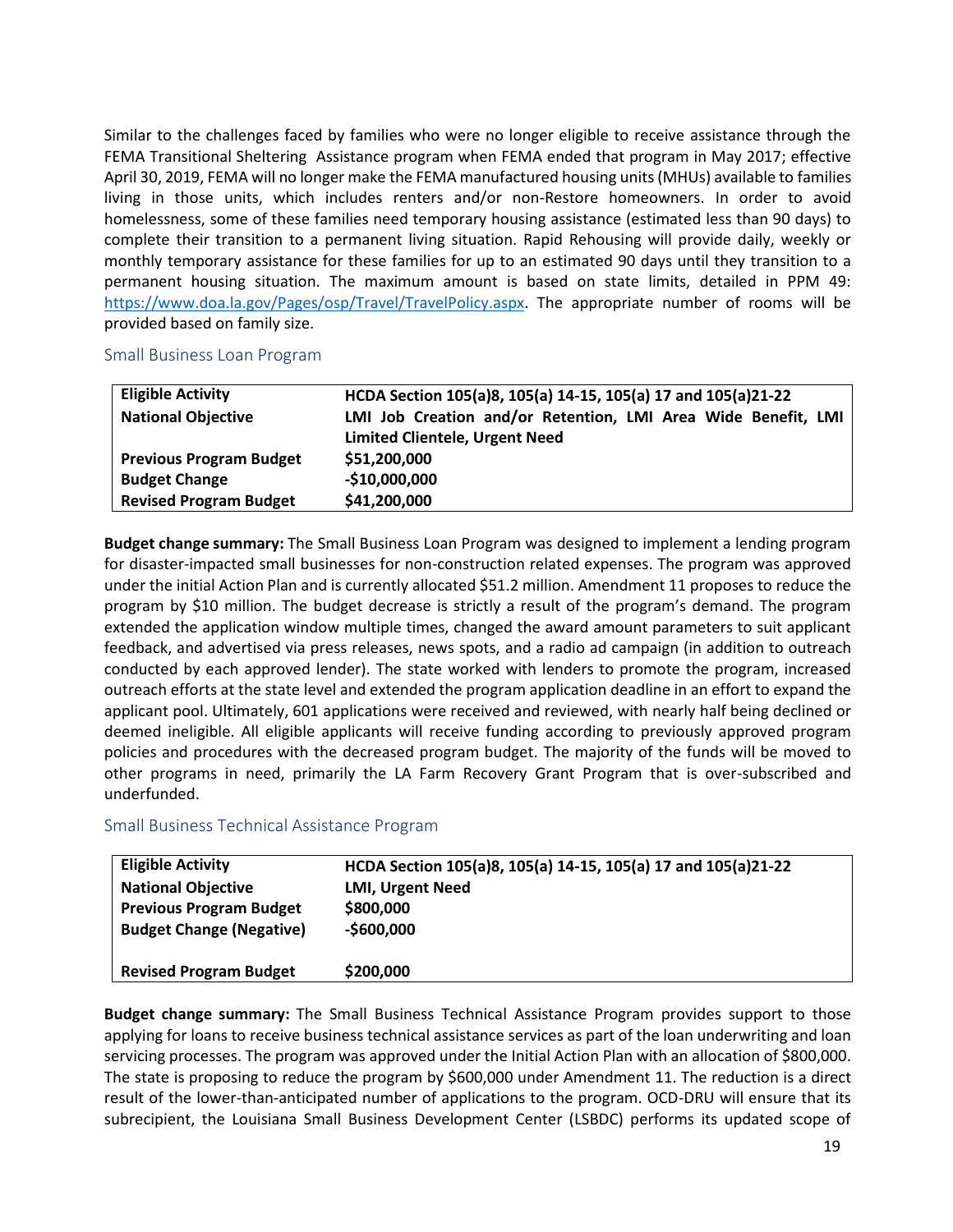Similar to the challenges faced by families who were no longer eligible to receive assistance through the FEMA Transitional Sheltering Assistance program when FEMA ended that program in May 2017; effective April 30, 2019, FEMA will no longer make the FEMA manufactured housing units (MHUs) available to families living in those units, which includes renters and/or non-Restore homeowners. In order to avoid homelessness, some of these families need temporary housing assistance (estimated less than 90 days) to complete their transition to a permanent living situation. Rapid Rehousing will provide daily, weekly or monthly temporary assistance for these families for up to an estimated 90 days until they transition to a permanent housing situation. The maximum amount is based on state limits, detailed in PPM 49: https://www.doa.la.gov/Pages/osp/Travel/TravelPolicy.aspx. The appropriate number of rooms will be provided based on family size.

### Small Business Loan Program

| | |
|---|---|
| **Eligible Activity** | **HCDA Section 105(a)8, 105(a) 14-15, 105(a) 17 and 105(a)21-22** |
| **National Objective** | **LMI Job Creation and/or Retention, LMI Area Wide Benefit, LMI Limited Clientele, Urgent Need** |
| **Previous Program Budget** | **$51,200,000** |
| **Budget Change** | **-$10,000,000** |
| **Revised Program Budget** | **$41,200,000** |

**Budget change summary:** The Small Business Loan Program was designed to implement a lending program for disaster-impacted small businesses for non-construction related expenses. The program was approved under the initial Action Plan and is currently allocated $51.2 million. Amendment 11 proposes to reduce the program by $10 million. The budget decrease is strictly a result of the program's demand. The program extended the application window multiple times, changed the award amount parameters to suit applicant feedback, and advertised via press releases, news spots, and a radio ad campaign (in addition to outreach conducted by each approved lender). The state worked with lenders to promote the program, increased outreach efforts at the state level and extended the program application deadline in an effort to expand the applicant pool. Ultimately, 601 applications were received and reviewed, with nearly half being declined or deemed ineligible. All eligible applicants will receive funding according to previously approved program policies and procedures with the decreased program budget. The majority of the funds will be moved to other programs in need, primarily the LA Farm Recovery Grant Program that is over-subscribed and underfunded.

### Small Business Technical Assistance Program

| | |
|---|---|
| **Eligible Activity** | **HCDA Section 105(a)8, 105(a) 14-15, 105(a) 17 and 105(a)21-22** |
| **National Objective** | **LMI, Urgent Need** |
| **Previous Program Budget** | **$800,000** |
| **Budget Change (Negative)** | **-$600,000** |
| **Revised Program Budget** | **$200,000** |

**Budget change summary:** The Small Business Technical Assistance Program provides support to those applying for loans to receive business technical assistance services as part of the loan underwriting and loan servicing processes. The program was approved under the Initial Action Plan with an allocation of $800,000. The state is proposing to reduce the program by $600,000 under Amendment 11. The reduction is a direct result of the lower-than-anticipated number of applications to the program. OCD-DRU will ensure that its subrecipient, the Louisiana Small Business Development Center (LSBDC) performs its updated scope of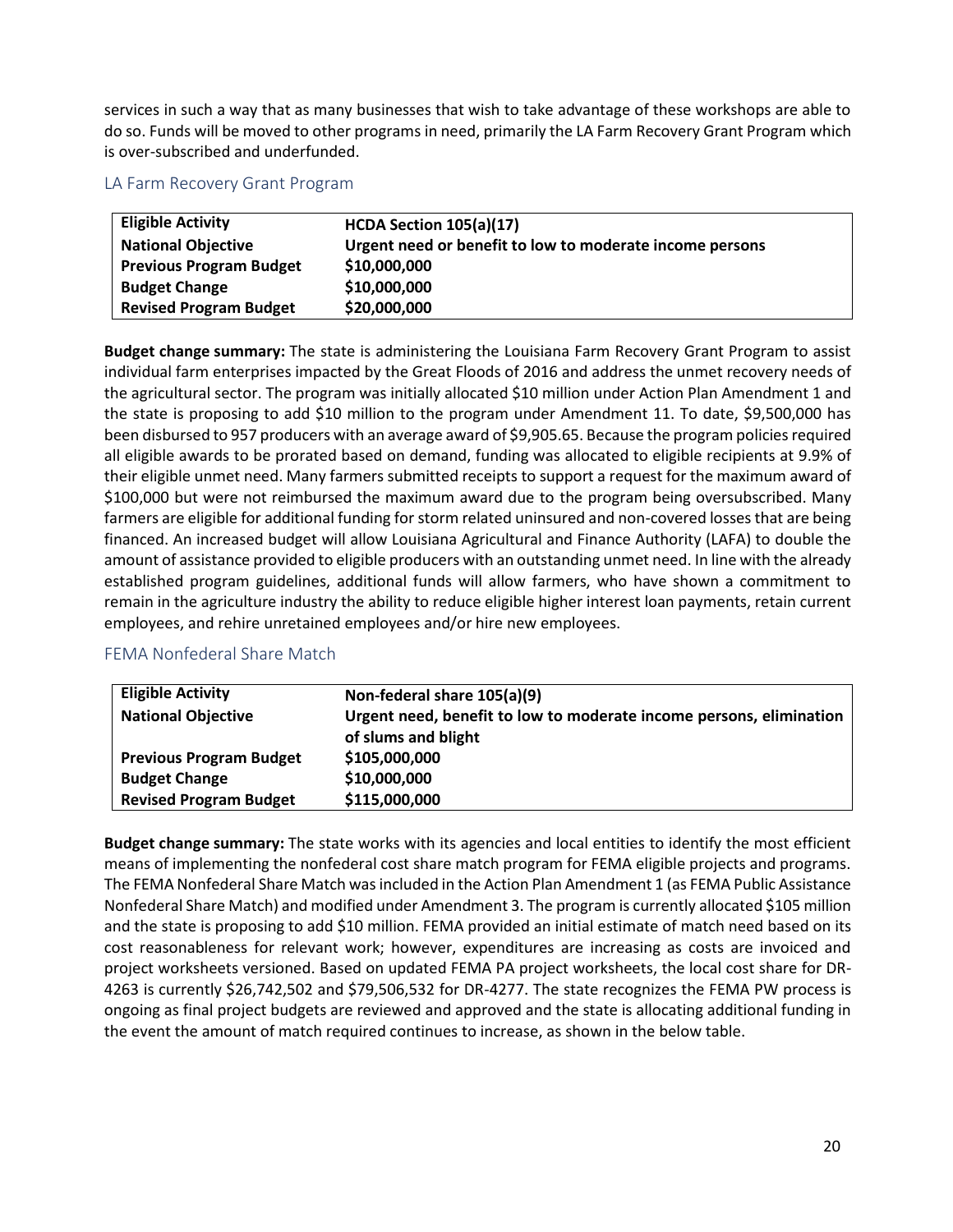services in such a way that as many businesses that wish to take advantage of these workshops are able to do so. Funds will be moved to other programs in need, primarily the LA Farm Recovery Grant Program which is over-subscribed and underfunded.

### LA Farm Recovery Grant Program

| **Eligible Activity** | **HCDA Section 105(a)(17)** |
|---|---|
| **National Objective** | **Urgent need or benefit to low to moderate income persons** |
| **Previous Program Budget** | **$10,000,000** |
| **Budget Change** | **$10,000,000** |
| **Revised Program Budget** | **$20,000,000** |

**Budget change summary:** The state is administering the Louisiana Farm Recovery Grant Program to assist individual farm enterprises impacted by the Great Floods of 2016 and address the unmet recovery needs of the agricultural sector. The program was initially allocated $10 million under Action Plan Amendment 1 and the state is proposing to add $10 million to the program under Amendment 11. To date, $9,500,000 has been disbursed to 957 producers with an average award of $9,905.65. Because the program policies required all eligible awards to be prorated based on demand, funding was allocated to eligible recipients at 9.9% of their eligible unmet need. Many farmers submitted receipts to support a request for the maximum award of $100,000 but were not reimbursed the maximum award due to the program being oversubscribed. Many farmers are eligible for additional funding for storm related uninsured and non-covered losses that are being financed. An increased budget will allow Louisiana Agricultural and Finance Authority (LAFA) to double the amount of assistance provided to eligible producers with an outstanding unmet need. In line with the already established program guidelines, additional funds will allow farmers, who have shown a commitment to remain in the agriculture industry the ability to reduce eligible higher interest loan payments, retain current employees, and rehire unretained employees and/or hire new employees.

### FEMA Nonfederal Share Match

| **Eligible Activity** | **Non-federal share 105(a)(9)** |
|---|---|
| **National Objective** | **Urgent need, benefit to low to moderate income persons, elimination of slums and blight** |
| **Previous Program Budget** | **$105,000,000** |
| **Budget Change** | **$10,000,000** |
| **Revised Program Budget** | **$115,000,000** |

**Budget change summary:** The state works with its agencies and local entities to identify the most efficient means of implementing the nonfederal cost share match program for FEMA eligible projects and programs. The FEMA Nonfederal Share Match was included in the Action Plan Amendment 1 (as FEMA Public Assistance Nonfederal Share Match) and modified under Amendment 3. The program is currently allocated $105 million and the state is proposing to add $10 million. FEMA provided an initial estimate of match need based on its cost reasonableness for relevant work; however, expenditures are increasing as costs are invoiced and project worksheets versioned. Based on updated FEMA PA project worksheets, the local cost share for DR-4263 is currently $26,742,502 and $79,506,532 for DR-4277. The state recognizes the FEMA PW process is ongoing as final project budgets are reviewed and approved and the state is allocating additional funding in the event the amount of match required continues to increase, as shown in the below table.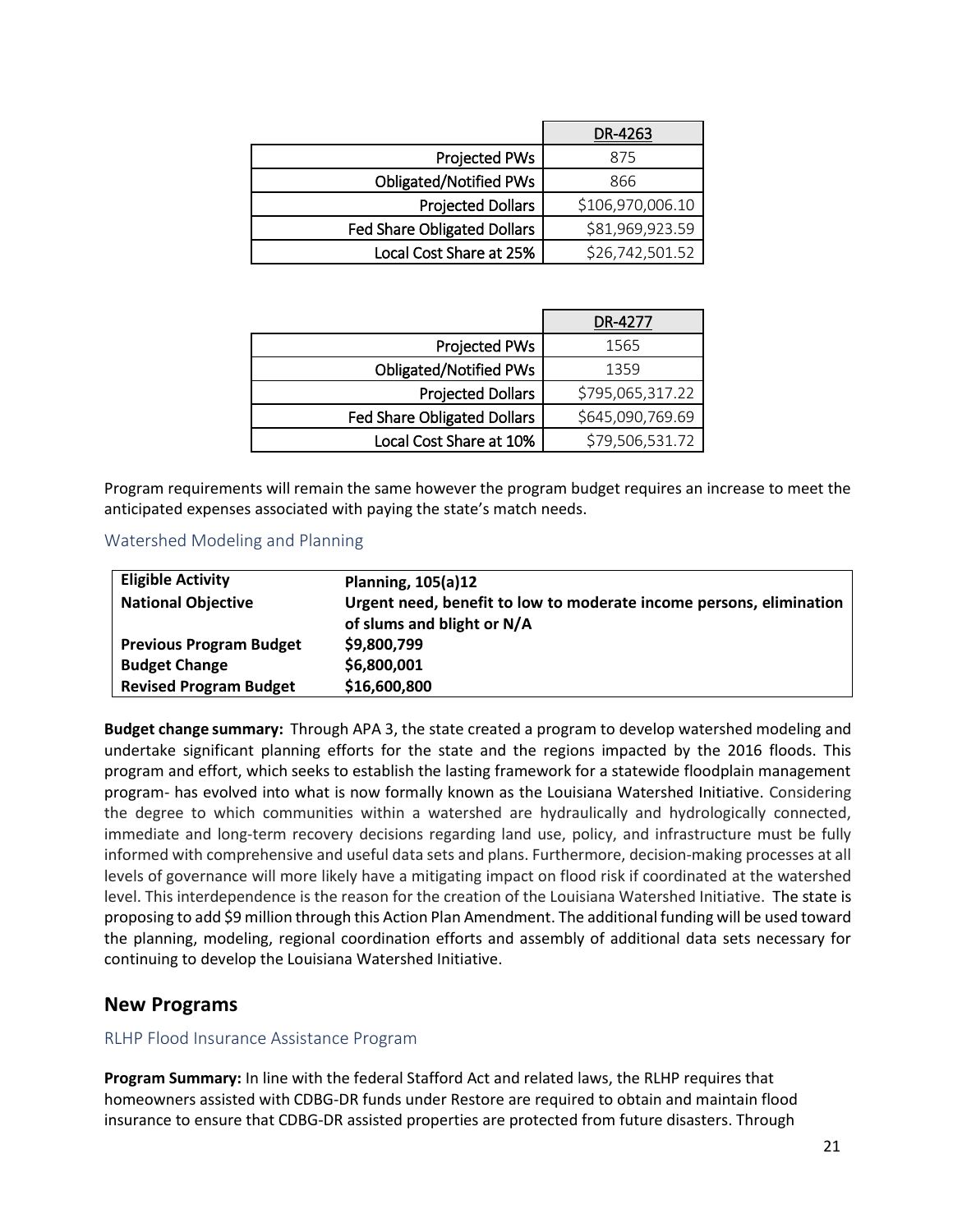| | DR-4263 |
|---|---|
| Projected PWs | 875 |
| Obligated/Notified PWs | 866 |
| Projected Dollars | $106,970,006.10 |
| Fed Share Obligated Dollars | $81,969,923.59 |
| Local Cost Share at 25% | $26,742,501.52 |

| | DR-4277 |
|---|---|
| Projected PWs | 1565 |
| Obligated/Notified PWs | 1359 |
| Projected Dollars | $795,065,317.22 |
| Fed Share Obligated Dollars | $645,090,769.69 |
| Local Cost Share at 10% | $79,506,531.72 |

Program requirements will remain the same however the program budget requires an increase to meet the anticipated expenses associated with paying the state's match needs.

### Watershed Modeling and Planning

| | |
|---|---|
| **Eligible Activity** | **Planning, 105(a)12** |
| **National Objective** | **Urgent need, benefit to low to moderate income persons, elimination of slums and blight or N/A** |
| **Previous Program Budget** | **$9,800,799** |
| **Budget Change** | **$6,800,001** |
| **Revised Program Budget** | **$16,600,800** |

**Budget change summary:** Through APA 3, the state created a program to develop watershed modeling and undertake significant planning efforts for the state and the regions impacted by the 2016 floods. This program and effort, which seeks to establish the lasting framework for a statewide floodplain management program- has evolved into what is now formally known as the Louisiana Watershed Initiative. Considering the degree to which communities within a watershed are hydraulically and hydrologically connected, immediate and long-term recovery decisions regarding land use, policy, and infrastructure must be fully informed with comprehensive and useful data sets and plans. Furthermore, decision-making processes at all levels of governance will more likely have a mitigating impact on flood risk if coordinated at the watershed level. This interdependence is the reason for the creation of the Louisiana Watershed Initiative. The state is proposing to add $9 million through this Action Plan Amendment. The additional funding will be used toward the planning, modeling, regional coordination efforts and assembly of additional data sets necessary for continuing to develop the Louisiana Watershed Initiative.

## New Programs

### RLHP Flood Insurance Assistance Program

**Program Summary:** In line with the federal Stafford Act and related laws, the RLHP requires that homeowners assisted with CDBG-DR funds under Restore are required to obtain and maintain flood insurance to ensure that CDBG-DR assisted properties are protected from future disasters. Through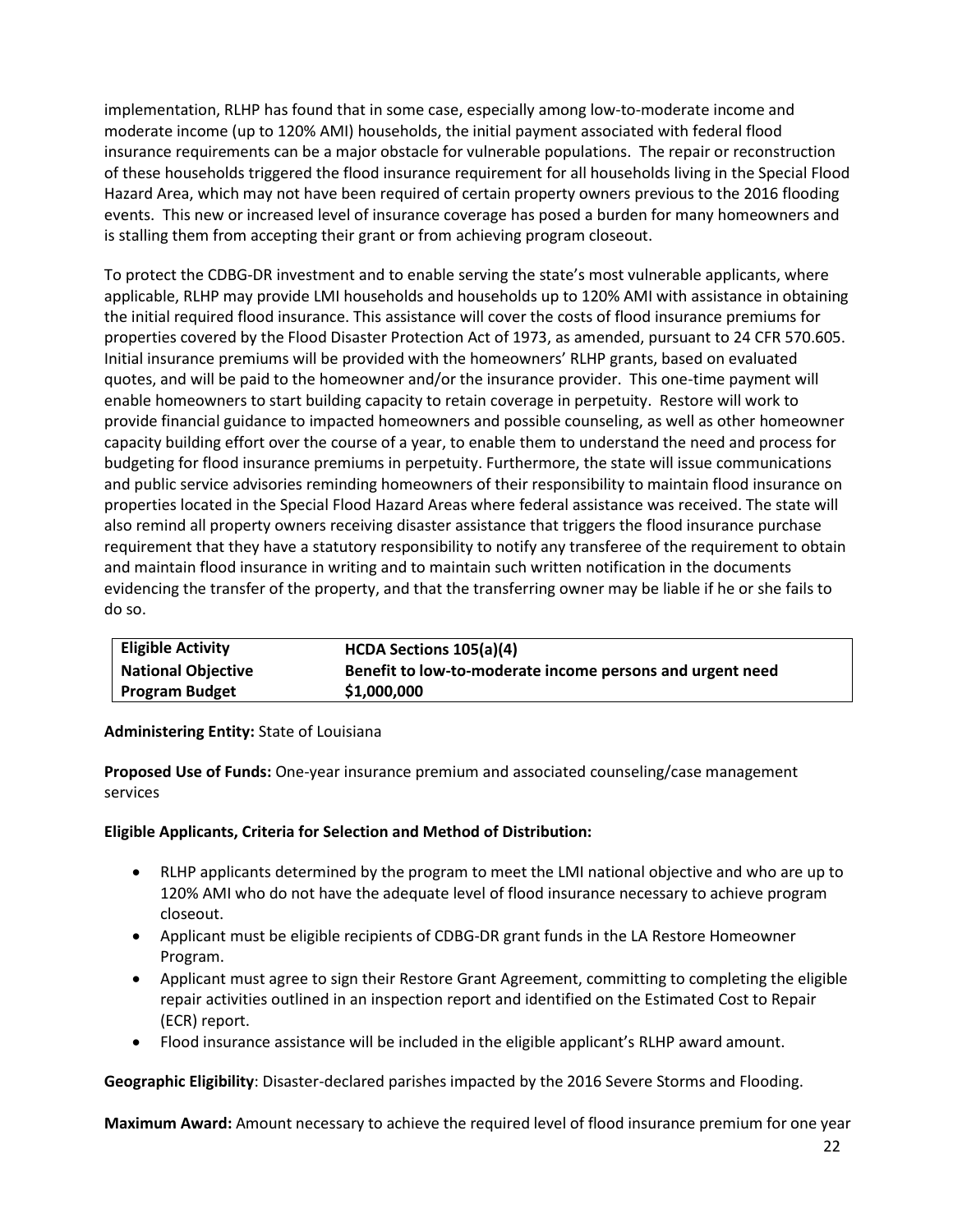implementation, RLHP has found that in some case, especially among low-to-moderate income and moderate income (up to 120% AMI) households, the initial payment associated with federal flood insurance requirements can be a major obstacle for vulnerable populations. The repair or reconstruction of these households triggered the flood insurance requirement for all households living in the Special Flood Hazard Area, which may not have been required of certain property owners previous to the 2016 flooding events. This new or increased level of insurance coverage has posed a burden for many homeowners and is stalling them from accepting their grant or from achieving program closeout.

To protect the CDBG-DR investment and to enable serving the state's most vulnerable applicants, where applicable, RLHP may provide LMI households and households up to 120% AMI with assistance in obtaining the initial required flood insurance. This assistance will cover the costs of flood insurance premiums for properties covered by the Flood Disaster Protection Act of 1973, as amended, pursuant to 24 CFR 570.605. Initial insurance premiums will be provided with the homeowners' RLHP grants, based on evaluated quotes, and will be paid to the homeowner and/or the insurance provider. This one-time payment will enable homeowners to start building capacity to retain coverage in perpetuity. Restore will work to provide financial guidance to impacted homeowners and possible counseling, as well as other homeowner capacity building effort over the course of a year, to enable them to understand the need and process for budgeting for flood insurance premiums in perpetuity. Furthermore, the state will issue communications and public service advisories reminding homeowners of their responsibility to maintain flood insurance on properties located in the Special Flood Hazard Areas where federal assistance was received. The state will also remind all property owners receiving disaster assistance that triggers the flood insurance purchase requirement that they have a statutory responsibility to notify any transferee of the requirement to obtain and maintain flood insurance in writing and to maintain such written notification in the documents evidencing the transfer of the property, and that the transferring owner may be liable if he or she fails to do so.

| | |
|---|---|
| **Eligible Activity** | **HCDA Sections 105(a)(4)** |
| **National Objective** | **Benefit to low-to-moderate income persons and urgent need** |
| **Program Budget** | **$1,000,000** |

**Administering Entity:** State of Louisiana

**Proposed Use of Funds:** One-year insurance premium and associated counseling/case management services

**Eligible Applicants, Criteria for Selection and Method of Distribution:**

- RLHP applicants determined by the program to meet the LMI national objective and who are up to 120% AMI who do not have the adequate level of flood insurance necessary to achieve program closeout.
- Applicant must be eligible recipients of CDBG-DR grant funds in the LA Restore Homeowner Program.
- Applicant must agree to sign their Restore Grant Agreement, committing to completing the eligible repair activities outlined in an inspection report and identified on the Estimated Cost to Repair (ECR) report.
- Flood insurance assistance will be included in the eligible applicant's RLHP award amount.

**Geographic Eligibility**: Disaster-declared parishes impacted by the 2016 Severe Storms and Flooding.

**Maximum Award:** Amount necessary to achieve the required level of flood insurance premium for one year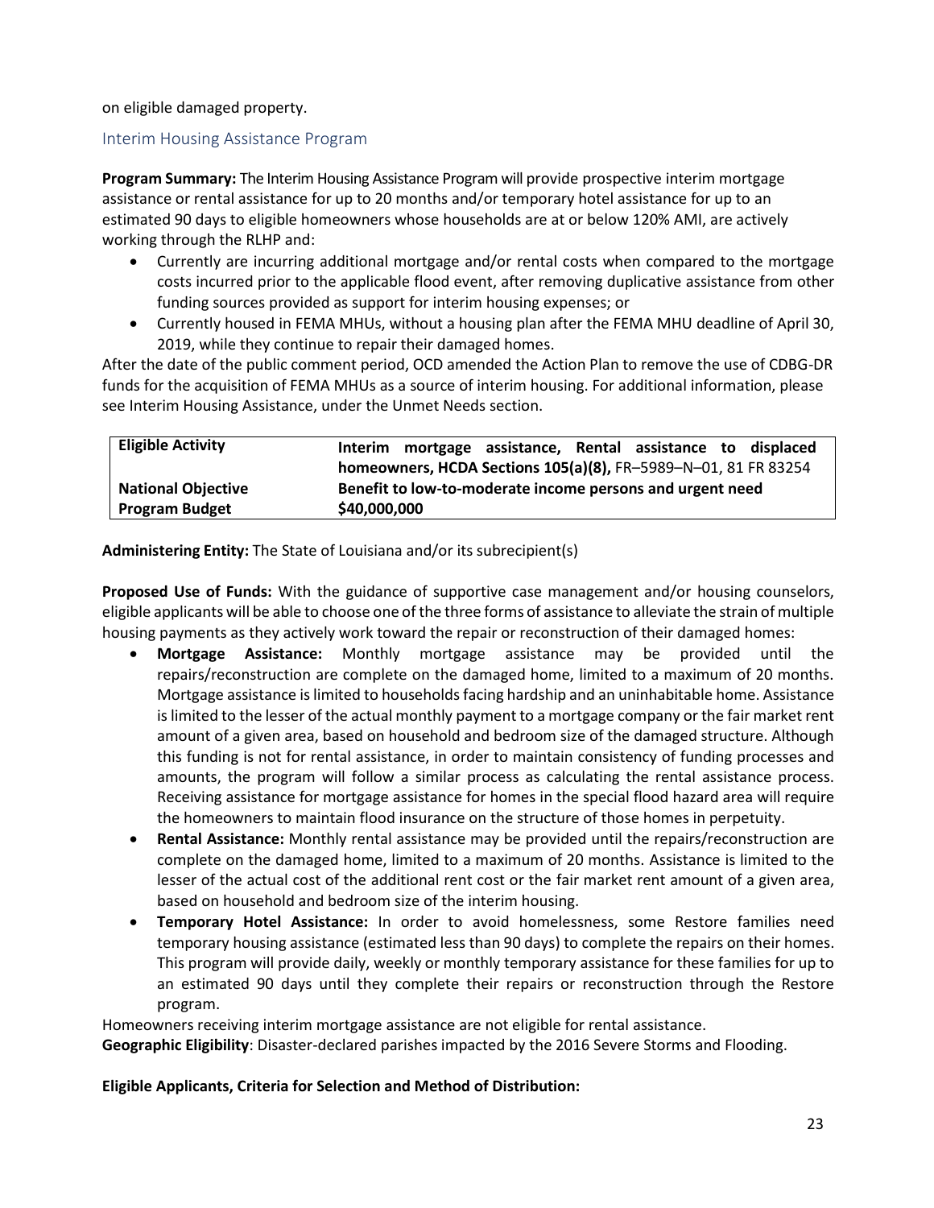on eligible damaged property.

### Interim Housing Assistance Program

**Program Summary:** The Interim Housing Assistance Program will provide prospective interim mortgage assistance or rental assistance for up to 20 months and/or temporary hotel assistance for up to an estimated 90 days to eligible homeowners whose households are at or below 120% AMI, are actively working through the RLHP and:

- Currently are incurring additional mortgage and/or rental costs when compared to the mortgage costs incurred prior to the applicable flood event, after removing duplicative assistance from other funding sources provided as support for interim housing expenses; or
- Currently housed in FEMA MHUs, without a housing plan after the FEMA MHU deadline of April 30, 2019, while they continue to repair their damaged homes.

After the date of the public comment period, OCD amended the Action Plan to remove the use of CDBG-DR funds for the acquisition of FEMA MHUs as a source of interim housing. For additional information, please see Interim Housing Assistance, under the Unmet Needs section.

| | |
|---|---|
| **Eligible Activity** | **Interim mortgage assistance, Rental assistance to displaced homeowners, HCDA Sections 105(a)(8),** FR–5989–N–01, 81 FR 83254 |
| **National Objective** | **Benefit to low-to-moderate income persons and urgent need** |
| **Program Budget** | **$40,000,000** |

**Administering Entity:** The State of Louisiana and/or its subrecipient(s)

**Proposed Use of Funds:** With the guidance of supportive case management and/or housing counselors, eligible applicants will be able to choose one of the three forms of assistance to alleviate the strain of multiple housing payments as they actively work toward the repair or reconstruction of their damaged homes:

- **Mortgage Assistance:** Monthly mortgage assistance may be provided until the repairs/reconstruction are complete on the damaged home, limited to a maximum of 20 months. Mortgage assistance is limited to households facing hardship and an uninhabitable home. Assistance is limited to the lesser of the actual monthly payment to a mortgage company or the fair market rent amount of a given area, based on household and bedroom size of the damaged structure. Although this funding is not for rental assistance, in order to maintain consistency of funding processes and amounts, the program will follow a similar process as calculating the rental assistance process. Receiving assistance for mortgage assistance for homes in the special flood hazard area will require the homeowners to maintain flood insurance on the structure of those homes in perpetuity.
- **Rental Assistance:** Monthly rental assistance may be provided until the repairs/reconstruction are complete on the damaged home, limited to a maximum of 20 months. Assistance is limited to the lesser of the actual cost of the additional rent cost or the fair market rent amount of a given area, based on household and bedroom size of the interim housing.
- **Temporary Hotel Assistance:** In order to avoid homelessness, some Restore families need temporary housing assistance (estimated less than 90 days) to complete the repairs on their homes. This program will provide daily, weekly or monthly temporary assistance for these families for up to an estimated 90 days until they complete their repairs or reconstruction through the Restore program.

Homeowners receiving interim mortgage assistance are not eligible for rental assistance.

**Geographic Eligibility**: Disaster-declared parishes impacted by the 2016 Severe Storms and Flooding.

**Eligible Applicants, Criteria for Selection and Method of Distribution:**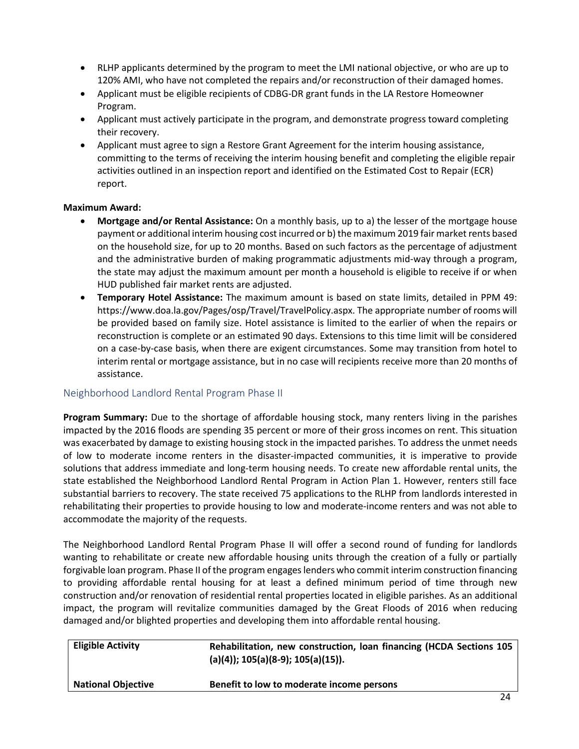- RLHP applicants determined by the program to meet the LMI national objective, or who are up to 120% AMI, who have not completed the repairs and/or reconstruction of their damaged homes.
- Applicant must be eligible recipients of CDBG-DR grant funds in the LA Restore Homeowner Program.
- Applicant must actively participate in the program, and demonstrate progress toward completing their recovery.
- Applicant must agree to sign a Restore Grant Agreement for the interim housing assistance, committing to the terms of receiving the interim housing benefit and completing the eligible repair activities outlined in an inspection report and identified on the Estimated Cost to Repair (ECR) report.

**Maximum Award:**

- **Mortgage and/or Rental Assistance:** On a monthly basis, up to a) the lesser of the mortgage house payment or additional interim housing cost incurred or b) the maximum 2019 fair market rents based on the household size, for up to 20 months. Based on such factors as the percentage of adjustment and the administrative burden of making programmatic adjustments mid-way through a program, the state may adjust the maximum amount per month a household is eligible to receive if or when HUD published fair market rents are adjusted.
- **Temporary Hotel Assistance:** The maximum amount is based on state limits, detailed in PPM 49: https://www.doa.la.gov/Pages/osp/Travel/TravelPolicy.aspx. The appropriate number of rooms will be provided based on family size. Hotel assistance is limited to the earlier of when the repairs or reconstruction is complete or an estimated 90 days. Extensions to this time limit will be considered on a case-by-case basis, when there are exigent circumstances. Some may transition from hotel to interim rental or mortgage assistance, but in no case will recipients receive more than 20 months of assistance.

### Neighborhood Landlord Rental Program Phase II

**Program Summary:** Due to the shortage of affordable housing stock, many renters living in the parishes impacted by the 2016 floods are spending 35 percent or more of their gross incomes on rent. This situation was exacerbated by damage to existing housing stock in the impacted parishes. To address the unmet needs of low to moderate income renters in the disaster-impacted communities, it is imperative to provide solutions that address immediate and long-term housing needs. To create new affordable rental units, the state established the Neighborhood Landlord Rental Program in Action Plan 1. However, renters still face substantial barriers to recovery. The state received 75 applications to the RLHP from landlords interested in rehabilitating their properties to provide housing to low and moderate-income renters and was not able to accommodate the majority of the requests.

The Neighborhood Landlord Rental Program Phase II will offer a second round of funding for landlords wanting to rehabilitate or create new affordable housing units through the creation of a fully or partially forgivable loan program. Phase II of the program engages lenders who commit interim construction financing to providing affordable rental housing for at least a defined minimum period of time through new construction and/or renovation of residential rental properties located in eligible parishes. As an additional impact, the program will revitalize communities damaged by the Great Floods of 2016 when reducing damaged and/or blighted properties and developing them into affordable rental housing.

| | |
|---|---|
| **Eligible Activity** | **Rehabilitation, new construction, loan financing (HCDA Sections 105 (a)(4)); 105(a)(8-9); 105(a)(15)).** |
| **National Objective** | **Benefit to low to moderate income persons** |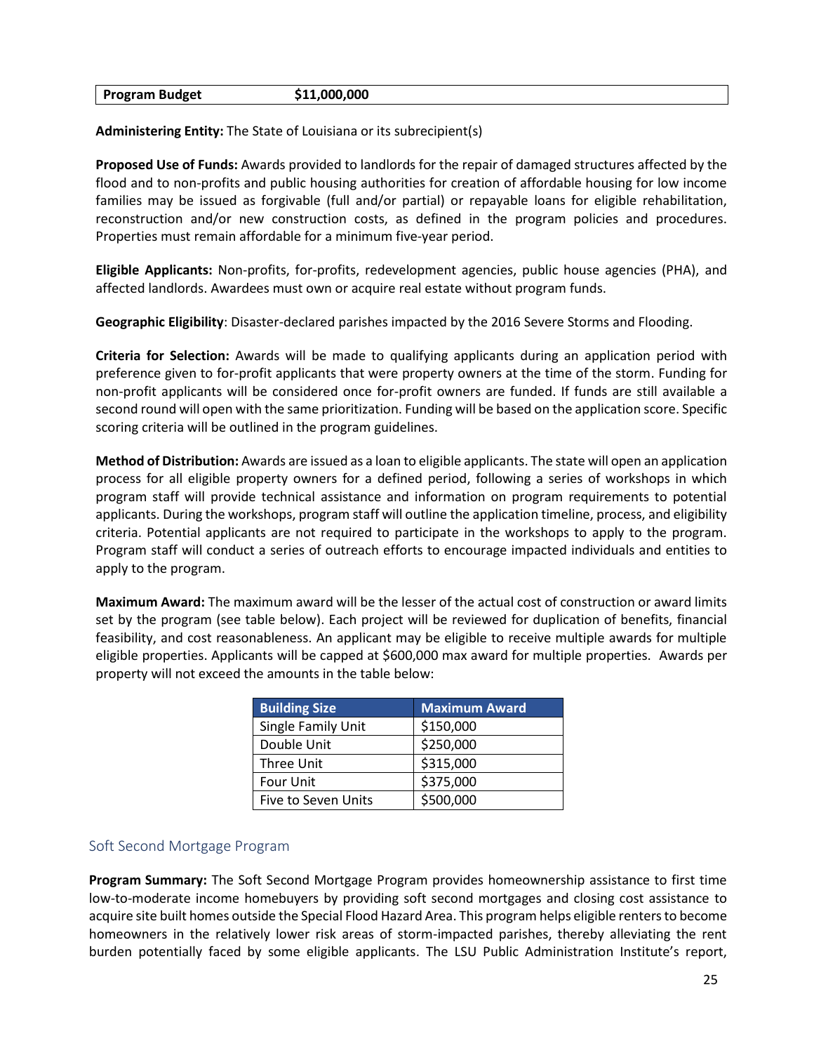| Program Budget | $11,000,000 |
|---|---|

**Administering Entity:** The State of Louisiana or its subrecipient(s)

**Proposed Use of Funds:** Awards provided to landlords for the repair of damaged structures affected by the flood and to non-profits and public housing authorities for creation of affordable housing for low income families may be issued as forgivable (full and/or partial) or repayable loans for eligible rehabilitation, reconstruction and/or new construction costs, as defined in the program policies and procedures. Properties must remain affordable for a minimum five-year period.

**Eligible Applicants:** Non-profits, for-profits, redevelopment agencies, public house agencies (PHA), and affected landlords. Awardees must own or acquire real estate without program funds.

**Geographic Eligibility**: Disaster-declared parishes impacted by the 2016 Severe Storms and Flooding.

**Criteria for Selection:** Awards will be made to qualifying applicants during an application period with preference given to for-profit applicants that were property owners at the time of the storm. Funding for non-profit applicants will be considered once for-profit owners are funded. If funds are still available a second round will open with the same prioritization. Funding will be based on the application score. Specific scoring criteria will be outlined in the program guidelines.

**Method of Distribution:** Awards are issued as a loan to eligible applicants. The state will open an application process for all eligible property owners for a defined period, following a series of workshops in which program staff will provide technical assistance and information on program requirements to potential applicants. During the workshops, program staff will outline the application timeline, process, and eligibility criteria. Potential applicants are not required to participate in the workshops to apply to the program. Program staff will conduct a series of outreach efforts to encourage impacted individuals and entities to apply to the program.

**Maximum Award:** The maximum award will be the lesser of the actual cost of construction or award limits set by the program (see table below). Each project will be reviewed for duplication of benefits, financial feasibility, and cost reasonableness. An applicant may be eligible to receive multiple awards for multiple eligible properties. Applicants will be capped at $600,000 max award for multiple properties. Awards per property will not exceed the amounts in the table below:

| Building Size | Maximum Award |
|---|---|
| Single Family Unit | $150,000 |
| Double Unit | $250,000 |
| Three Unit | $315,000 |
| Four Unit | $375,000 |
| Five to Seven Units | $500,000 |

## Soft Second Mortgage Program

**Program Summary:** The Soft Second Mortgage Program provides homeownership assistance to first time low-to-moderate income homebuyers by providing soft second mortgages and closing cost assistance to acquire site built homes outside the Special Flood Hazard Area. This program helps eligible renters to become homeowners in the relatively lower risk areas of storm-impacted parishes, thereby alleviating the rent burden potentially faced by some eligible applicants. The LSU Public Administration Institute's report,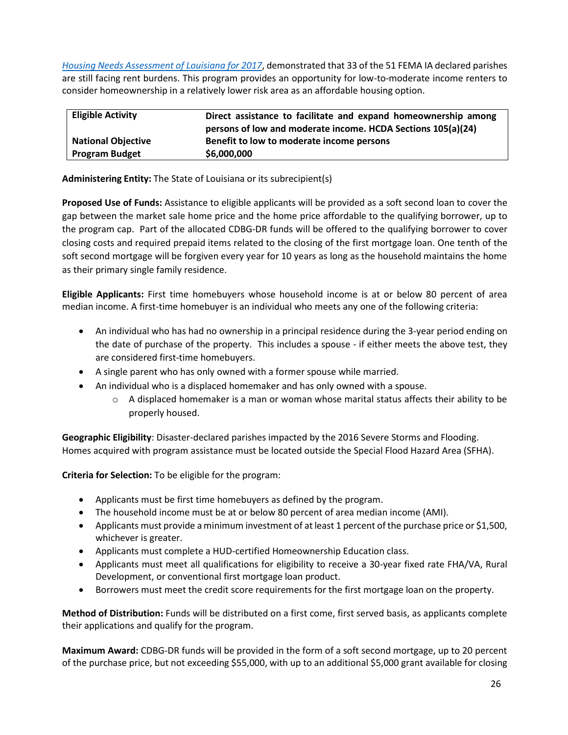*Housing Needs Assessment of Louisiana for 2017*, demonstrated that 33 of the 51 FEMA IA declared parishes are still facing rent burdens. This program provides an opportunity for low-to-moderate income renters to consider homeownership in a relatively lower risk area as an affordable housing option.

| | |
|---|---|
| **Eligible Activity** | **Direct assistance to facilitate and expand homeownership among persons of low and moderate income. HCDA Sections 105(a)(24)** |
| **National Objective** | **Benefit to low to moderate income persons** |
| **Program Budget** | **$6,000,000** |

**Administering Entity:** The State of Louisiana or its subrecipient(s)

**Proposed Use of Funds:** Assistance to eligible applicants will be provided as a soft second loan to cover the gap between the market sale home price and the home price affordable to the qualifying borrower, up to the program cap. Part of the allocated CDBG-DR funds will be offered to the qualifying borrower to cover closing costs and required prepaid items related to the closing of the first mortgage loan. One tenth of the soft second mortgage will be forgiven every year for 10 years as long as the household maintains the home as their primary single family residence.

**Eligible Applicants:** First time homebuyers whose household income is at or below 80 percent of area median income. A first-time homebuyer is an individual who meets any one of the following criteria:

- An individual who has had no ownership in a principal residence during the 3-year period ending on the date of purchase of the property. This includes a spouse - if either meets the above test, they are considered first-time homebuyers.
- A single parent who has only owned with a former spouse while married.
- An individual who is a displaced homemaker and has only owned with a spouse.
    - A displaced homemaker is a man or woman whose marital status affects their ability to be properly housed.

**Geographic Eligibility**: Disaster-declared parishes impacted by the 2016 Severe Storms and Flooding. Homes acquired with program assistance must be located outside the Special Flood Hazard Area (SFHA).

**Criteria for Selection:** To be eligible for the program:

- Applicants must be first time homebuyers as defined by the program.
- The household income must be at or below 80 percent of area median income (AMI).
- Applicants must provide a minimum investment of at least 1 percent of the purchase price or $1,500, whichever is greater.
- Applicants must complete a HUD-certified Homeownership Education class.
- Applicants must meet all qualifications for eligibility to receive a 30-year fixed rate FHA/VA, Rural Development, or conventional first mortgage loan product.
- Borrowers must meet the credit score requirements for the first mortgage loan on the property.

**Method of Distribution:** Funds will be distributed on a first come, first served basis, as applicants complete their applications and qualify for the program.

**Maximum Award:** CDBG-DR funds will be provided in the form of a soft second mortgage, up to 20 percent of the purchase price, but not exceeding $55,000, with up to an additional $5,000 grant available for closing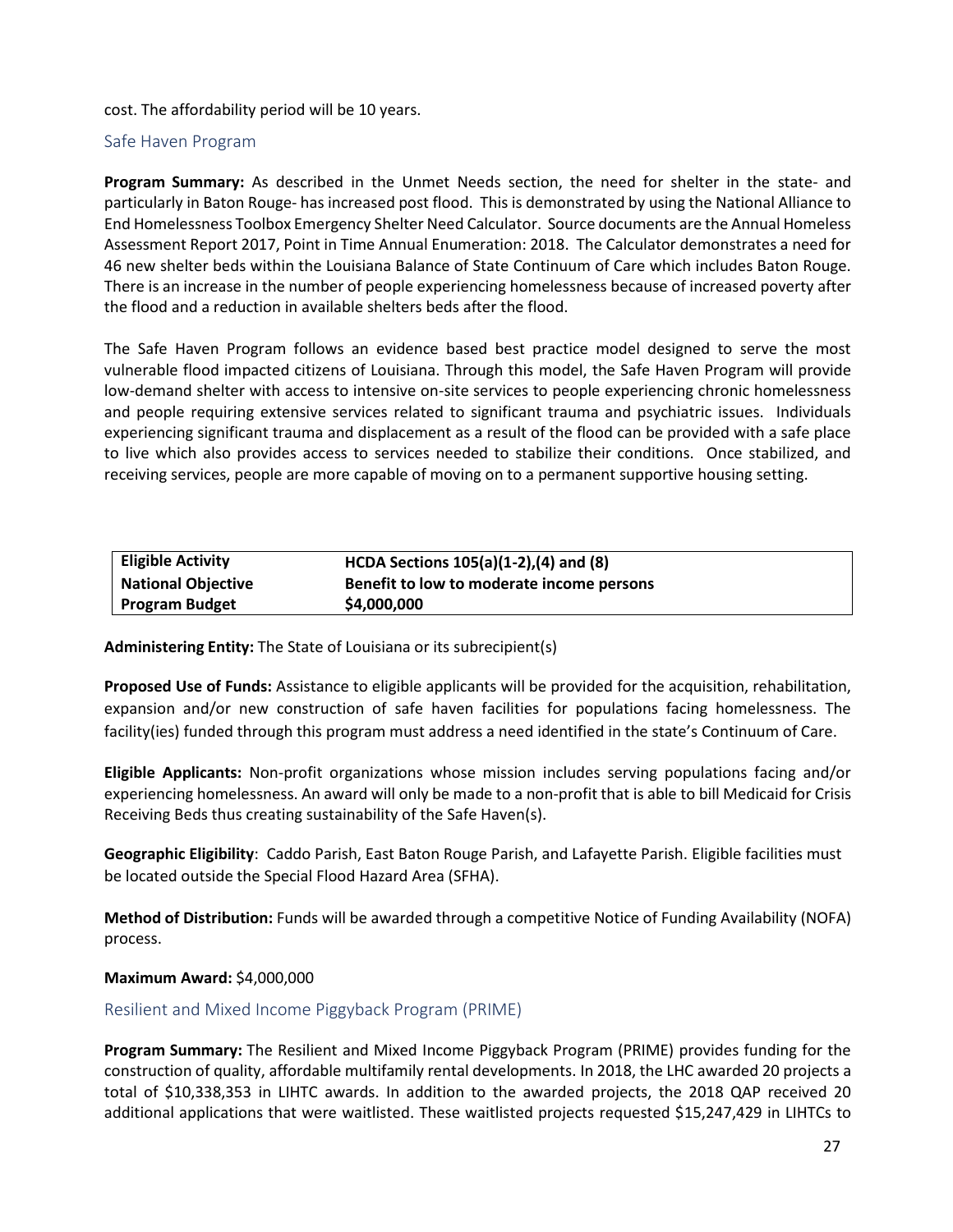cost. The affordability period will be 10 years.

### Safe Haven Program

**Program Summary:** As described in the Unmet Needs section, the need for shelter in the state- and particularly in Baton Rouge- has increased post flood. This is demonstrated by using the National Alliance to End Homelessness Toolbox Emergency Shelter Need Calculator. Source documents are the Annual Homeless Assessment Report 2017, Point in Time Annual Enumeration: 2018. The Calculator demonstrates a need for 46 new shelter beds within the Louisiana Balance of State Continuum of Care which includes Baton Rouge. There is an increase in the number of people experiencing homelessness because of increased poverty after the flood and a reduction in available shelters beds after the flood.

The Safe Haven Program follows an evidence based best practice model designed to serve the most vulnerable flood impacted citizens of Louisiana. Through this model, the Safe Haven Program will provide low-demand shelter with access to intensive on-site services to people experiencing chronic homelessness and people requiring extensive services related to significant trauma and psychiatric issues. Individuals experiencing significant trauma and displacement as a result of the flood can be provided with a safe place to live which also provides access to services needed to stabilize their conditions. Once stabilized, and receiving services, people are more capable of moving on to a permanent supportive housing setting.

| | |
|---|---|
| **Eligible Activity** | **HCDA Sections 105(a)(1-2),(4) and (8)** |
| **National Objective** | **Benefit to low to moderate income persons** |
| **Program Budget** | **$4,000,000** |

**Administering Entity:** The State of Louisiana or its subrecipient(s)

**Proposed Use of Funds:** Assistance to eligible applicants will be provided for the acquisition, rehabilitation, expansion and/or new construction of safe haven facilities for populations facing homelessness. The facility(ies) funded through this program must address a need identified in the state's Continuum of Care.

**Eligible Applicants:** Non-profit organizations whose mission includes serving populations facing and/or experiencing homelessness. An award will only be made to a non-profit that is able to bill Medicaid for Crisis Receiving Beds thus creating sustainability of the Safe Haven(s).

**Geographic Eligibility**: Caddo Parish, East Baton Rouge Parish, and Lafayette Parish. Eligible facilities must be located outside the Special Flood Hazard Area (SFHA).

**Method of Distribution:** Funds will be awarded through a competitive Notice of Funding Availability (NOFA) process.

**Maximum Award:** $4,000,000

### Resilient and Mixed Income Piggyback Program (PRIME)

**Program Summary:** The Resilient and Mixed Income Piggyback Program (PRIME) provides funding for the construction of quality, affordable multifamily rental developments. In 2018, the LHC awarded 20 projects a total of $10,338,353 in LIHTC awards. In addition to the awarded projects, the 2018 QAP received 20 additional applications that were waitlisted. These waitlisted projects requested $15,247,429 in LIHTCs to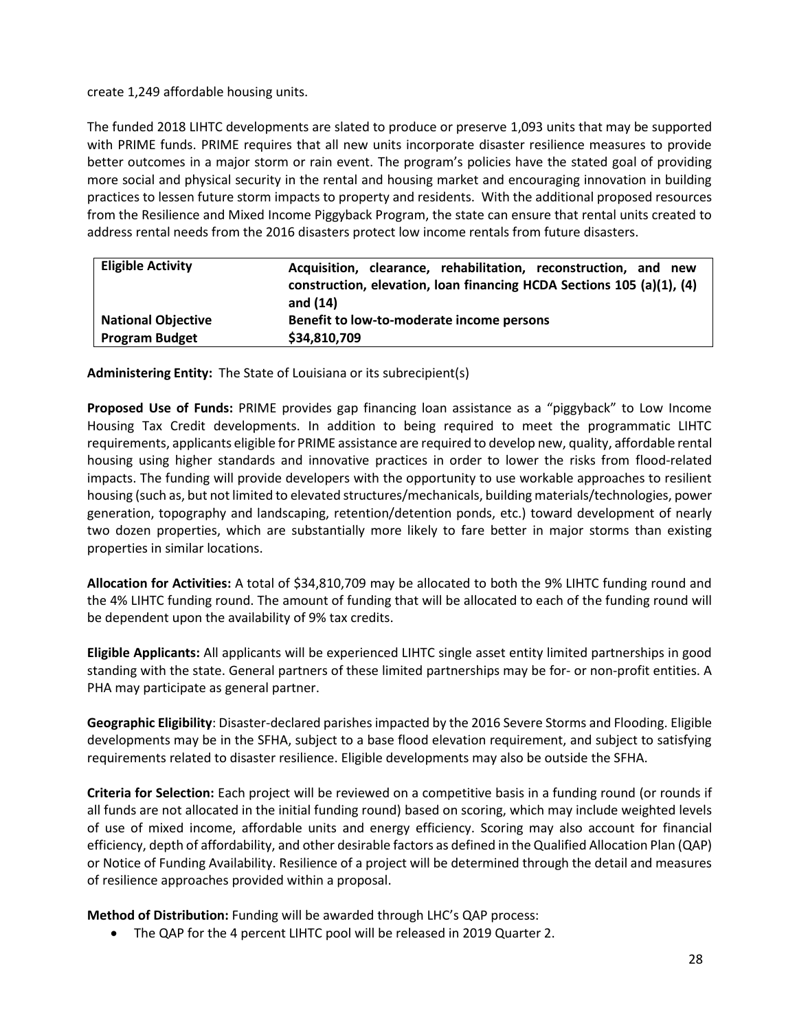create 1,249 affordable housing units.

The funded 2018 LIHTC developments are slated to produce or preserve 1,093 units that may be supported with PRIME funds. PRIME requires that all new units incorporate disaster resilience measures to provide better outcomes in a major storm or rain event. The program's policies have the stated goal of providing more social and physical security in the rental and housing market and encouraging innovation in building practices to lessen future storm impacts to property and residents. With the additional proposed resources from the Resilience and Mixed Income Piggyback Program, the state can ensure that rental units created to address rental needs from the 2016 disasters protect low income rentals from future disasters.

| | |
|---|---|
| **Eligible Activity** | **Acquisition, clearance, rehabilitation, reconstruction, and new construction, elevation, loan financing HCDA Sections 105 (a)(1), (4) and (14)** |
| **National Objective** | **Benefit to low-to-moderate income persons** |
| **Program Budget** | **$34,810,709** |

**Administering Entity:** The State of Louisiana or its subrecipient(s)

**Proposed Use of Funds:** PRIME provides gap financing loan assistance as a "piggyback" to Low Income Housing Tax Credit developments. In addition to being required to meet the programmatic LIHTC requirements, applicants eligible for PRIME assistance are required to develop new, quality, affordable rental housing using higher standards and innovative practices in order to lower the risks from flood-related impacts. The funding will provide developers with the opportunity to use workable approaches to resilient housing (such as, but not limited to elevated structures/mechanicals, building materials/technologies, power generation, topography and landscaping, retention/detention ponds, etc.) toward development of nearly two dozen properties, which are substantially more likely to fare better in major storms than existing properties in similar locations.

**Allocation for Activities:** A total of $34,810,709 may be allocated to both the 9% LIHTC funding round and the 4% LIHTC funding round. The amount of funding that will be allocated to each of the funding round will be dependent upon the availability of 9% tax credits.

**Eligible Applicants:** All applicants will be experienced LIHTC single asset entity limited partnerships in good standing with the state. General partners of these limited partnerships may be for- or non-profit entities. A PHA may participate as general partner.

**Geographic Eligibility**: Disaster-declared parishes impacted by the 2016 Severe Storms and Flooding. Eligible developments may be in the SFHA, subject to a base flood elevation requirement, and subject to satisfying requirements related to disaster resilience. Eligible developments may also be outside the SFHA.

**Criteria for Selection:** Each project will be reviewed on a competitive basis in a funding round (or rounds if all funds are not allocated in the initial funding round) based on scoring, which may include weighted levels of use of mixed income, affordable units and energy efficiency. Scoring may also account for financial efficiency, depth of affordability, and other desirable factors as defined in the Qualified Allocation Plan (QAP) or Notice of Funding Availability. Resilience of a project will be determined through the detail and measures of resilience approaches provided within a proposal.

**Method of Distribution:** Funding will be awarded through LHC's QAP process:

- The QAP for the 4 percent LIHTC pool will be released in 2019 Quarter 2.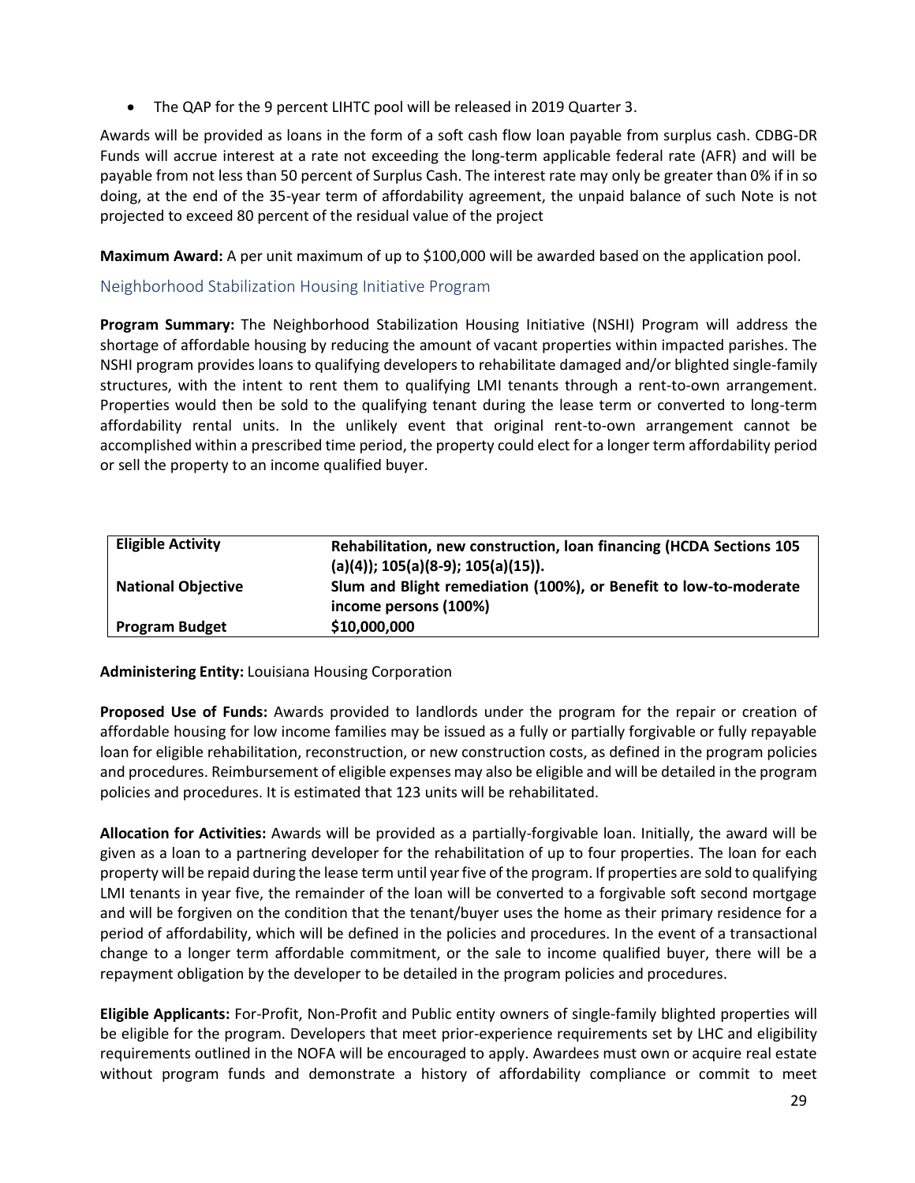- The QAP for the 9 percent LIHTC pool will be released in 2019 Quarter 3.

Awards will be provided as loans in the form of a soft cash flow loan payable from surplus cash. CDBG-DR Funds will accrue interest at a rate not exceeding the long-term applicable federal rate (AFR) and will be payable from not less than 50 percent of Surplus Cash. The interest rate may only be greater than 0% if in so doing, at the end of the 35-year term of affordability agreement, the unpaid balance of such Note is not projected to exceed 80 percent of the residual value of the project

**Maximum Award:** A per unit maximum of up to $100,000 will be awarded based on the application pool.

### Neighborhood Stabilization Housing Initiative Program

**Program Summary:** The Neighborhood Stabilization Housing Initiative (NSHI) Program will address the shortage of affordable housing by reducing the amount of vacant properties within impacted parishes. The NSHI program provides loans to qualifying developers to rehabilitate damaged and/or blighted single-family structures, with the intent to rent them to qualifying LMI tenants through a rent-to-own arrangement. Properties would then be sold to the qualifying tenant during the lease term or converted to long-term affordability rental units. In the unlikely event that original rent-to-own arrangement cannot be accomplished within a prescribed time period, the property could elect for a longer term affordability period or sell the property to an income qualified buyer.

| | |
|---|---|
| **Eligible Activity** | **Rehabilitation, new construction, loan financing (HCDA Sections 105 (a)(4)); 105(a)(8-9); 105(a)(15)).** |
| **National Objective** | **Slum and Blight remediation (100%), or Benefit to low-to-moderate income persons (100%)** |
| **Program Budget** | **$10,000,000** |

**Administering Entity:** Louisiana Housing Corporation

**Proposed Use of Funds:** Awards provided to landlords under the program for the repair or creation of affordable housing for low income families may be issued as a fully or partially forgivable or fully repayable loan for eligible rehabilitation, reconstruction, or new construction costs, as defined in the program policies and procedures. Reimbursement of eligible expenses may also be eligible and will be detailed in the program policies and procedures. It is estimated that 123 units will be rehabilitated.

**Allocation for Activities:** Awards will be provided as a partially-forgivable loan. Initially, the award will be given as a loan to a partnering developer for the rehabilitation of up to four properties. The loan for each property will be repaid during the lease term until year five of the program. If properties are sold to qualifying LMI tenants in year five, the remainder of the loan will be converted to a forgivable soft second mortgage and will be forgiven on the condition that the tenant/buyer uses the home as their primary residence for a period of affordability, which will be defined in the policies and procedures. In the event of a transactional change to a longer term affordable commitment, or the sale to income qualified buyer, there will be a repayment obligation by the developer to be detailed in the program policies and procedures.

**Eligible Applicants:** For-Profit, Non-Profit and Public entity owners of single-family blighted properties will be eligible for the program. Developers that meet prior-experience requirements set by LHC and eligibility requirements outlined in the NOFA will be encouraged to apply. Awardees must own or acquire real estate without program funds and demonstrate a history of affordability compliance or commit to meet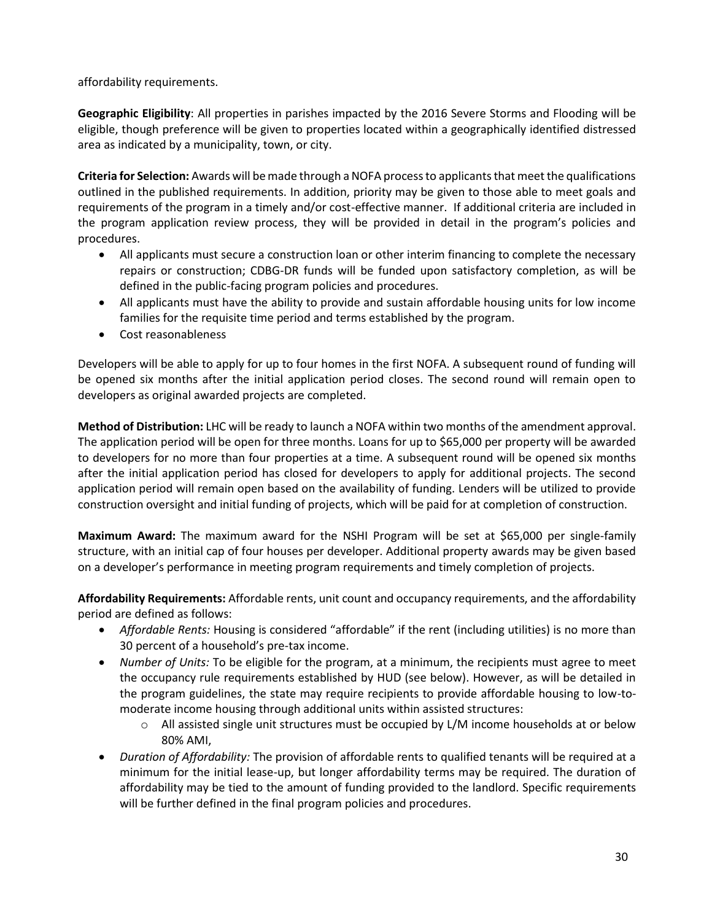affordability requirements.

**Geographic Eligibility**: All properties in parishes impacted by the 2016 Severe Storms and Flooding will be eligible, though preference will be given to properties located within a geographically identified distressed area as indicated by a municipality, town, or city.

**Criteria for Selection:** Awards will be made through a NOFA process to applicants that meet the qualifications outlined in the published requirements. In addition, priority may be given to those able to meet goals and requirements of the program in a timely and/or cost-effective manner. If additional criteria are included in the program application review process, they will be provided in detail in the program's policies and procedures.

- All applicants must secure a construction loan or other interim financing to complete the necessary repairs or construction; CDBG-DR funds will be funded upon satisfactory completion, as will be defined in the public-facing program policies and procedures.
- All applicants must have the ability to provide and sustain affordable housing units for low income families for the requisite time period and terms established by the program.
- Cost reasonableness

Developers will be able to apply for up to four homes in the first NOFA. A subsequent round of funding will be opened six months after the initial application period closes. The second round will remain open to developers as original awarded projects are completed.

**Method of Distribution:** LHC will be ready to launch a NOFA within two months of the amendment approval. The application period will be open for three months. Loans for up to $65,000 per property will be awarded to developers for no more than four properties at a time. A subsequent round will be opened six months after the initial application period has closed for developers to apply for additional projects. The second application period will remain open based on the availability of funding. Lenders will be utilized to provide construction oversight and initial funding of projects, which will be paid for at completion of construction.

**Maximum Award:** The maximum award for the NSHI Program will be set at $65,000 per single-family structure, with an initial cap of four houses per developer. Additional property awards may be given based on a developer's performance in meeting program requirements and timely completion of projects.

**Affordability Requirements:** Affordable rents, unit count and occupancy requirements, and the affordability period are defined as follows:

- *Affordable Rents:* Housing is considered "affordable" if the rent (including utilities) is no more than 30 percent of a household's pre-tax income.
- *Number of Units:* To be eligible for the program, at a minimum, the recipients must agree to meet the occupancy rule requirements established by HUD (see below). However, as will be detailed in the program guidelines, the state may require recipients to provide affordable housing to low-to-moderate income housing through additional units within assisted structures:
  - All assisted single unit structures must be occupied by L/M income households at or below 80% AMI,
- *Duration of Affordability:* The provision of affordable rents to qualified tenants will be required at a minimum for the initial lease-up, but longer affordability terms may be required. The duration of affordability may be tied to the amount of funding provided to the landlord. Specific requirements will be further defined in the final program policies and procedures.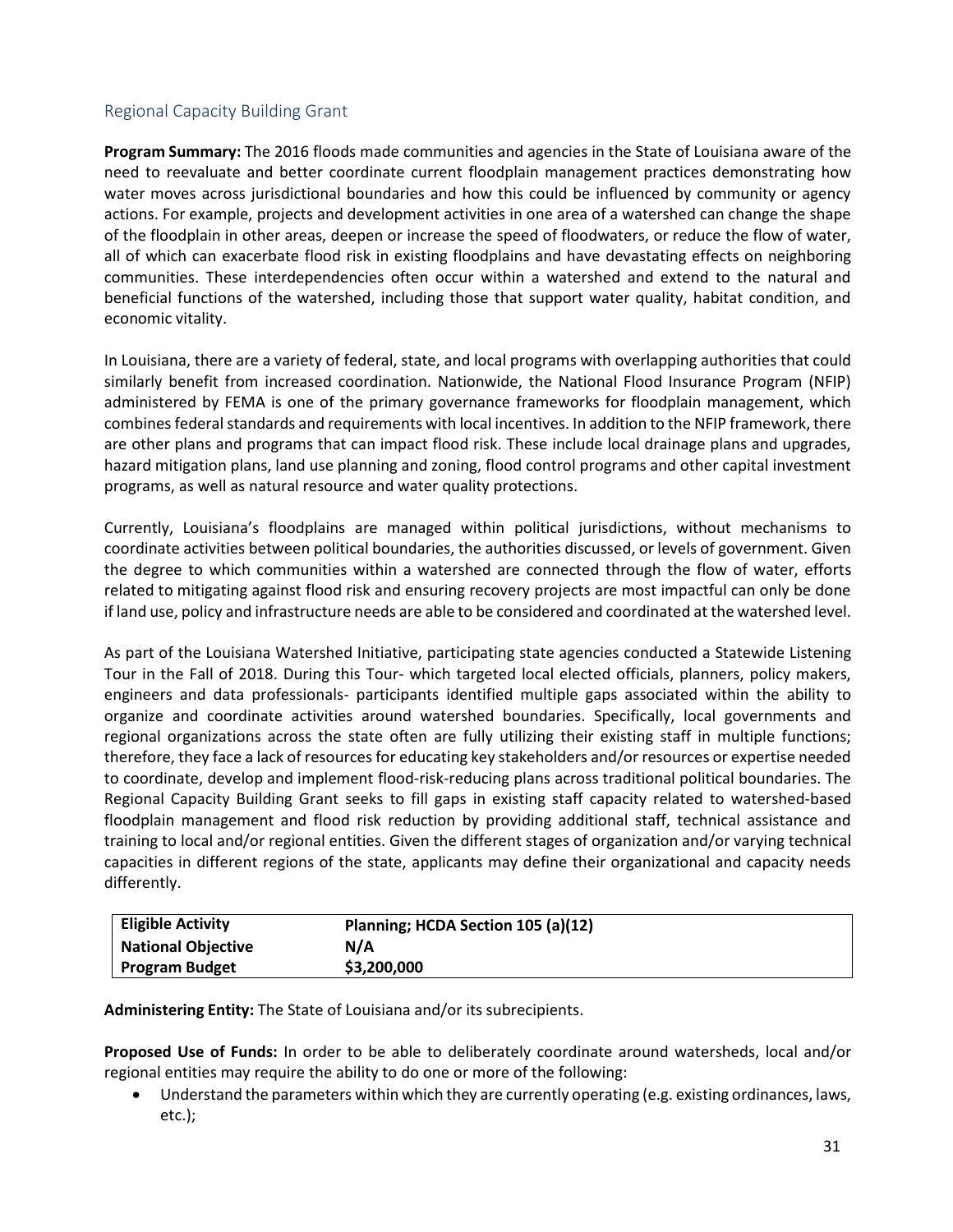## Regional Capacity Building Grant

**Program Summary:** The 2016 floods made communities and agencies in the State of Louisiana aware of the need to reevaluate and better coordinate current floodplain management practices demonstrating how water moves across jurisdictional boundaries and how this could be influenced by community or agency actions. For example, projects and development activities in one area of a watershed can change the shape of the floodplain in other areas, deepen or increase the speed of floodwaters, or reduce the flow of water, all of which can exacerbate flood risk in existing floodplains and have devastating effects on neighboring communities. These interdependencies often occur within a watershed and extend to the natural and beneficial functions of the watershed, including those that support water quality, habitat condition, and economic vitality.

In Louisiana, there are a variety of federal, state, and local programs with overlapping authorities that could similarly benefit from increased coordination. Nationwide, the National Flood Insurance Program (NFIP) administered by FEMA is one of the primary governance frameworks for floodplain management, which combines federal standards and requirements with local incentives. In addition to the NFIP framework, there are other plans and programs that can impact flood risk. These include local drainage plans and upgrades, hazard mitigation plans, land use planning and zoning, flood control programs and other capital investment programs, as well as natural resource and water quality protections.

Currently, Louisiana's floodplains are managed within political jurisdictions, without mechanisms to coordinate activities between political boundaries, the authorities discussed, or levels of government. Given the degree to which communities within a watershed are connected through the flow of water, efforts related to mitigating against flood risk and ensuring recovery projects are most impactful can only be done if land use, policy and infrastructure needs are able to be considered and coordinated at the watershed level.

As part of the Louisiana Watershed Initiative, participating state agencies conducted a Statewide Listening Tour in the Fall of 2018. During this Tour- which targeted local elected officials, planners, policy makers, engineers and data professionals- participants identified multiple gaps associated within the ability to organize and coordinate activities around watershed boundaries. Specifically, local governments and regional organizations across the state often are fully utilizing their existing staff in multiple functions; therefore, they face a lack of resources for educating key stakeholders and/or resources or expertise needed to coordinate, develop and implement flood-risk-reducing plans across traditional political boundaries. The Regional Capacity Building Grant seeks to fill gaps in existing staff capacity related to watershed-based floodplain management and flood risk reduction by providing additional staff, technical assistance and training to local and/or regional entities. Given the different stages of organization and/or varying technical capacities in different regions of the state, applicants may define their organizational and capacity needs differently.

| | |
|---|---|
| **Eligible Activity** | **Planning; HCDA Section 105 (a)(12)** |
| **National Objective** | **N/A** |
| **Program Budget** | **$3,200,000** |

**Administering Entity:** The State of Louisiana and/or its subrecipients.

**Proposed Use of Funds:** In order to be able to deliberately coordinate around watersheds, local and/or regional entities may require the ability to do one or more of the following:

- Understand the parameters within which they are currently operating (e.g. existing ordinances, laws, etc.);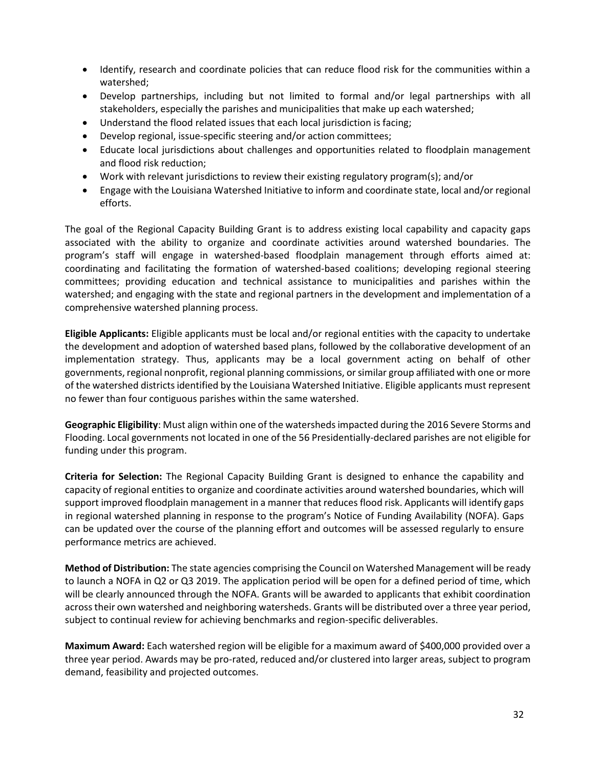- Identify, research and coordinate policies that can reduce flood risk for the communities within a watershed;
- Develop partnerships, including but not limited to formal and/or legal partnerships with all stakeholders, especially the parishes and municipalities that make up each watershed;
- Understand the flood related issues that each local jurisdiction is facing;
- Develop regional, issue-specific steering and/or action committees;
- Educate local jurisdictions about challenges and opportunities related to floodplain management and flood risk reduction;
- Work with relevant jurisdictions to review their existing regulatory program(s); and/or
- Engage with the Louisiana Watershed Initiative to inform and coordinate state, local and/or regional efforts.

The goal of the Regional Capacity Building Grant is to address existing local capability and capacity gaps associated with the ability to organize and coordinate activities around watershed boundaries. The program's staff will engage in watershed-based floodplain management through efforts aimed at: coordinating and facilitating the formation of watershed-based coalitions; developing regional steering committees; providing education and technical assistance to municipalities and parishes within the watershed; and engaging with the state and regional partners in the development and implementation of a comprehensive watershed planning process.

**Eligible Applicants:** Eligible applicants must be local and/or regional entities with the capacity to undertake the development and adoption of watershed based plans, followed by the collaborative development of an implementation strategy. Thus, applicants may be a local government acting on behalf of other governments, regional nonprofit, regional planning commissions, or similar group affiliated with one or more of the watershed districts identified by the Louisiana Watershed Initiative. Eligible applicants must represent no fewer than four contiguous parishes within the same watershed.

**Geographic Eligibility**: Must align within one of the watersheds impacted during the 2016 Severe Storms and Flooding. Local governments not located in one of the 56 Presidentially-declared parishes are not eligible for funding under this program.

**Criteria for Selection:** The Regional Capacity Building Grant is designed to enhance the capability and capacity of regional entities to organize and coordinate activities around watershed boundaries, which will support improved floodplain management in a manner that reduces flood risk. Applicants will identify gaps in regional watershed planning in response to the program's Notice of Funding Availability (NOFA). Gaps can be updated over the course of the planning effort and outcomes will be assessed regularly to ensure performance metrics are achieved.

**Method of Distribution:** The state agencies comprising the Council on Watershed Management will be ready to launch a NOFA in Q2 or Q3 2019. The application period will be open for a defined period of time, which will be clearly announced through the NOFA. Grants will be awarded to applicants that exhibit coordination across their own watershed and neighboring watersheds. Grants will be distributed over a three year period, subject to continual review for achieving benchmarks and region-specific deliverables.

**Maximum Award:** Each watershed region will be eligible for a maximum award of $400,000 provided over a three year period. Awards may be pro-rated, reduced and/or clustered into larger areas, subject to program demand, feasibility and projected outcomes.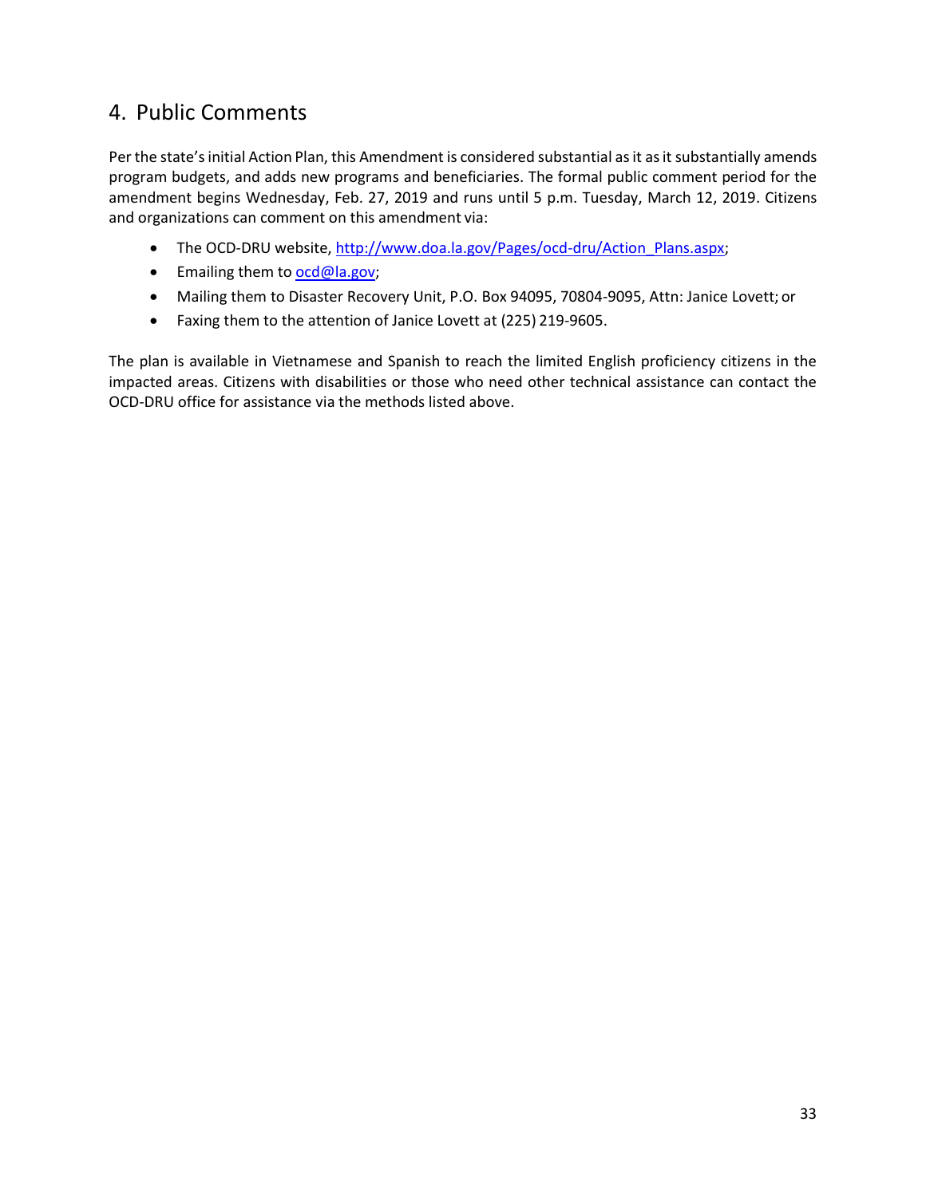## 4. Public Comments

Per the state's initial Action Plan, this Amendment is considered substantial as it as it substantially amends program budgets, and adds new programs and beneficiaries. The formal public comment period for the amendment begins Wednesday, Feb. 27, 2019 and runs until 5 p.m. Tuesday, March 12, 2019. Citizens and organizations can comment on this amendment via:

- The OCD-DRU website, http://www.doa.la.gov/Pages/ocd-dru/Action_Plans.aspx;
- Emailing them to ocd@la.gov;
- Mailing them to Disaster Recovery Unit, P.O. Box 94095, 70804-9095, Attn: Janice Lovett; or
- Faxing them to the attention of Janice Lovett at (225) 219-9605.

The plan is available in Vietnamese and Spanish to reach the limited English proficiency citizens in the impacted areas. Citizens with disabilities or those who need other technical assistance can contact the OCD-DRU office for assistance via the methods listed above.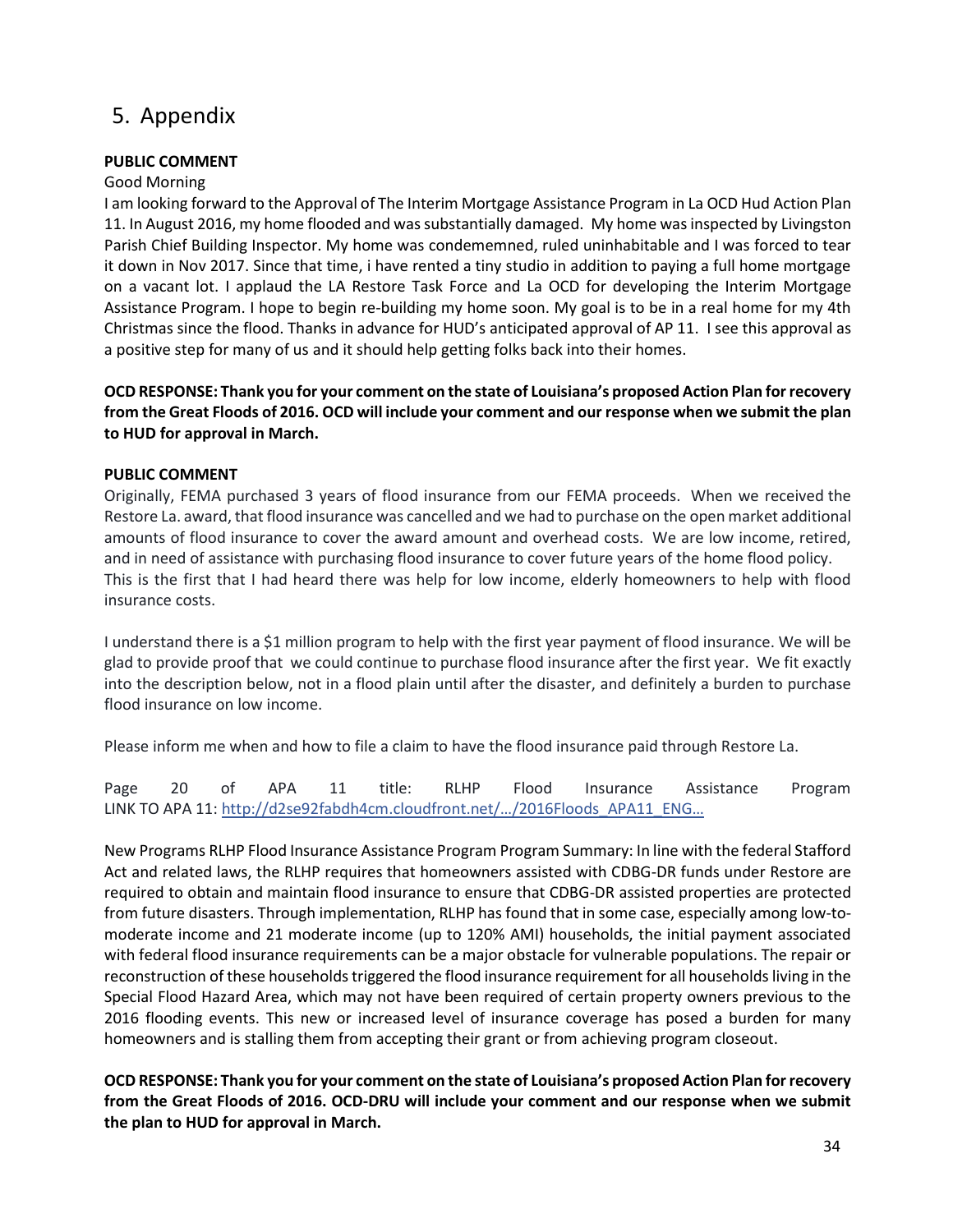# 5. Appendix

**PUBLIC COMMENT**

Good Morning

I am looking forward to the Approval of The Interim Mortgage Assistance Program in La OCD Hud Action Plan 11. In August 2016, my home flooded and was substantially damaged. My home was inspected by Livingston Parish Chief Building Inspector. My home was condememned, ruled uninhabitable and I was forced to tear it down in Nov 2017. Since that time, i have rented a tiny studio in addition to paying a full home mortgage on a vacant lot. I applaud the LA Restore Task Force and La OCD for developing the Interim Mortgage Assistance Program. I hope to begin re-building my home soon. My goal is to be in a real home for my 4th Christmas since the flood. Thanks in advance for HUD's anticipated approval of AP 11. I see this approval as a positive step for many of us and it should help getting folks back into their homes.

**OCD RESPONSE: Thank you for your comment on the state of Louisiana's proposed Action Plan for recovery from the Great Floods of 2016. OCD will include your comment and our response when we submit the plan to HUD for approval in March.**

**PUBLIC COMMENT**

Originally, FEMA purchased 3 years of flood insurance from our FEMA proceeds. When we received the Restore La. award, that flood insurance was cancelled and we had to purchase on the open market additional amounts of flood insurance to cover the award amount and overhead costs. We are low income, retired, and in need of assistance with purchasing flood insurance to cover future years of the home flood policy. This is the first that I had heard there was help for low income, elderly homeowners to help with flood insurance costs.

I understand there is a $1 million program to help with the first year payment of flood insurance. We will be glad to provide proof that we could continue to purchase flood insurance after the first year. We fit exactly into the description below, not in a flood plain until after the disaster, and definitely a burden to purchase flood insurance on low income.

Please inform me when and how to file a claim to have the flood insurance paid through Restore La.

Page 20 of APA 11 title: RLHP Flood Insurance Assistance Program
LINK TO APA 11: http://d2se92fabdh4cm.cloudfront.net/…/2016Floods_APA11_ENG…

New Programs RLHP Flood Insurance Assistance Program Program Summary: In line with the federal Stafford Act and related laws, the RLHP requires that homeowners assisted with CDBG-DR funds under Restore are required to obtain and maintain flood insurance to ensure that CDBG-DR assisted properties are protected from future disasters. Through implementation, RLHP has found that in some case, especially among low-to-moderate income and 21 moderate income (up to 120% AMI) households, the initial payment associated with federal flood insurance requirements can be a major obstacle for vulnerable populations. The repair or reconstruction of these households triggered the flood insurance requirement for all households living in the Special Flood Hazard Area, which may not have been required of certain property owners previous to the 2016 flooding events. This new or increased level of insurance coverage has posed a burden for many homeowners and is stalling them from accepting their grant or from achieving program closeout.

**OCD RESPONSE: Thank you for your comment on the state of Louisiana's proposed Action Plan for recovery from the Great Floods of 2016. OCD-DRU will include your comment and our response when we submit the plan to HUD for approval in March.**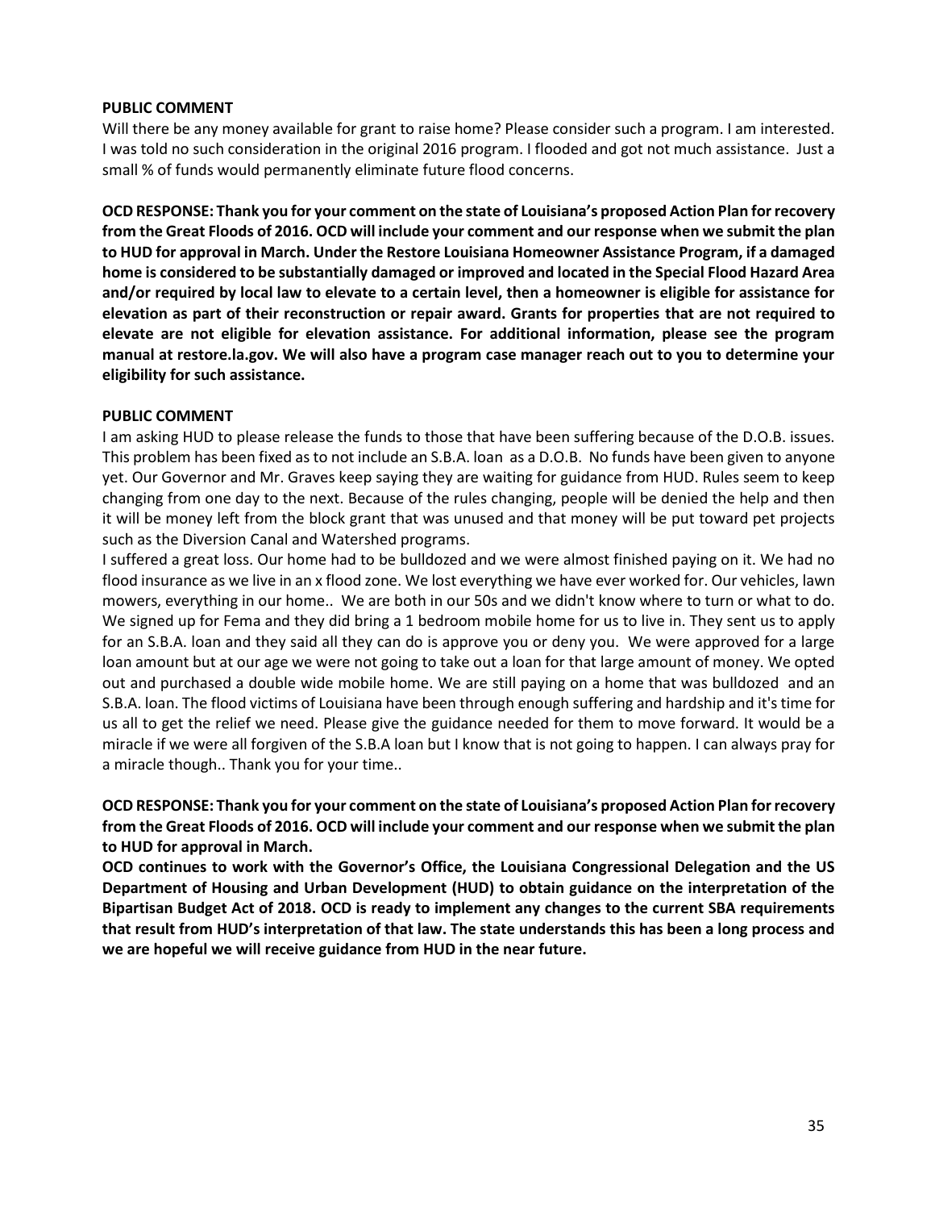**PUBLIC COMMENT**

Will there be any money available for grant to raise home? Please consider such a program. I am interested. I was told no such consideration in the original 2016 program. I flooded and got not much assistance. Just a small % of funds would permanently eliminate future flood concerns.

**OCD RESPONSE: Thank you for your comment on the state of Louisiana's proposed Action Plan for recovery from the Great Floods of 2016. OCD will include your comment and our response when we submit the plan to HUD for approval in March. Under the Restore Louisiana Homeowner Assistance Program, if a damaged home is considered to be substantially damaged or improved and located in the Special Flood Hazard Area and/or required by local law to elevate to a certain level, then a homeowner is eligible for assistance for elevation as part of their reconstruction or repair award. Grants for properties that are not required to elevate are not eligible for elevation assistance. For additional information, please see the program manual at restore.la.gov. We will also have a program case manager reach out to you to determine your eligibility for such assistance.**

**PUBLIC COMMENT**

I am asking HUD to please release the funds to those that have been suffering because of the D.O.B. issues. This problem has been fixed as to not include an S.B.A. loan as a D.O.B. No funds have been given to anyone yet. Our Governor and Mr. Graves keep saying they are waiting for guidance from HUD. Rules seem to keep changing from one day to the next. Because of the rules changing, people will be denied the help and then it will be money left from the block grant that was unused and that money will be put toward pet projects such as the Diversion Canal and Watershed programs.

I suffered a great loss. Our home had to be bulldozed and we were almost finished paying on it. We had no flood insurance as we live in an x flood zone. We lost everything we have ever worked for. Our vehicles, lawn mowers, everything in our home.. We are both in our 50s and we didn't know where to turn or what to do. We signed up for Fema and they did bring a 1 bedroom mobile home for us to live in. They sent us to apply for an S.B.A. loan and they said all they can do is approve you or deny you. We were approved for a large loan amount but at our age we were not going to take out a loan for that large amount of money. We opted out and purchased a double wide mobile home. We are still paying on a home that was bulldozed and an S.B.A. loan. The flood victims of Louisiana have been through enough suffering and hardship and it's time for us all to get the relief we need. Please give the guidance needed for them to move forward. It would be a miracle if we were all forgiven of the S.B.A loan but I know that is not going to happen. I can always pray for a miracle though.. Thank you for your time..

**OCD RESPONSE: Thank you for your comment on the state of Louisiana's proposed Action Plan for recovery from the Great Floods of 2016. OCD will include your comment and our response when we submit the plan to HUD for approval in March.**

**OCD continues to work with the Governor's Office, the Louisiana Congressional Delegation and the US Department of Housing and Urban Development (HUD) to obtain guidance on the interpretation of the Bipartisan Budget Act of 2018. OCD is ready to implement any changes to the current SBA requirements that result from HUD's interpretation of that law. The state understands this has been a long process and we are hopeful we will receive guidance from HUD in the near future.**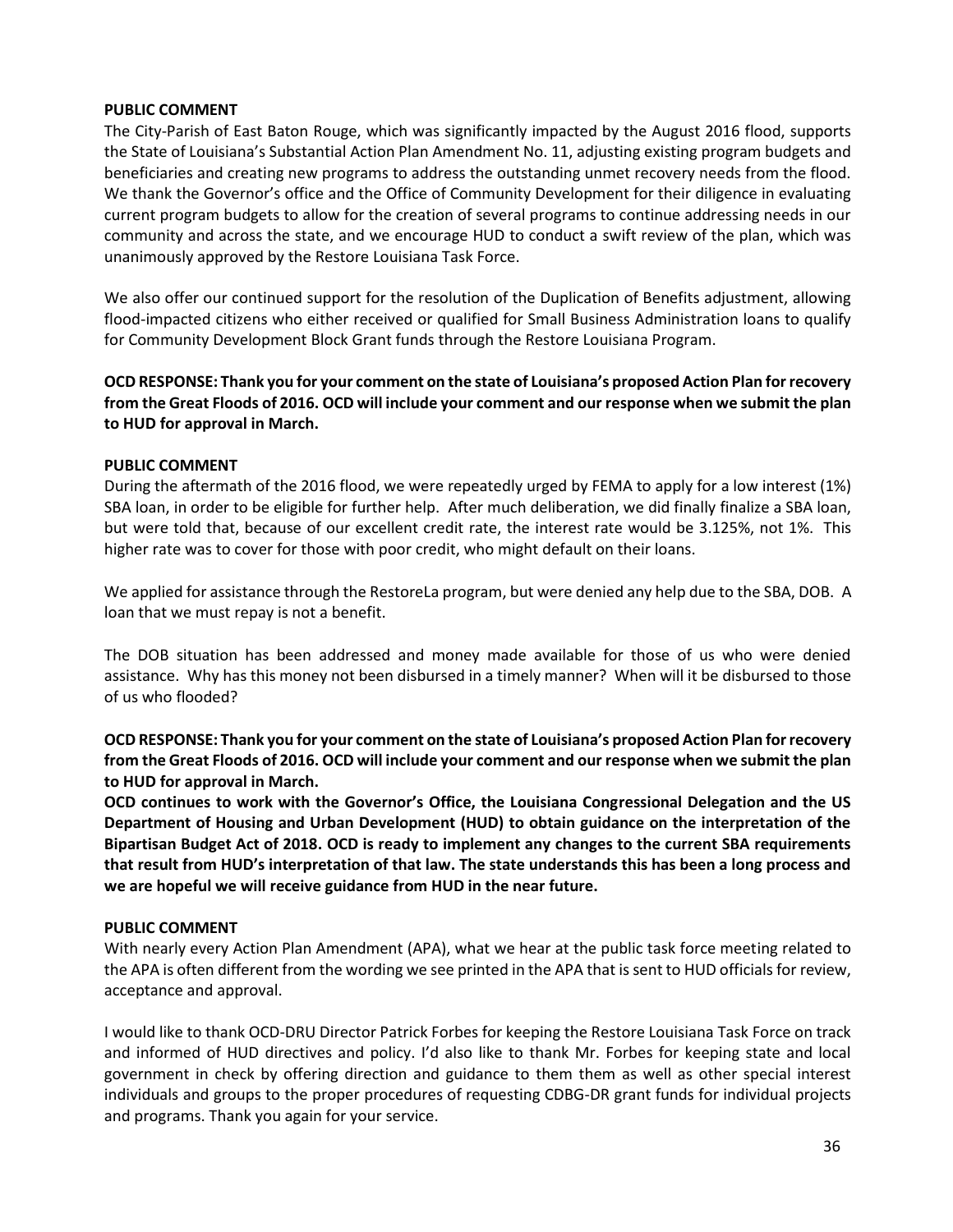**PUBLIC COMMENT**

The City-Parish of East Baton Rouge, which was significantly impacted by the August 2016 flood, supports the State of Louisiana's Substantial Action Plan Amendment No. 11, adjusting existing program budgets and beneficiaries and creating new programs to address the outstanding unmet recovery needs from the flood. We thank the Governor's office and the Office of Community Development for their diligence in evaluating current program budgets to allow for the creation of several programs to continue addressing needs in our community and across the state, and we encourage HUD to conduct a swift review of the plan, which was unanimously approved by the Restore Louisiana Task Force.

We also offer our continued support for the resolution of the Duplication of Benefits adjustment, allowing flood-impacted citizens who either received or qualified for Small Business Administration loans to qualify for Community Development Block Grant funds through the Restore Louisiana Program.

**OCD RESPONSE: Thank you for your comment on the state of Louisiana's proposed Action Plan for recovery from the Great Floods of 2016. OCD will include your comment and our response when we submit the plan to HUD for approval in March.**

**PUBLIC COMMENT**

During the aftermath of the 2016 flood, we were repeatedly urged by FEMA to apply for a low interest (1%) SBA loan, in order to be eligible for further help. After much deliberation, we did finally finalize a SBA loan, but were told that, because of our excellent credit rate, the interest rate would be 3.125%, not 1%. This higher rate was to cover for those with poor credit, who might default on their loans.

We applied for assistance through the RestoreLa program, but were denied any help due to the SBA, DOB. A loan that we must repay is not a benefit.

The DOB situation has been addressed and money made available for those of us who were denied assistance. Why has this money not been disbursed in a timely manner? When will it be disbursed to those of us who flooded?

**OCD RESPONSE: Thank you for your comment on the state of Louisiana's proposed Action Plan for recovery from the Great Floods of 2016. OCD will include your comment and our response when we submit the plan to HUD for approval in March.**

**OCD continues to work with the Governor's Office, the Louisiana Congressional Delegation and the US Department of Housing and Urban Development (HUD) to obtain guidance on the interpretation of the Bipartisan Budget Act of 2018. OCD is ready to implement any changes to the current SBA requirements that result from HUD's interpretation of that law. The state understands this has been a long process and we are hopeful we will receive guidance from HUD in the near future.**

**PUBLIC COMMENT**

With nearly every Action Plan Amendment (APA), what we hear at the public task force meeting related to the APA is often different from the wording we see printed in the APA that is sent to HUD officials for review, acceptance and approval.

I would like to thank OCD-DRU Director Patrick Forbes for keeping the Restore Louisiana Task Force on track and informed of HUD directives and policy. I'd also like to thank Mr. Forbes for keeping state and local government in check by offering direction and guidance to them them as well as other special interest individuals and groups to the proper procedures of requesting CDBG-DR grant funds for individual projects and programs. Thank you again for your service.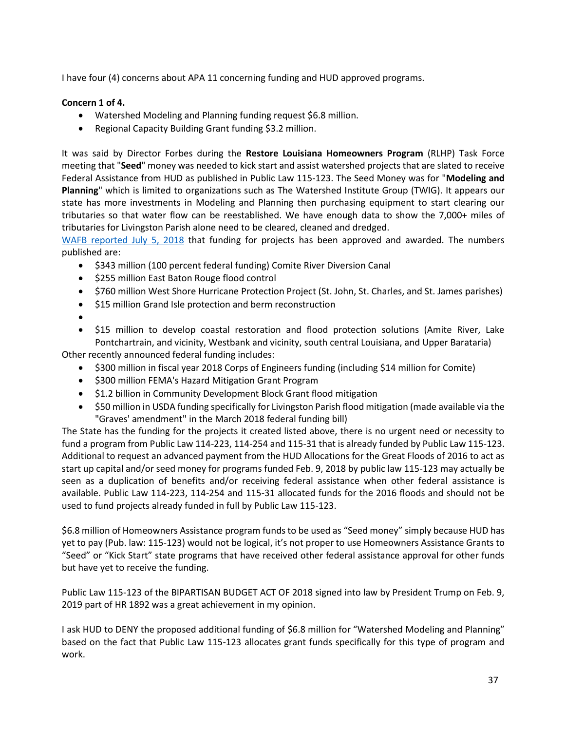I have four (4) concerns about APA 11 concerning funding and HUD approved programs.

**Concern 1 of 4.**

- Watershed Modeling and Planning funding request $6.8 million.
- Regional Capacity Building Grant funding $3.2 million.

It was said by Director Forbes during the **Restore Louisiana Homeowners Program** (RLHP) Task Force meeting that "**Seed**" money was needed to kick start and assist watershed projects that are slated to receive Federal Assistance from HUD as published in Public Law 115-123. The Seed Money was for "**Modeling and Planning**" which is limited to organizations such as The Watershed Institute Group (TWIG). It appears our state has more investments in Modeling and Planning then purchasing equipment to start clearing our tributaries so that water flow can be reestablished. We have enough data to show the 7,000+ miles of tributaries for Livingston Parish alone need to be cleared, cleaned and dredged.

WAFB reported July 5, 2018 that funding for projects has been approved and awarded. The numbers published are:

- $343 million (100 percent federal funding) Comite River Diversion Canal
- $255 million East Baton Rouge flood control
- $760 million West Shore Hurricane Protection Project (St. John, St. Charles, and St. James parishes)
- $15 million Grand Isle protection and berm reconstruction
- 
- $15 million to develop coastal restoration and flood protection solutions (Amite River, Lake Pontchartrain, and vicinity, Westbank and vicinity, south central Louisiana, and Upper Barataria)

Other recently announced federal funding includes:

- $300 million in fiscal year 2018 Corps of Engineers funding (including $14 million for Comite)
- $300 million FEMA's Hazard Mitigation Grant Program
- $1.2 billion in Community Development Block Grant flood mitigation
- $50 million in USDA funding specifically for Livingston Parish flood mitigation (made available via the "Graves' amendment" in the March 2018 federal funding bill)

The State has the funding for the projects it created listed above, there is no urgent need or necessity to fund a program from Public Law 114-223, 114-254 and 115-31 that is already funded by Public Law 115-123. Additional to request an advanced payment from the HUD Allocations for the Great Floods of 2016 to act as start up capital and/or seed money for programs funded Feb. 9, 2018 by public law 115-123 may actually be seen as a duplication of benefits and/or receiving federal assistance when other federal assistance is available. Public Law 114-223, 114-254 and 115-31 allocated funds for the 2016 floods and should not be used to fund projects already funded in full by Public Law 115-123.

$6.8 million of Homeowners Assistance program funds to be used as "Seed money" simply because HUD has yet to pay (Pub. law: 115-123) would not be logical, it's not proper to use Homeowners Assistance Grants to "Seed" or "Kick Start" state programs that have received other federal assistance approval for other funds but have yet to receive the funding.

Public Law 115-123 of the BIPARTISAN BUDGET ACT OF 2018 signed into law by President Trump on Feb. 9, 2019 part of HR 1892 was a great achievement in my opinion.

I ask HUD to DENY the proposed additional funding of $6.8 million for "Watershed Modeling and Planning" based on the fact that Public Law 115-123 allocates grant funds specifically for this type of program and work.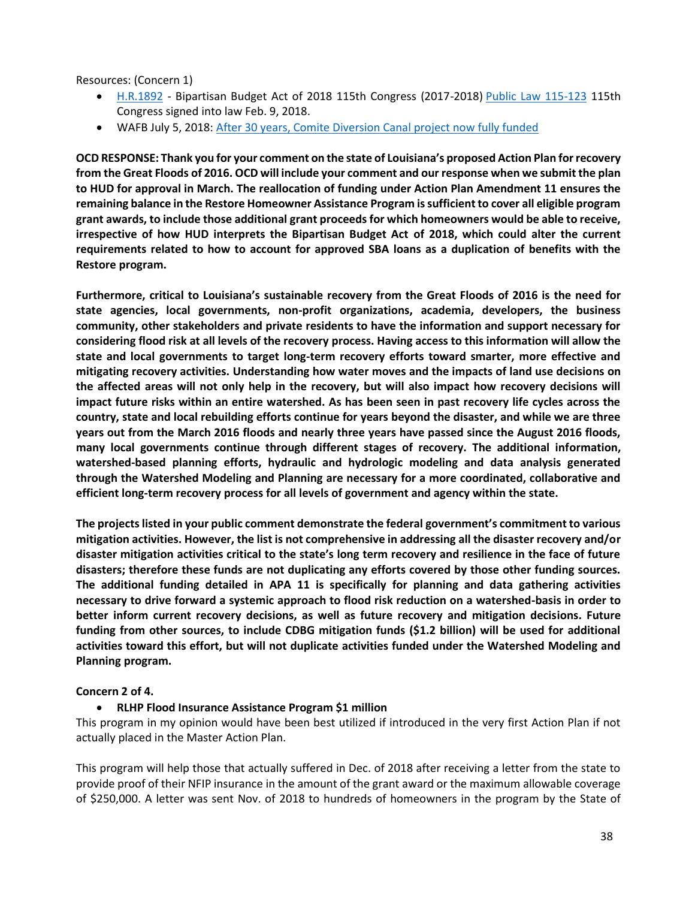Resources: (Concern 1)

- H.R.1892 - Bipartisan Budget Act of 2018 115th Congress (2017-2018) Public Law 115-123 115th Congress signed into law Feb. 9, 2018.
- WAFB July 5, 2018: After 30 years, Comite Diversion Canal project now fully funded

**OCD RESPONSE: Thank you for your comment on the state of Louisiana's proposed Action Plan for recovery from the Great Floods of 2016. OCD will include your comment and our response when we submit the plan to HUD for approval in March. The reallocation of funding under Action Plan Amendment 11 ensures the remaining balance in the Restore Homeowner Assistance Program is sufficient to cover all eligible program grant awards, to include those additional grant proceeds for which homeowners would be able to receive, irrespective of how HUD interprets the Bipartisan Budget Act of 2018, which could alter the current requirements related to how to account for approved SBA loans as a duplication of benefits with the Restore program.**

**Furthermore, critical to Louisiana's sustainable recovery from the Great Floods of 2016 is the need for state agencies, local governments, non-profit organizations, academia, developers, the business community, other stakeholders and private residents to have the information and support necessary for considering flood risk at all levels of the recovery process. Having access to this information will allow the state and local governments to target long-term recovery efforts toward smarter, more effective and mitigating recovery activities. Understanding how water moves and the impacts of land use decisions on the affected areas will not only help in the recovery, but will also impact how recovery decisions will impact future risks within an entire watershed. As has been seen in past recovery life cycles across the country, state and local rebuilding efforts continue for years beyond the disaster, and while we are three years out from the March 2016 floods and nearly three years have passed since the August 2016 floods, many local governments continue through different stages of recovery. The additional information, watershed-based planning efforts, hydraulic and hydrologic modeling and data analysis generated through the Watershed Modeling and Planning are necessary for a more coordinated, collaborative and efficient long-term recovery process for all levels of government and agency within the state.**

**The projects listed in your public comment demonstrate the federal government's commitment to various mitigation activities. However, the list is not comprehensive in addressing all the disaster recovery and/or disaster mitigation activities critical to the state's long term recovery and resilience in the face of future disasters; therefore these funds are not duplicating any efforts covered by those other funding sources. The additional funding detailed in APA 11 is specifically for planning and data gathering activities necessary to drive forward a systemic approach to flood risk reduction on a watershed-basis in order to better inform current recovery decisions, as well as future recovery and mitigation decisions. Future funding from other sources, to include CDBG mitigation funds ($1.2 billion) will be used for additional activities toward this effort, but will not duplicate activities funded under the Watershed Modeling and Planning program.**

**Concern 2 of 4.**

- **RLHP Flood Insurance Assistance Program $1 million**

This program in my opinion would have been best utilized if introduced in the very first Action Plan if not actually placed in the Master Action Plan.

This program will help those that actually suffered in Dec. of 2018 after receiving a letter from the state to provide proof of their NFIP insurance in the amount of the grant award or the maximum allowable coverage of $250,000. A letter was sent Nov. of 2018 to hundreds of homeowners in the program by the State of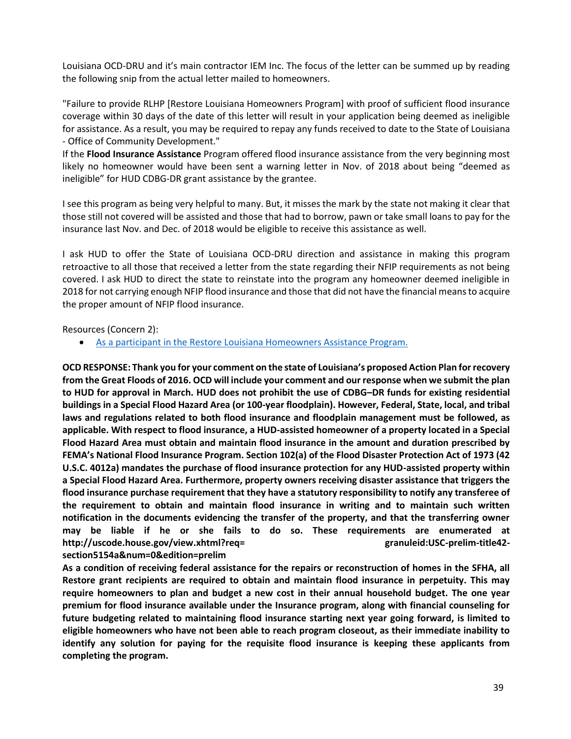Louisiana OCD-DRU and it's main contractor IEM Inc. The focus of the letter can be summed up by reading the following snip from the actual letter mailed to homeowners.

"Failure to provide RLHP [Restore Louisiana Homeowners Program] with proof of sufficient flood insurance coverage within 30 days of the date of this letter will result in your application being deemed as ineligible for assistance. As a result, you may be required to repay any funds received to date to the State of Louisiana - Office of Community Development."

If the **Flood Insurance Assistance** Program offered flood insurance assistance from the very beginning most likely no homeowner would have been sent a warning letter in Nov. of 2018 about being "deemed as ineligible" for HUD CDBG-DR grant assistance by the grantee.

I see this program as being very helpful to many. But, it misses the mark by the state not making it clear that those still not covered will be assisted and those that had to borrow, pawn or take small loans to pay for the insurance last Nov. and Dec. of 2018 would be eligible to receive this assistance as well.

I ask HUD to offer the State of Louisiana OCD-DRU direction and assistance in making this program retroactive to all those that received a letter from the state regarding their NFIP requirements as not being covered. I ask HUD to direct the state to reinstate into the program any homeowner deemed ineligible in 2018 for not carrying enough NFIP flood insurance and those that did not have the financial means to acquire the proper amount of NFIP flood insurance.

Resources (Concern 2):

- As a participant in the Restore Louisiana Homeowners Assistance Program.

**OCD RESPONSE: Thank you for your comment on the state of Louisiana's proposed Action Plan for recovery from the Great Floods of 2016. OCD will include your comment and our response when we submit the plan to HUD for approval in March. HUD does not prohibit the use of CDBG–DR funds for existing residential buildings in a Special Flood Hazard Area (or 100-year floodplain). However, Federal, State, local, and tribal laws and regulations related to both flood insurance and floodplain management must be followed, as applicable. With respect to flood insurance, a HUD-assisted homeowner of a property located in a Special Flood Hazard Area must obtain and maintain flood insurance in the amount and duration prescribed by FEMA's National Flood Insurance Program. Section 102(a) of the Flood Disaster Protection Act of 1973 (42 U.S.C. 4012a) mandates the purchase of flood insurance protection for any HUD-assisted property within a Special Flood Hazard Area. Furthermore, property owners receiving disaster assistance that triggers the flood insurance purchase requirement that they have a statutory responsibility to notify any transferee of the requirement to obtain and maintain flood insurance in writing and to maintain such written notification in the documents evidencing the transfer of the property, and that the transferring owner may be liable if he or she fails to do so. These requirements are enumerated at http://uscode.house.gov/view.xhtml?req= granuleid:USC-prelim-title42-section5154a&num=0&edition=prelim**

**As a condition of receiving federal assistance for the repairs or reconstruction of homes in the SFHA, all Restore grant recipients are required to obtain and maintain flood insurance in perpetuity. This may require homeowners to plan and budget a new cost in their annual household budget. The one year premium for flood insurance available under the Insurance program, along with financial counseling for future budgeting related to maintaining flood insurance starting next year going forward, is limited to eligible homeowners who have not been able to reach program closeout, as their immediate inability to identify any solution for paying for the requisite flood insurance is keeping these applicants from completing the program.**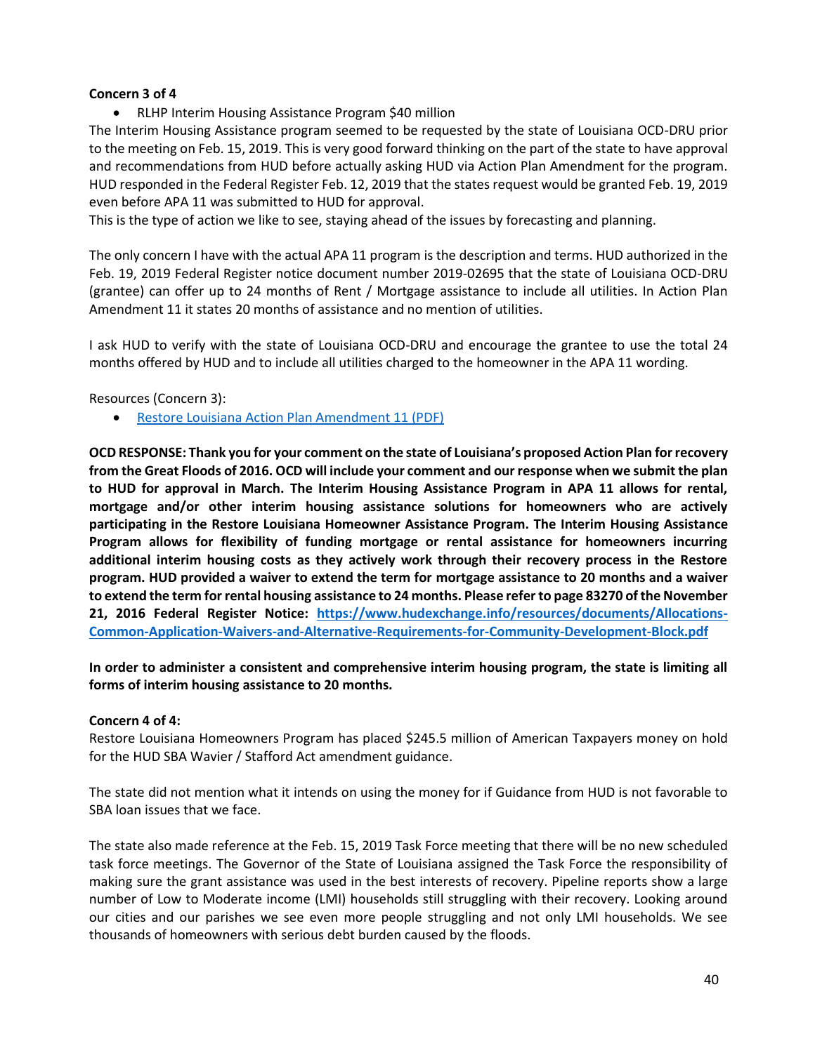**Concern 3 of 4**

- RLHP Interim Housing Assistance Program $40 million

The Interim Housing Assistance program seemed to be requested by the state of Louisiana OCD-DRU prior to the meeting on Feb. 15, 2019. This is very good forward thinking on the part of the state to have approval and recommendations from HUD before actually asking HUD via Action Plan Amendment for the program. HUD responded in the Federal Register Feb. 12, 2019 that the states request would be granted Feb. 19, 2019 even before APA 11 was submitted to HUD for approval.

This is the type of action we like to see, staying ahead of the issues by forecasting and planning.

The only concern I have with the actual APA 11 program is the description and terms. HUD authorized in the Feb. 19, 2019 Federal Register notice document number 2019-02695 that the state of Louisiana OCD-DRU (grantee) can offer up to 24 months of Rent / Mortgage assistance to include all utilities. In Action Plan Amendment 11 it states 20 months of assistance and no mention of utilities.

I ask HUD to verify with the state of Louisiana OCD-DRU and encourage the grantee to use the total 24 months offered by HUD and to include all utilities charged to the homeowner in the APA 11 wording.

Resources (Concern 3):

- [Restore Louisiana Action Plan Amendment 11 (PDF)]()

**OCD RESPONSE: Thank you for your comment on the state of Louisiana's proposed Action Plan for recovery from the Great Floods of 2016. OCD will include your comment and our response when we submit the plan to HUD for approval in March. The Interim Housing Assistance Program in APA 11 allows for rental, mortgage and/or other interim housing assistance solutions for homeowners who are actively participating in the Restore Louisiana Homeowner Assistance Program. The Interim Housing Assistance Program allows for flexibility of funding mortgage or rental assistance for homeowners incurring additional interim housing costs as they actively work through their recovery process in the Restore program. HUD provided a waiver to extend the term for mortgage assistance to 20 months and a waiver to extend the term for rental housing assistance to 24 months. Please refer to page 83270 of the November 21, 2016 Federal Register Notice: https://www.hudexchange.info/resources/documents/Allocations-Common-Application-Waivers-and-Alternative-Requirements-for-Community-Development-Block.pdf**

**In order to administer a consistent and comprehensive interim housing program, the state is limiting all forms of interim housing assistance to 20 months.**

**Concern 4 of 4:**

Restore Louisiana Homeowners Program has placed $245.5 million of American Taxpayers money on hold for the HUD SBA Wavier / Stafford Act amendment guidance.

The state did not mention what it intends on using the money for if Guidance from HUD is not favorable to SBA loan issues that we face.

The state also made reference at the Feb. 15, 2019 Task Force meeting that there will be no new scheduled task force meetings. The Governor of the State of Louisiana assigned the Task Force the responsibility of making sure the grant assistance was used in the best interests of recovery. Pipeline reports show a large number of Low to Moderate income (LMI) households still struggling with their recovery. Looking around our cities and our parishes we see even more people struggling and not only LMI households. We see thousands of homeowners with serious debt burden caused by the floods.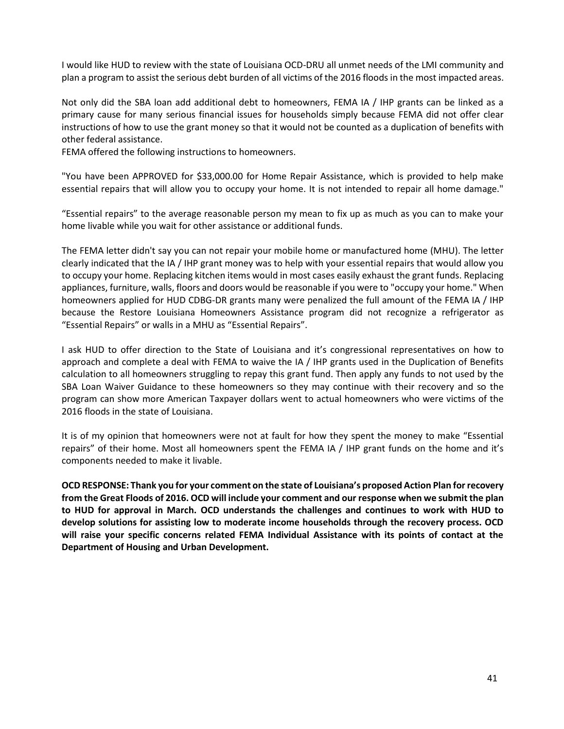I would like HUD to review with the state of Louisiana OCD-DRU all unmet needs of the LMI community and plan a program to assist the serious debt burden of all victims of the 2016 floods in the most impacted areas.

Not only did the SBA loan add additional debt to homeowners, FEMA IA / IHP grants can be linked as a primary cause for many serious financial issues for households simply because FEMA did not offer clear instructions of how to use the grant money so that it would not be counted as a duplication of benefits with other federal assistance.
FEMA offered the following instructions to homeowners.

"You have been APPROVED for $33,000.00 for Home Repair Assistance, which is provided to help make essential repairs that will allow you to occupy your home. It is not intended to repair all home damage."

“Essential repairs” to the average reasonable person my mean to fix up as much as you can to make your home livable while you wait for other assistance or additional funds.

The FEMA letter didn't say you can not repair your mobile home or manufactured home (MHU). The letter clearly indicated that the IA / IHP grant money was to help with your essential repairs that would allow you to occupy your home. Replacing kitchen items would in most cases easily exhaust the grant funds. Replacing appliances, furniture, walls, floors and doors would be reasonable if you were to "occupy your home." When homeowners applied for HUD CDBG-DR grants many were penalized the full amount of the FEMA IA / IHP because the Restore Louisiana Homeowners Assistance program did not recognize a refrigerator as “Essential Repairs” or walls in a MHU as “Essential Repairs”.

I ask HUD to offer direction to the State of Louisiana and it’s congressional representatives on how to approach and complete a deal with FEMA to waive the IA / IHP grants used in the Duplication of Benefits calculation to all homeowners struggling to repay this grant fund. Then apply any funds to not used by the SBA Loan Waiver Guidance to these homeowners so they may continue with their recovery and so the program can show more American Taxpayer dollars went to actual homeowners who were victims of the 2016 floods in the state of Louisiana.

It is of my opinion that homeowners were not at fault for how they spent the money to make “Essential repairs” of their home. Most all homeowners spent the FEMA IA / IHP grant funds on the home and it’s components needed to make it livable.

**OCD RESPONSE: Thank you for your comment on the state of Louisiana’s proposed Action Plan for recovery from the Great Floods of 2016. OCD will include your comment and our response when we submit the plan to HUD for approval in March. OCD understands the challenges and continues to work with HUD to develop solutions for assisting low to moderate income households through the recovery process. OCD will raise your specific concerns related FEMA Individual Assistance with its points of contact at the Department of Housing and Urban Development.**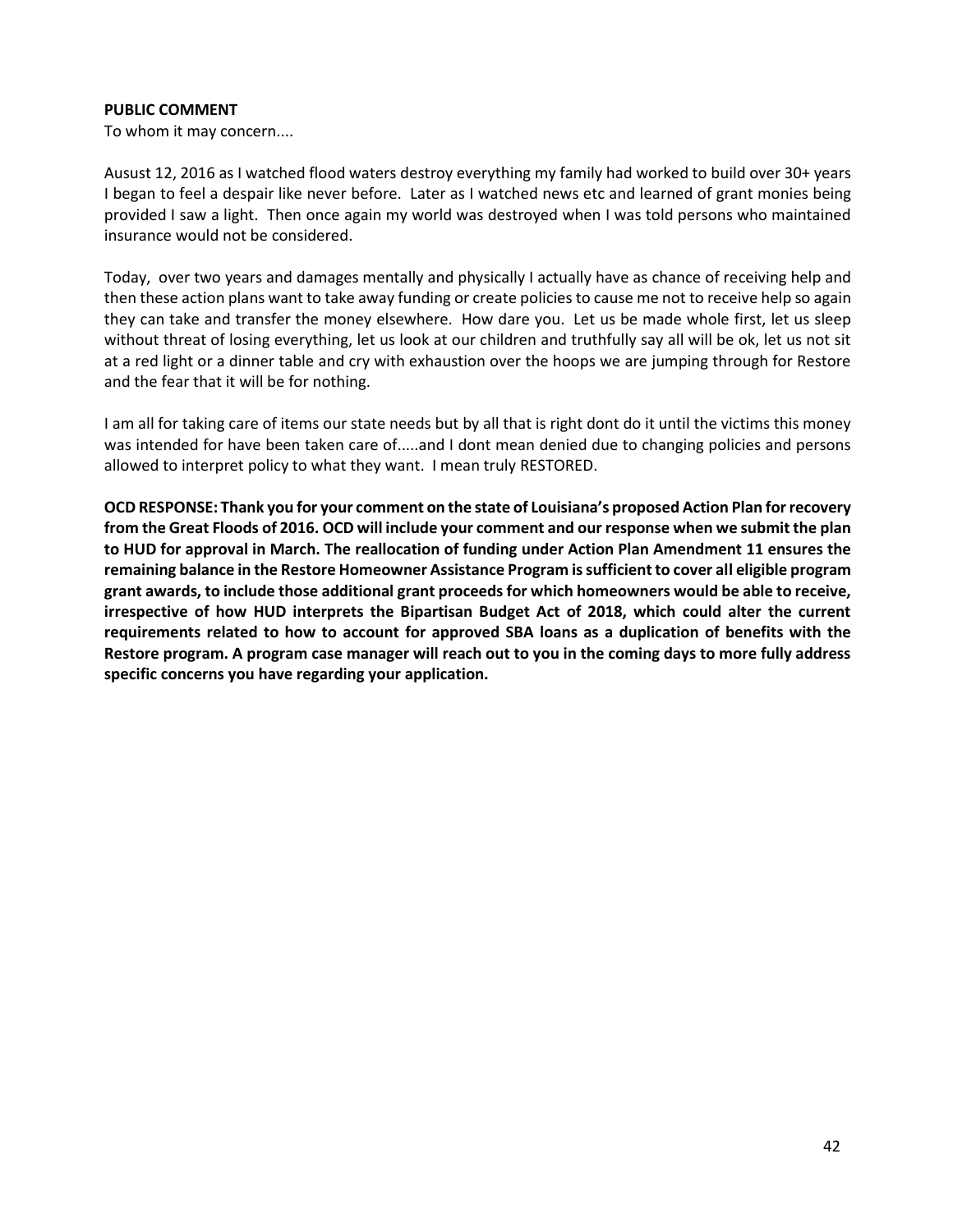**PUBLIC COMMENT**

To whom it may concern....

Ausust 12, 2016 as I watched flood waters destroy everything my family had worked to build over 30+ years I began to feel a despair like never before. Later as I watched news etc and learned of grant monies being provided I saw a light. Then once again my world was destroyed when I was told persons who maintained insurance would not be considered.

Today, over two years and damages mentally and physically I actually have as chance of receiving help and then these action plans want to take away funding or create policies to cause me not to receive help so again they can take and transfer the money elsewhere. How dare you. Let us be made whole first, let us sleep without threat of losing everything, let us look at our children and truthfully say all will be ok, let us not sit at a red light or a dinner table and cry with exhaustion over the hoops we are jumping through for Restore and the fear that it will be for nothing.

I am all for taking care of items our state needs but by all that is right dont do it until the victims this money was intended for have been taken care of.....and I dont mean denied due to changing policies and persons allowed to interpret policy to what they want. I mean truly RESTORED.

**OCD RESPONSE: Thank you for your comment on the state of Louisiana's proposed Action Plan for recovery from the Great Floods of 2016. OCD will include your comment and our response when we submit the plan to HUD for approval in March. The reallocation of funding under Action Plan Amendment 11 ensures the remaining balance in the Restore Homeowner Assistance Program is sufficient to cover all eligible program grant awards, to include those additional grant proceeds for which homeowners would be able to receive, irrespective of how HUD interprets the Bipartisan Budget Act of 2018, which could alter the current requirements related to how to account for approved SBA loans as a duplication of benefits with the Restore program. A program case manager will reach out to you in the coming days to more fully address specific concerns you have regarding your application.**